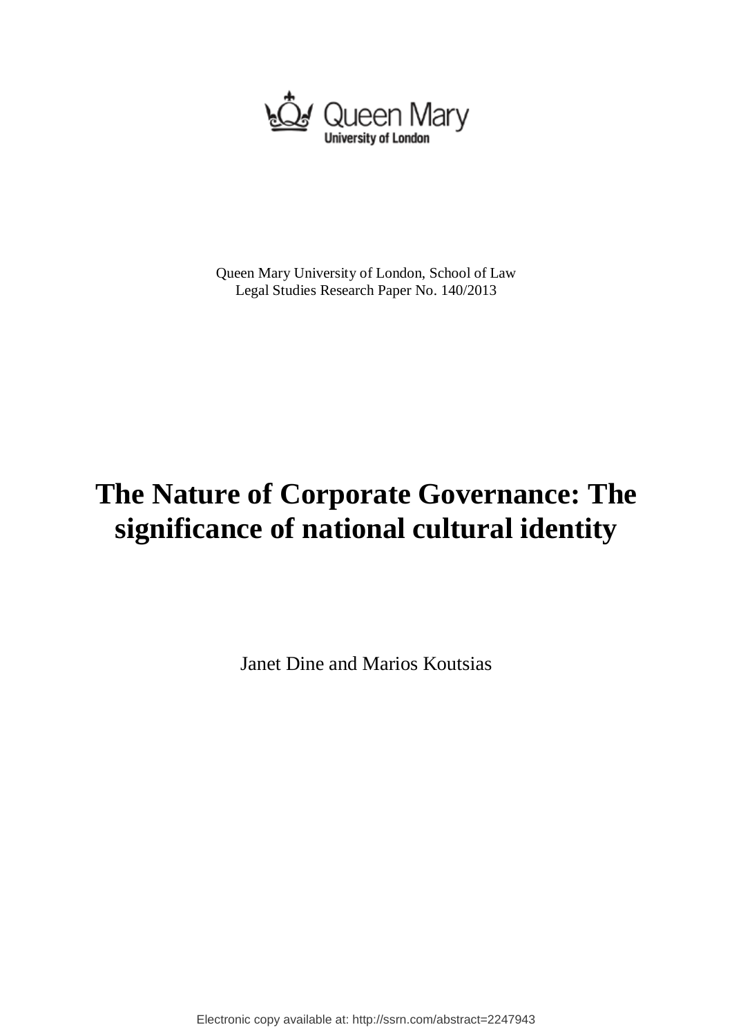Queen Mary University of London, School of Law
Legal Studies Research Paper No. 140/2013

# The Nature of Corporate Governance: The significance of national cultural identity

Janet Dine and Marios Koutsias

Electronic copy available at: http://ssrn.com/abstract=2247943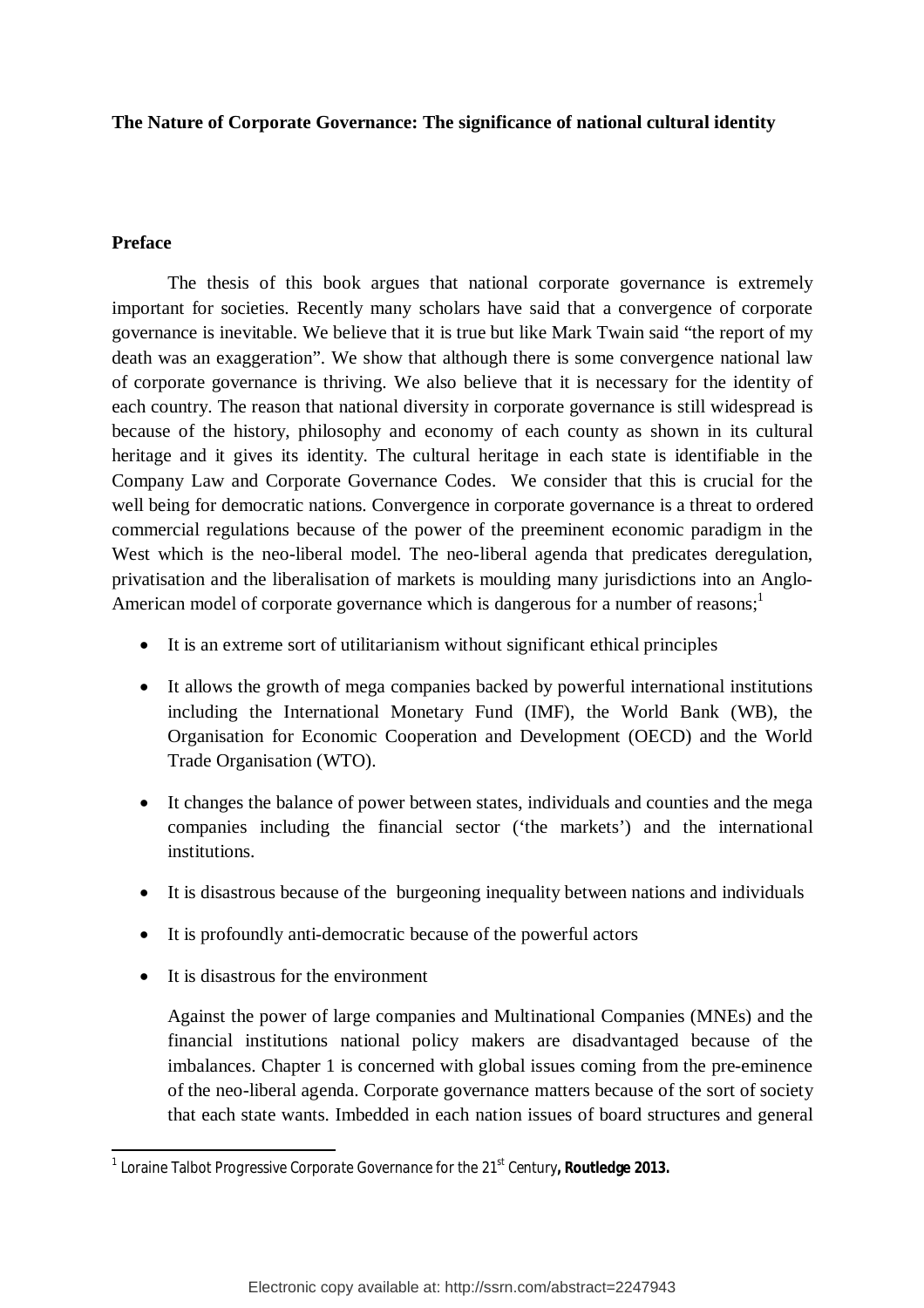**The Nature of Corporate Governance: The significance of national cultural identity**

**Preface**

The thesis of this book argues that national corporate governance is extremely important for societies. Recently many scholars have said that a convergence of corporate governance is inevitable. We believe that it is true but like Mark Twain said "the report of my death was an exaggeration". We show that although there is some convergence national law of corporate governance is thriving. We also believe that it is necessary for the identity of each country. The reason that national diversity in corporate governance is still widespread is because of the history, philosophy and economy of each county as shown in its cultural heritage and it gives its identity. The cultural heritage in each state is identifiable in the Company Law and Corporate Governance Codes. We consider that this is crucial for the well being for democratic nations. Convergence in corporate governance is a threat to ordered commercial regulations because of the power of the preeminent economic paradigm in the West which is the neo-liberal model. The neo-liberal agenda that predicates deregulation, privatisation and the liberalisation of markets is moulding many jurisdictions into an Anglo-American model of corporate governance which is dangerous for a number of reasons;[1]

- It is an extreme sort of utilitarianism without significant ethical principles
- It allows the growth of mega companies backed by powerful international institutions including the International Monetary Fund (IMF), the World Bank (WB), the Organisation for Economic Cooperation and Development (OECD) and the World Trade Organisation (WTO).
- It changes the balance of power between states, individuals and counties and the mega companies including the financial sector ('the markets') and the international institutions.
- It is disastrous because of the burgeoning inequality between nations and individuals
- It is profoundly anti-democratic because of the powerful actors
- It is disastrous for the environment

Against the power of large companies and Multinational Companies (MNEs) and the financial institutions national policy makers are disadvantaged because of the imbalances. Chapter 1 is concerned with global issues coming from the pre-eminence of the neo-liberal agenda. Corporate governance matters because of the sort of society that each state wants. Imbedded in each nation issues of board structures and general

[1] Loraine Talbot *Progressive Corporate Governance for the 21st Century*, **Routledge 2013.**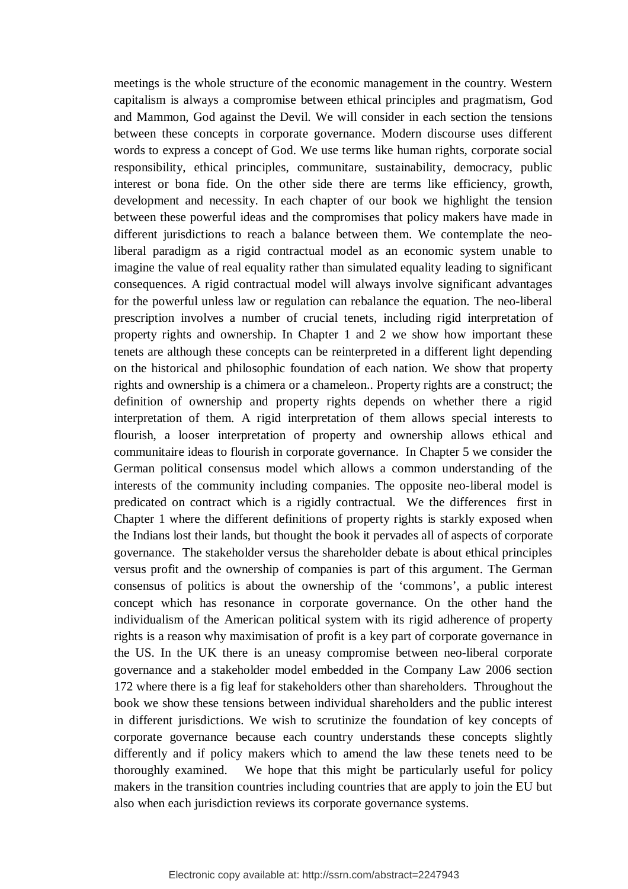meetings is the whole structure of the economic management in the country. Western capitalism is always a compromise between ethical principles and pragmatism, God and Mammon, God against the Devil. We will consider in each section the tensions between these concepts in corporate governance. Modern discourse uses different words to express a concept of God. We use terms like human rights, corporate social responsibility, ethical principles, communitare, sustainability, democracy, public interest or bona fide. On the other side there are terms like efficiency, growth, development and necessity. In each chapter of our book we highlight the tension between these powerful ideas and the compromises that policy makers have made in different jurisdictions to reach a balance between them. We contemplate the neo-liberal paradigm as a rigid contractual model as an economic system unable to imagine the value of real equality rather than simulated equality leading to significant consequences. A rigid contractual model will always involve significant advantages for the powerful unless law or regulation can rebalance the equation. The neo-liberal prescription involves a number of crucial tenets, including rigid interpretation of property rights and ownership. In Chapter 1 and 2 we show how important these tenets are although these concepts can be reinterpreted in a different light depending on the historical and philosophic foundation of each nation. We show that property rights and ownership is a chimera or a chameleon.. Property rights are a construct; the definition of ownership and property rights depends on whether there a rigid interpretation of them. A rigid interpretation of them allows special interests to flourish, a looser interpretation of property and ownership allows ethical and communitaire ideas to flourish in corporate governance. In Chapter 5 we consider the German political consensus model which allows a common understanding of the interests of the community including companies. The opposite neo-liberal model is predicated on contract which is a rigidly contractual. We the differences first in Chapter 1 where the different definitions of property rights is starkly exposed when the Indians lost their lands, but thought the book it pervades all of aspects of corporate governance. The stakeholder versus the shareholder debate is about ethical principles versus profit and the ownership of companies is part of this argument. The German consensus of politics is about the ownership of the 'commons', a public interest concept which has resonance in corporate governance. On the other hand the individualism of the American political system with its rigid adherence of property rights is a reason why maximisation of profit is a key part of corporate governance in the US. In the UK there is an uneasy compromise between neo-liberal corporate governance and a stakeholder model embedded in the Company Law 2006 section 172 where there is a fig leaf for stakeholders other than shareholders. Throughout the book we show these tensions between individual shareholders and the public interest in different jurisdictions. We wish to scrutinize the foundation of key concepts of corporate governance because each country understands these concepts slightly differently and if policy makers which to amend the law these tenets need to be thoroughly examined. We hope that this might be particularly useful for policy makers in the transition countries including countries that are apply to join the EU but also when each jurisdiction reviews its corporate governance systems.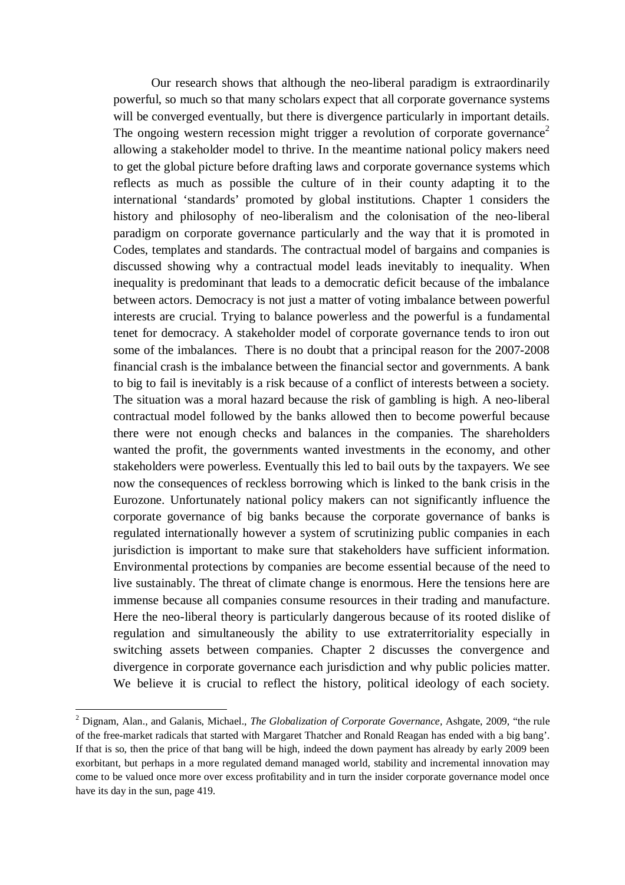Our research shows that although the neo-liberal paradigm is extraordinarily powerful, so much so that many scholars expect that all corporate governance systems will be converged eventually, but there is divergence particularly in important details. The ongoing western recession might trigger a revolution of corporate governance[2] allowing a stakeholder model to thrive. In the meantime national policy makers need to get the global picture before drafting laws and corporate governance systems which reflects as much as possible the culture of in their county adapting it to the international 'standards' promoted by global institutions. Chapter 1 considers the history and philosophy of neo-liberalism and the colonisation of the neo-liberal paradigm on corporate governance particularly and the way that it is promoted in Codes, templates and standards. The contractual model of bargains and companies is discussed showing why a contractual model leads inevitably to inequality. When inequality is predominant that leads to a democratic deficit because of the imbalance between actors. Democracy is not just a matter of voting imbalance between powerful interests are crucial. Trying to balance powerless and the powerful is a fundamental tenet for democracy. A stakeholder model of corporate governance tends to iron out some of the imbalances. There is no doubt that a principal reason for the 2007-2008 financial crash is the imbalance between the financial sector and governments. A bank to big to fail is inevitably is a risk because of a conflict of interests between a society. The situation was a moral hazard because the risk of gambling is high. A neo-liberal contractual model followed by the banks allowed then to become powerful because there were not enough checks and balances in the companies. The shareholders wanted the profit, the governments wanted investments in the economy, and other stakeholders were powerless. Eventually this led to bail outs by the taxpayers. We see now the consequences of reckless borrowing which is linked to the bank crisis in the Eurozone. Unfortunately national policy makers can not significantly influence the corporate governance of big banks because the corporate governance of banks is regulated internationally however a system of scrutinizing public companies in each jurisdiction is important to make sure that stakeholders have sufficient information. Environmental protections by companies are become essential because of the need to live sustainably. The threat of climate change is enormous. Here the tensions here are immense because all companies consume resources in their trading and manufacture. Here the neo-liberal theory is particularly dangerous because of its rooted dislike of regulation and simultaneously the ability to use extraterritoriality especially in switching assets between companies. Chapter 2 discusses the convergence and divergence in corporate governance each jurisdiction and why public policies matter. We believe it is crucial to reflect the history, political ideology of each society.

---

[2] Dignam, Alan., and Galanis, Michael., *The Globalization of Corporate Governance*, Ashgate, 2009, "the rule of the free-market radicals that started with Margaret Thatcher and Ronald Reagan has ended with a big bang'. If that is so, then the price of that bang will be high, indeed the down payment has already by early 2009 been exorbitant, but perhaps in a more regulated demand managed world, stability and incremental innovation may come to be valued once more over excess profitability and in turn the insider corporate governance model once have its day in the sun, page 419.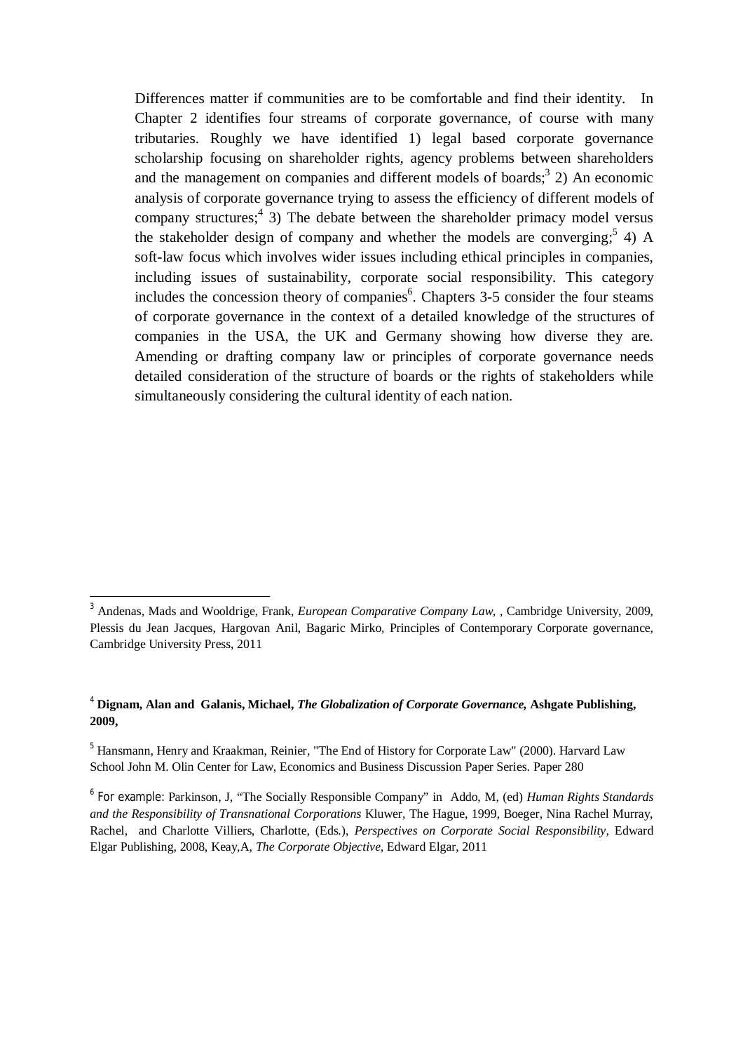Differences matter if communities are to be comfortable and find their identity. In Chapter 2 identifies four streams of corporate governance, of course with many tributaries. Roughly we have identified 1) legal based corporate governance scholarship focusing on shareholder rights, agency problems between shareholders and the management on companies and different models of boards;[3] 2) An economic analysis of corporate governance trying to assess the efficiency of different models of company structures;[4] 3) The debate between the shareholder primacy model versus the stakeholder design of company and whether the models are converging;[5] 4) A soft-law focus which involves wider issues including ethical principles in companies, including issues of sustainability, corporate social responsibility. This category includes the concession theory of companies[6]. Chapters 3-5 consider the four steams of corporate governance in the context of a detailed knowledge of the structures of companies in the USA, the UK and Germany showing how diverse they are. Amending or drafting company law or principles of corporate governance needs detailed consideration of the structure of boards or the rights of stakeholders while simultaneously considering the cultural identity of each nation.

---

[3] Andenas, Mads and Wooldrige, Frank, *European Comparative Company Law,* , Cambridge University, 2009, Plessis du Jean Jacques, Hargovan Anil, Bagaric Mirko, Principles of Contemporary Corporate governance, Cambridge University Press, 2011

[4] **Dignam, Alan and Galanis, Michael, *The Globalization of Corporate Governance,* Ashgate Publishing, 2009,**

[5] Hansmann, Henry and Kraakman, Reinier, "The End of History for Corporate Law" (2000). Harvard Law School John M. Olin Center for Law, Economics and Business Discussion Paper Series. Paper 280

[6] For example: Parkinson, J, "The Socially Responsible Company" in Addo, M, (ed) *Human Rights Standards and the Responsibility of Transnational Corporations* Kluwer, The Hague, 1999, Boeger, Nina Rachel Murray, Rachel, and Charlotte Villiers, Charlotte, (Eds.), *Perspectives on Corporate Social Responsibility*, Edward Elgar Publishing, 2008, Keay,A, *The Corporate Objective*, Edward Elgar, 2011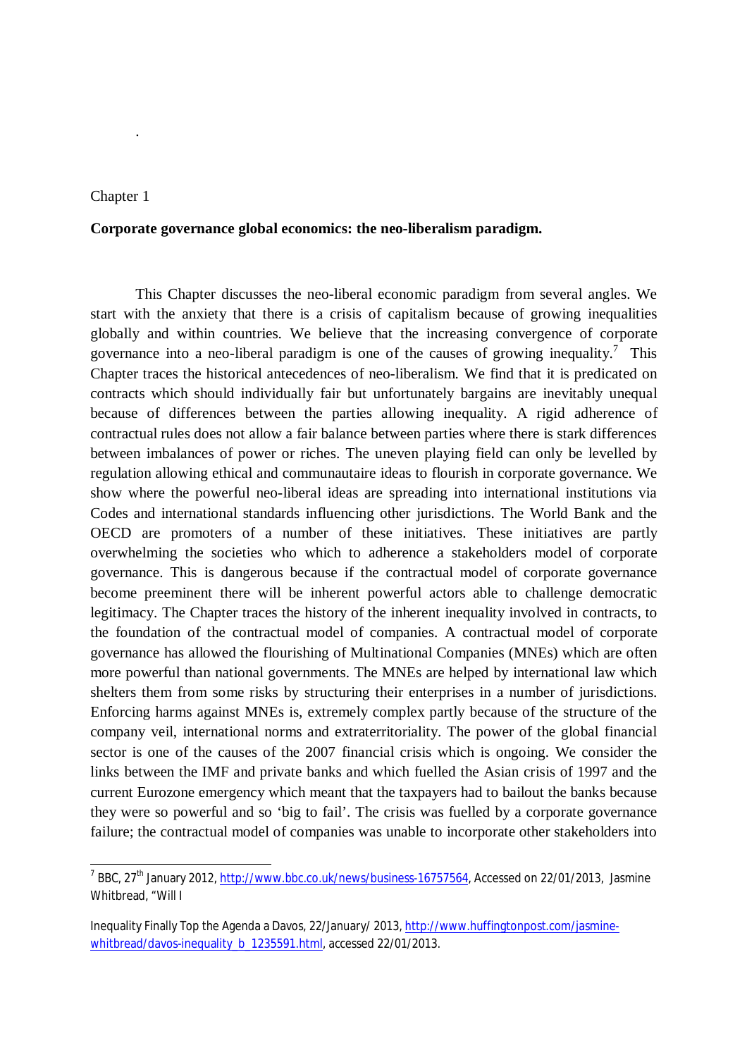.

Chapter 1

**Corporate governance global economics: the neo-liberalism paradigm.**

This Chapter discusses the neo-liberal economic paradigm from several angles. We start with the anxiety that there is a crisis of capitalism because of growing inequalities globally and within countries. We believe that the increasing convergence of corporate governance into a neo-liberal paradigm is one of the causes of growing inequality.[7] This Chapter traces the historical antecedences of neo-liberalism. We find that it is predicated on contracts which should individually fair but unfortunately bargains are inevitably unequal because of differences between the parties allowing inequality. A rigid adherence of contractual rules does not allow a fair balance between parties where there is stark differences between imbalances of power or riches. The uneven playing field can only be levelled by regulation allowing ethical and communautaire ideas to flourish in corporate governance. We show where the powerful neo-liberal ideas are spreading into international institutions via Codes and international standards influencing other jurisdictions. The World Bank and the OECD are promoters of a number of these initiatives. These initiatives are partly overwhelming the societies who which to adherence a stakeholders model of corporate governance. This is dangerous because if the contractual model of corporate governance become preeminent there will be inherent powerful actors able to challenge democratic legitimacy. The Chapter traces the history of the inherent inequality involved in contracts, to the foundation of the contractual model of companies. A contractual model of corporate governance has allowed the flourishing of Multinational Companies (MNEs) which are often more powerful than national governments. The MNEs are helped by international law which shelters them from some risks by structuring their enterprises in a number of jurisdictions. Enforcing harms against MNEs is, extremely complex partly because of the structure of the company veil, international norms and extraterritoriality. The power of the global financial sector is one of the causes of the 2007 financial crisis which is ongoing. We consider the links between the IMF and private banks and which fuelled the Asian crisis of 1997 and the current Eurozone emergency which meant that the taxpayers had to bailout the banks because they were so powerful and so 'big to fail'. The crisis was fuelled by a corporate governance failure; the contractual model of companies was unable to incorporate other stakeholders into

---

[7] BBC, 27th January 2012, http://www.bbc.co.uk/news/business-16757564, Accessed on 22/01/2013, Jasmine Whitbread, "Will I

Inequality Finally Top the Agenda a Davos, 22/January/ 2013, http://www.huffingtonpost.com/jasmine-whitbread/davos-inequality_b_1235591.html, accessed 22/01/2013.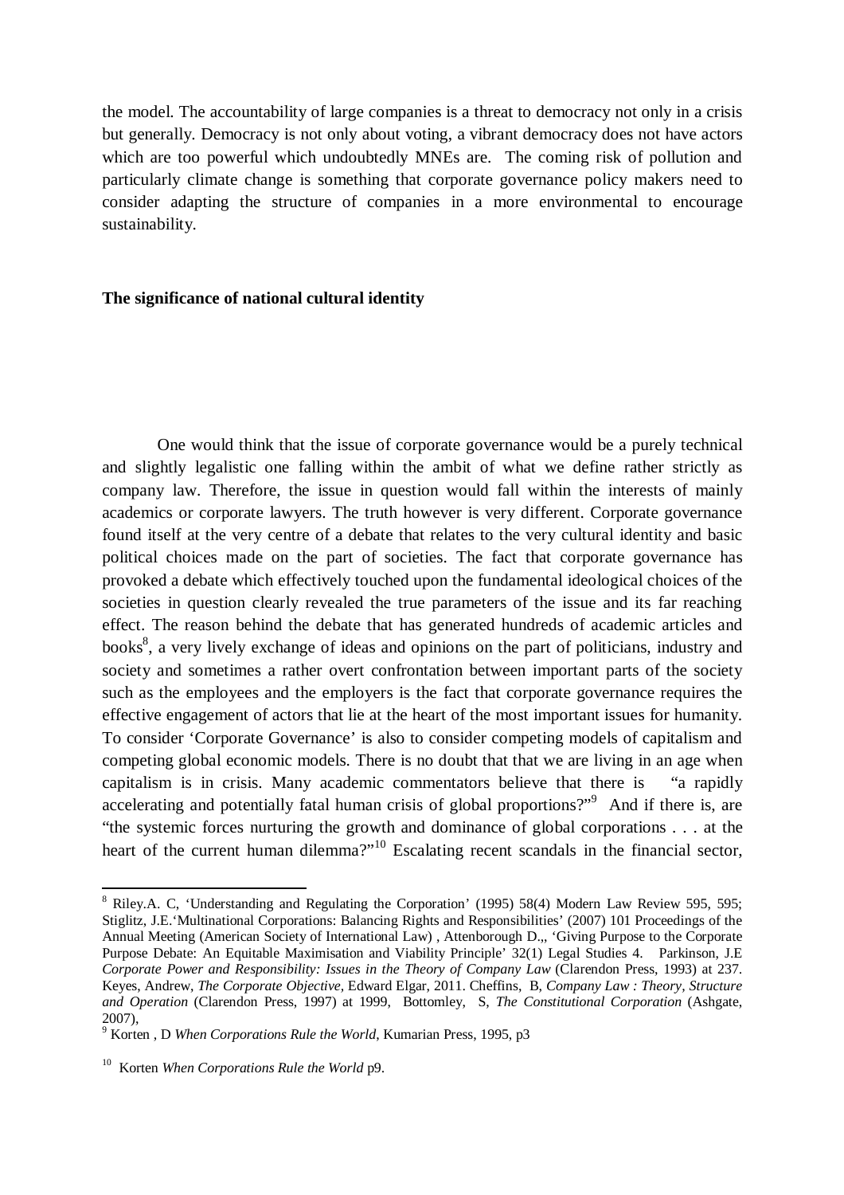the model. The accountability of large companies is a threat to democracy not only in a crisis but generally. Democracy is not only about voting, a vibrant democracy does not have actors which are too powerful which undoubtedly MNEs are. The coming risk of pollution and particularly climate change is something that corporate governance policy makers need to consider adapting the structure of companies in a more environmental to encourage sustainability.

**The significance of national cultural identity**

One would think that the issue of corporate governance would be a purely technical and slightly legalistic one falling within the ambit of what we define rather strictly as company law. Therefore, the issue in question would fall within the interests of mainly academics or corporate lawyers. The truth however is very different. Corporate governance found itself at the very centre of a debate that relates to the very cultural identity and basic political choices made on the part of societies. The fact that corporate governance has provoked a debate which effectively touched upon the fundamental ideological choices of the societies in question clearly revealed the true parameters of the issue and its far reaching effect. The reason behind the debate that has generated hundreds of academic articles and books[8], a very lively exchange of ideas and opinions on the part of politicians, industry and society and sometimes a rather overt confrontation between important parts of the society such as the employees and the employers is the fact that corporate governance requires the effective engagement of actors that lie at the heart of the most important issues for humanity. To consider 'Corporate Governance' is also to consider competing models of capitalism and competing global economic models. There is no doubt that that we are living in an age when capitalism is in crisis. Many academic commentators believe that there is "a rapidly accelerating and potentially fatal human crisis of global proportions?"[9] And if there is, are "the systemic forces nurturing the growth and dominance of global corporations . . . at the heart of the current human dilemma?"[10] Escalating recent scandals in the financial sector,

---

[8] Riley.A. C, 'Understanding and Regulating the Corporation' (1995) 58(4) Modern Law Review 595, 595; Stiglitz, J.E.'Multinational Corporations: Balancing Rights and Responsibilities' (2007) 101 Proceedings of the Annual Meeting (American Society of International Law) , Attenborough D.,, 'Giving Purpose to the Corporate Purpose Debate: An Equitable Maximisation and Viability Principle' 32(1) Legal Studies 4. Parkinson, J.E *Corporate Power and Responsibility: Issues in the Theory of Company Law* (Clarendon Press, 1993) at 237. Keyes, Andrew, *The Corporate Objective*, Edward Elgar, 2011. Cheffins, B, *Company Law : Theory, Structure and Operation* (Clarendon Press, 1997) at 1999, Bottomley, S, *The Constitutional Corporation* (Ashgate, 2007),

[9] Korten , D *When Corporations Rule the World*, Kumarian Press, 1995, p3

[10] Korten *When Corporations Rule the World* p9.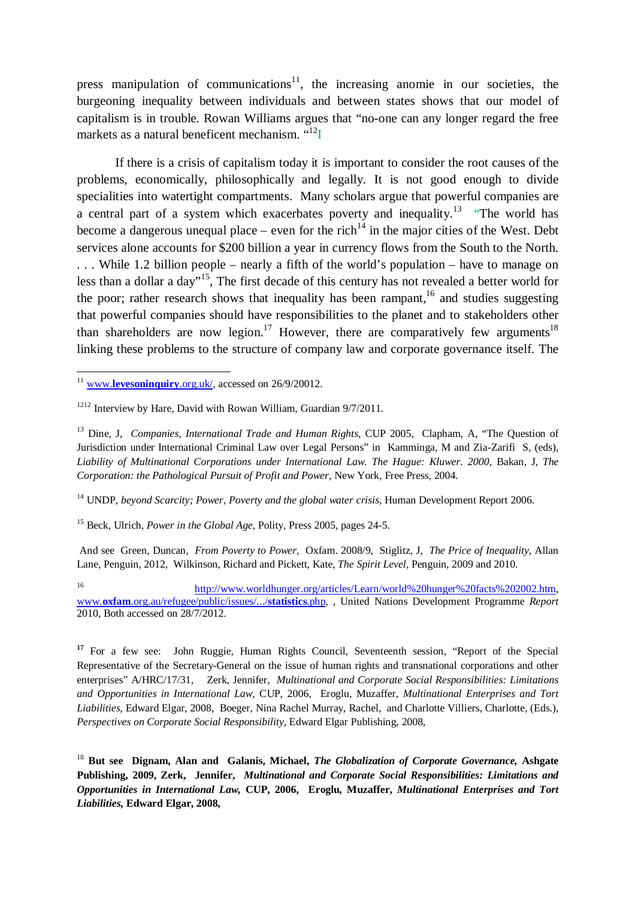press manipulation of communications[11], the increasing anomie in our societies, the burgeoning inequality between individuals and between states shows that our model of capitalism is in trouble. Rowan Williams argues that "no-one can any longer regard the free markets as a natural beneficent mechanism. "[12]I

If there is a crisis of capitalism today it is important to consider the root causes of the problems, economically, philosophically and legally. It is not good enough to divide specialities into watertight compartments. Many scholars argue that powerful companies are a central part of a system which exacerbates poverty and inequality.[13] "The world has become a dangerous unequal place – even for the rich[14] in the major cities of the West. Debt services alone accounts for $200 billion a year in currency flows from the South to the North. . . . While 1.2 billion people – nearly a fifth of the world's population – have to manage on less than a dollar a day"[15], The first decade of this century has not revealed a better world for the poor; rather research shows that inequality has been rampant,[16] and studies suggesting that powerful companies should have responsibilities to the planet and to stakeholders other than shareholders are now legion.[17] However, there are comparatively few arguments[18] linking these problems to the structure of company law and corporate governance itself. The

---

[11] [www.**levesoninquiry**.org.uk/](www.levesoninquiry.org.uk/), accessed on 26/9/20012.

[1212] Interview by Hare, David with Rowan William, Guardian 9/7/2011.

[13] Dine, J, *Companies, International Trade and Human Rights*, CUP 2005, Clapham, A, "The Question of Jurisdiction under International Criminal Law over Legal Persons" in Kamminga, M and Zia-Zarifi S, (eds), *Liability of Multinational Corporations under International Law. The Hague: Kluwer. 2000*, Bakan, J, *The Corporation: the Pathological Pursuit of Profit and Power*, New York, Free Press, 2004.

[14] UNDP, *beyond Scarcity; Power, Poverty and the global water crisis*, Human Development Report 2006.

[15] Beck, Ulrich, *Power in the Global Age*, Polity, Press 2005, pages 24-5.

And see Green, Duncan, *From Poverty to Power*, Oxfam. 2008/9, Stiglitz, J, *The Price of Inequality*, Allan Lane, Penguin, 2012, Wilkinson, Richard and Pickett, Kate, *The Spirit Level*, Penguin, 2009 and 2010.

[16] http://www.worldhunger.org/articles/Learn/world%20hunger%20facts%202002.htm, [www.**oxfam**.org.au/refugee/public/issues/.../**statistics**.php](www.oxfam.org.au/refugee/public/issues/.../statistics.php), , United Nations Development Programme *Report* 2010, Both accessed on 28/7/2012.

**[17]** For a few see: John Ruggie, Human Rights Council, Seventeenth session, "Report of the Special Representative of the Secretary-General on the issue of human rights and transnational corporations and other enterprises" A/HRC/17/31, Zerk, Jennifer, *Multinational and Corporate Social Responsibilities: Limitations and Opportunities in International Law*, CUP, 2006, Eroglu, Muzaffer, *Multinational Enterprises and Tort Liabilities*, Edward Elgar, 2008, Boeger, Nina Rachel Murray, Rachel, and Charlotte Villiers, Charlotte, (Eds.), *Perspectives on Corporate Social Responsibility*, Edward Elgar Publishing, 2008,

[18] **But see Dignam, Alan and Galanis, Michael, *The Globalization of Corporate Governance*, Ashgate Publishing, 2009, Zerk, Jennifer, *Multinational and Corporate Social Responsibilities: Limitations and Opportunities in International Law*, CUP, 2006, Eroglu, Muzaffer, *Multinational Enterprises and Tort Liabilities*, Edward Elgar, 2008,**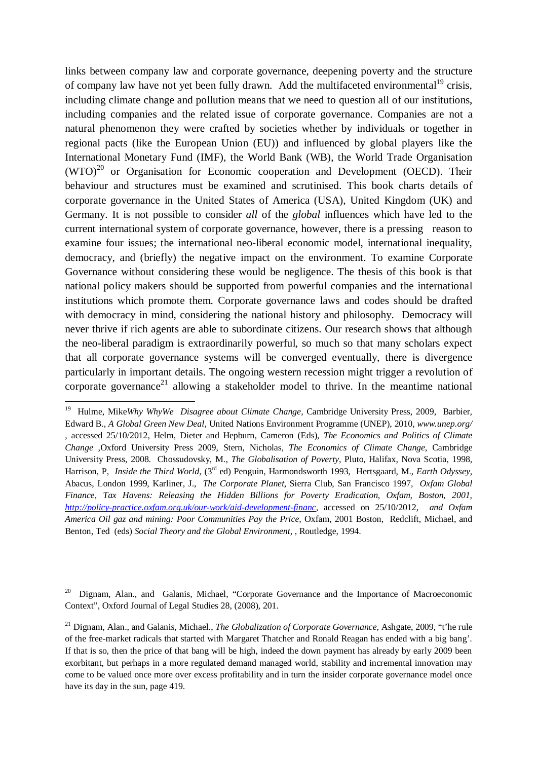links between company law and corporate governance, deepening poverty and the structure of company law have not yet been fully drawn. Add the multifaceted environmental[19] crisis, including climate change and pollution means that we need to question all of our institutions, including companies and the related issue of corporate governance. Companies are not a natural phenomenon they were crafted by societies whether by individuals or together in regional pacts (like the European Union (EU)) and influenced by global players like the International Monetary Fund (IMF), the World Bank (WB), the World Trade Organisation (WTO)[20] or Organisation for Economic cooperation and Development (OECD). Their behaviour and structures must be examined and scrutinised. This book charts details of corporate governance in the United States of America (USA), United Kingdom (UK) and Germany. It is not possible to consider *all* of the *global* influences which have led to the current international system of corporate governance, however, there is a pressing reason to examine four issues; the international neo-liberal economic model, international inequality, democracy, and (briefly) the negative impact on the environment. To examine Corporate Governance without considering these would be negligence. The thesis of this book is that national policy makers should be supported from powerful companies and the international institutions which promote them. Corporate governance laws and codes should be drafted with democracy in mind, considering the national history and philosophy. Democracy will never thrive if rich agents are able to subordinate citizens. Our research shows that although the neo-liberal paradigm is extraordinarily powerful, so much so that many scholars expect that all corporate governance systems will be converged eventually, there is divergence particularly in important details. The ongoing western recession might trigger a revolution of corporate governance[21] allowing a stakeholder model to thrive. In the meantime national

---

[19] Hulme, Mike*Why WhyWe Disagree about Climate Change,* Cambridge University Press, 2009, Barbier, Edward B., *A Global Green New Deal,* United Nations Environment Programme (UNEP), 2010, *www.unep.org/* , accessed 25/10/2012, Helm, Dieter and Hepburn, Cameron (Eds), *The Economics and Politics of Climate Change* ,Oxford University Press 2009, Stern, Nicholas, *The Economics of Climate Change,* Cambridge University Press, 2008. Chossudovsky, M., *The Globalisation of Poverty*, Pluto, Halifax, Nova Scotia, 1998, Harrison, P, *Inside the Third World*, (3rd ed) Penguin, Harmondsworth 1993, Hertsgaard, M., *Earth Odyssey*, Abacus, London 1999, Karliner, J., *The Corporate Planet*, Sierra Club, San Francisco 1997, *Oxfam Global Finance, Tax Havens: Releasing the Hidden Billions for Poverty Eradication, Oxfam, Boston, 2001,* *http://policy-practice.oxfam.org.uk/our-work/aid-development-financ*, accessed on 25/10/2012, *and Oxfam America Oil gaz and mining: Poor Communities Pay the Price,* Oxfam, 2001 Boston, Redclift, Michael, and Benton, Ted (eds) *Social Theory and the Global Environment,* , Routledge, 1994.

[20] Dignam, Alan., and Galanis, Michael, "Corporate Governance and the Importance of Macroeconomic Context", Oxford Journal of Legal Studies 28, (2008), 201.

[21] Dignam, Alan., and Galanis, Michael., *The Globalization of Corporate Governance,* Ashgate, 2009, "t'he rule of the free-market radicals that started with Margaret Thatcher and Ronald Reagan has ended with a big bang'. If that is so, then the price of that bang will be high, indeed the down payment has already by early 2009 been exorbitant, but perhaps in a more regulated demand managed world, stability and incremental innovation may come to be valued once more over excess profitability and in turn the insider corporate governance model once have its day in the sun, page 419.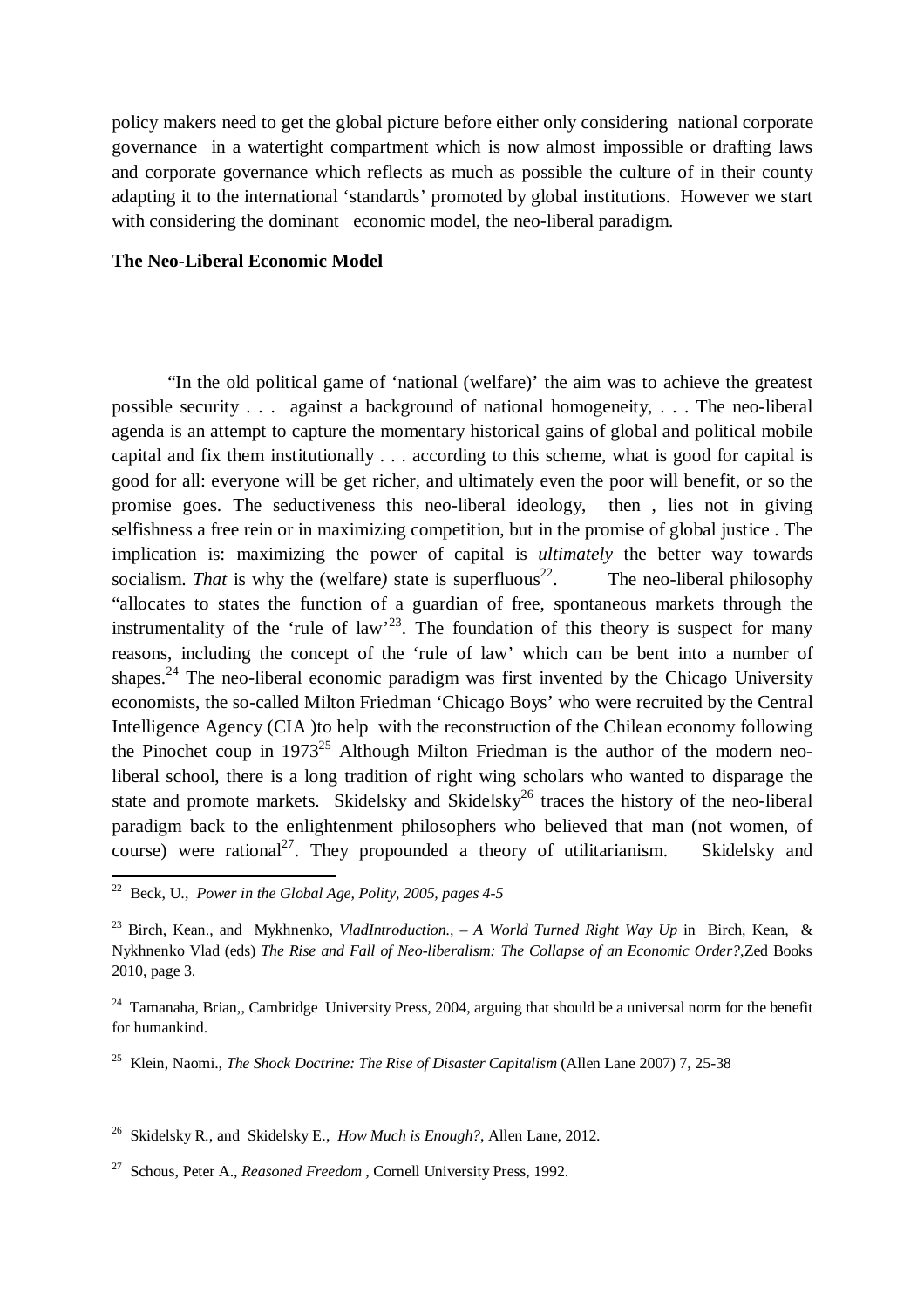policy makers need to get the global picture before either only considering national corporate governance in a watertight compartment which is now almost impossible or drafting laws and corporate governance which reflects as much as possible the culture of in their county adapting it to the international 'standards' promoted by global institutions. However we start with considering the dominant economic model, the neo-liberal paradigm.

**The Neo-Liberal Economic Model**

"In the old political game of 'national (welfare)' the aim was to achieve the greatest possible security . . . against a background of national homogeneity, . . . The neo-liberal agenda is an attempt to capture the momentary historical gains of global and political mobile capital and fix them institutionally . . . according to this scheme, what is good for capital is good for all: everyone will be get richer, and ultimately even the poor will benefit, or so the promise goes. The seductiveness this neo-liberal ideology, then , lies not in giving selfishness a free rein or in maximizing competition, but in the promise of global justice . The implication is: maximizing the power of capital is *ultimately* the better way towards socialism. *That* is why the (welfare*)* state is superfluous[22]. The neo-liberal philosophy "allocates to states the function of a guardian of free, spontaneous markets through the instrumentality of the 'rule of law'[23]. The foundation of this theory is suspect for many reasons, including the concept of the 'rule of law' which can be bent into a number of shapes.[24] The neo-liberal economic paradigm was first invented by the Chicago University economists, the so-called Milton Friedman 'Chicago Boys' who were recruited by the Central Intelligence Agency (CIA )to help with the reconstruction of the Chilean economy following the Pinochet coup in 1973[25] Although Milton Friedman is the author of the modern neo-liberal school, there is a long tradition of right wing scholars who wanted to disparage the state and promote markets. Skidelsky and Skidelsky[26] traces the history of the neo-liberal paradigm back to the enlightenment philosophers who believed that man (not women, of course) were rational[27]. They propounded a theory of utilitarianism. Skidelsky and

---

[22] Beck, U., *Power in the Global Age, Polity, 2005, pages 4-5*

[23] Birch, Kean., and Mykhnenko*, VladIntroduction., – A World Turned Right Way Up* in Birch, Kean, & Nykhnenko Vlad (eds) *The Rise and Fall of Neo-liberalism: The Collapse of an Economic Order?*,Zed Books 2010, page 3.

[24] Tamanaha, Brian,, Cambridge University Press, 2004, arguing that should be a universal norm for the benefit for humankind.

[25] Klein, Naomi., *The Shock Doctrine: The Rise of Disaster Capitalism* (Allen Lane 2007) 7, 25-38

[26] Skidelsky R., and Skidelsky E., *How Much is Enough?*, Allen Lane, 2012.

[27] Schous, Peter A., *Reasoned Freedom ,* Cornell University Press, 1992.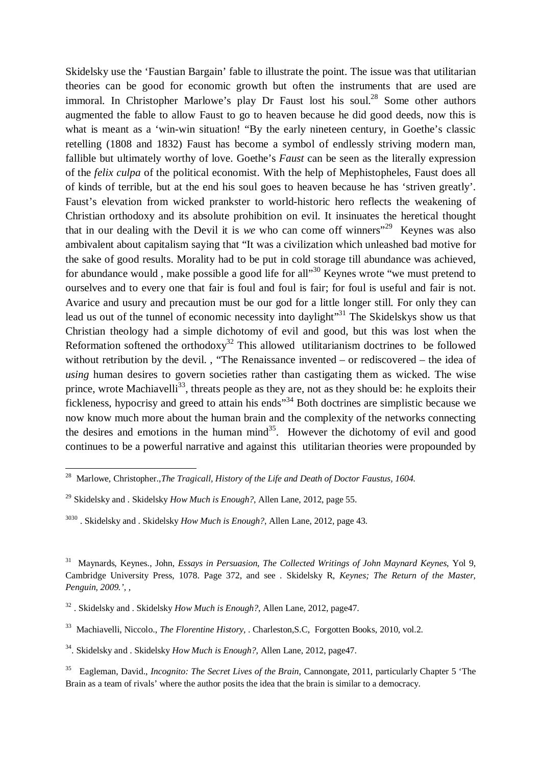Skidelsky use the 'Faustian Bargain' fable to illustrate the point. The issue was that utilitarian theories can be good for economic growth but often the instruments that are used are immoral. In Christopher Marlowe's play Dr Faust lost his soul.[28] Some other authors augmented the fable to allow Faust to go to heaven because he did good deeds, now this is what is meant as a 'win-win situation! "By the early nineteen century, in Goethe's classic retelling (1808 and 1832) Faust has become a symbol of endlessly striving modern man, fallible but ultimately worthy of love. Goethe's *Faust* can be seen as the literally expression of the *felix culpa* of the political economist. With the help of Mephistopheles, Faust does all of kinds of terrible, but at the end his soul goes to heaven because he has 'striven greatly'. Faust's elevation from wicked prankster to world-historic hero reflects the weakening of Christian orthodoxy and its absolute prohibition on evil. It insinuates the heretical thought that in our dealing with the Devil it is *we* who can come off winners"[29] Keynes was also ambivalent about capitalism saying that "It was a civilization which unleashed bad motive for the sake of good results. Morality had to be put in cold storage till abundance was achieved, for abundance would , make possible a good life for all"[30] Keynes wrote "we must pretend to ourselves and to every one that fair is foul and foul is fair; for foul is useful and fair is not. Avarice and usury and precaution must be our god for a little longer still. For only they can lead us out of the tunnel of economic necessity into daylight"[31] The Skidelskys show us that Christian theology had a simple dichotomy of evil and good, but this was lost when the Reformation softened the orthodoxy[32] This allowed utilitarianism doctrines to be followed without retribution by the devil. , "The Renaissance invented – or rediscovered – the idea of *using* human desires to govern societies rather than castigating them as wicked. The wise prince, wrote Machiavelli[33], threats people as they are, not as they should be: he exploits their fickleness, hypocrisy and greed to attain his ends"[34] Both doctrines are simplistic because we now know much more about the human brain and the complexity of the networks connecting the desires and emotions in the human mind[35]. However the dichotomy of evil and good continues to be a powerful narrative and against this utilitarian theories were propounded by

---

[28] Marlowe, Christopher.,*The Tragicall, History of the Life and Death of Doctor Faustus, 1604.*

[29] Skidelsky and . Skidelsky *How Much is Enough?*, Allen Lane, 2012, page 55.

[3030] . Skidelsky and . Skidelsky *How Much is Enough?*, Allen Lane, 2012, page 43.

[31] Maynards, Keynes., John, *Essays in Persuasion*, *The Collected Writings of John Maynard Keynes*, Yol 9, Cambridge University Press, 1078. Page 372, and see . Skidelsky R, *Keynes; The Return of the Master, Penguin, 2009.', ,*

[32] . Skidelsky and . Skidelsky *How Much is Enough?*, Allen Lane, 2012, page47.

[33] Machiavelli, Niccolo., *The Florentine History,* . Charleston,S.C, Forgotten Books, 2010, vol.2.

[34]. Skidelsky and . Skidelsky *How Much is Enough?*, Allen Lane, 2012, page47.

[35] Eagleman, David., *Incognito: The Secret Lives of the Brain,* Cannongate, 2011, particularly Chapter 5 'The Brain as a team of rivals' where the author posits the idea that the brain is similar to a democracy.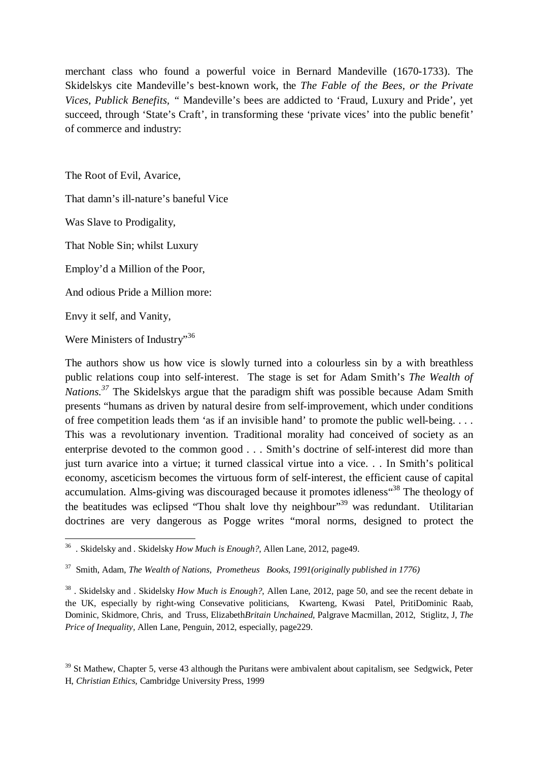merchant class who found a powerful voice in Bernard Mandeville (1670-1733). The Skidelskys cite Mandeville's best-known work, the *The Fable of the Bees, or the Private Vices, Publick Benefits*, " Mandeville's bees are addicted to 'Fraud, Luxury and Pride', yet succeed, through 'State's Craft', in transforming these 'private vices' into the public benefit' of commerce and industry:

The Root of Evil, Avarice,

That damn's ill-nature's baneful Vice

Was Slave to Prodigality,

That Noble Sin; whilst Luxury

Employ'd a Million of the Poor,

And odious Pride a Million more:

Envy it self, and Vanity,

Were Ministers of Industry"[36]

The authors show us how vice is slowly turned into a colourless sin by a with breathless public relations coup into self-interest. The stage is set for Adam Smith's *The Wealth of Nations.*[37] The Skidelskys argue that the paradigm shift was possible because Adam Smith presents "humans as driven by natural desire from self-improvement, which under conditions of free competition leads them 'as if an invisible hand' to promote the public well-being. . . . This was a revolutionary invention. Traditional morality had conceived of society as an enterprise devoted to the common good . . . Smith's doctrine of self-interest did more than just turn avarice into a virtue; it turned classical virtue into a vice. . . In Smith's political economy, asceticism becomes the virtuous form of self-interest, the efficient cause of capital accumulation. Alms-giving was discouraged because it promotes idleness"[38] The theology of the beatitudes was eclipsed "Thou shalt love thy neighbour"[39] was redundant. Utilitarian doctrines are very dangerous as Pogge writes "moral norms, designed to protect the

---

[36] . Skidelsky and . Skidelsky *How Much is Enough?*, Allen Lane, 2012, page49.

[37] Smith, Adam, *The Wealth of Nations, Prometheus Books, 1991(originally published in 1776)*

[38] . Skidelsky and . Skidelsky *How Much is Enough?*, Allen Lane, 2012, page 50, and see the recent debate in the UK, especially by right-wing Consevative politicians, Kwarteng, Kwasi Patel, PritiDominic Raab, Dominic, Skidmore, Chris, and Truss, Elizabeth*Britain Unchained*, Palgrave Macmillan, 2012, Stiglitz, J, *The Price of Inequality*, Allen Lane, Penguin, 2012, especially, page229.

[39] St Mathew, Chapter 5, verse 43 although the Puritans were ambivalent about capitalism, see Sedgwick, Peter H, *Christian Ethics*, Cambridge University Press, 1999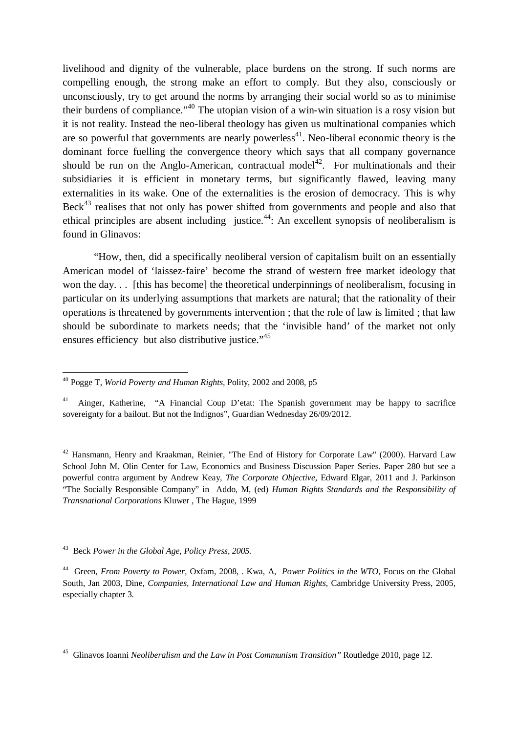livelihood and dignity of the vulnerable, place burdens on the strong. If such norms are compelling enough, the strong make an effort to comply. But they also, consciously or unconsciously, try to get around the norms by arranging their social world so as to minimise their burdens of compliance."[40] The utopian vision of a win-win situation is a rosy vision but it is not reality. Instead the neo-liberal theology has given us multinational companies which are so powerful that governments are nearly powerless[41]. Neo-liberal economic theory is the dominant force fuelling the convergence theory which says that all company governance should be run on the Anglo-American, contractual model[42]. For multinationals and their subsidiaries it is efficient in monetary terms, but significantly flawed, leaving many externalities in its wake. One of the externalities is the erosion of democracy. This is why Beck[43] realises that not only has power shifted from governments and people and also that ethical principles are absent including justice.[44]: An excellent synopsis of neoliberalism is found in Glinavos:

> "How, then, did a specifically neoliberal version of capitalism built on an essentially American model of 'laissez-faire' become the strand of western free market ideology that won the day. . . [this has become] the theoretical underpinnings of neoliberalism, focusing in particular on its underlying assumptions that markets are natural; that the rationality of their operations is threatened by governments intervention ; that the role of law is limited ; that law should be subordinate to markets needs; that the 'invisible hand' of the market not only ensures efficiency but also distributive justice."[45]

---

[40] Pogge T, *World Poverty and Human Rights*, Polity, 2002 and 2008, p5

[41] Ainger, Katherine, "A Financial Coup D'etat: The Spanish government may be happy to sacrifice sovereignty for a bailout. But not the Indignos", Guardian Wednesday 26/09/2012.

[42] Hansmann, Henry and Kraakman, Reinier, "The End of History for Corporate Law" (2000). Harvard Law School John M. Olin Center for Law, Economics and Business Discussion Paper Series. Paper 280 but see a powerful contra argument by Andrew Keay, *The Corporate Objective*, Edward Elgar, 2011 and J. Parkinson "The Socially Responsible Company" in Addo, M, (ed) *Human Rights Standards and the Responsibility of Transnational Corporations* Kluwer , The Hague, 1999

[43] Beck *Power in the Global Age, Policy Press, 2005.*

[44] Green, *From Poverty to Power*, Oxfam, 2008, . Kwa, A, *Power Politics in the WTO*, Focus on the Global South, Jan 2003, Dine, *Companies, International Law and Human Rights*, Cambridge University Press, 2005, especially chapter 3.

[45] Glinavos Ioanni *Neoliberalism and the Law in Post Communism Transition"* Routledge 2010, page 12.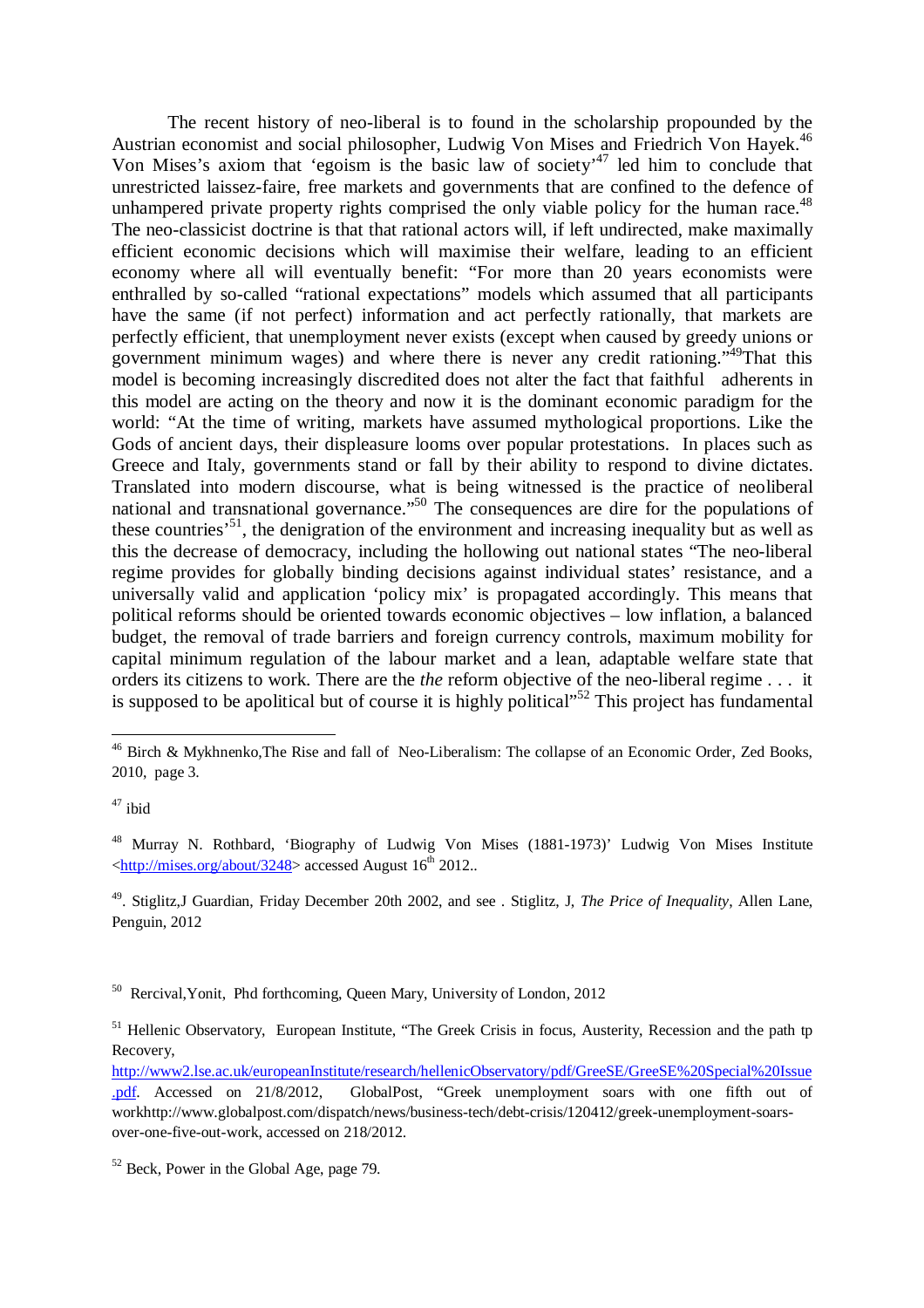The recent history of neo-liberal is to found in the scholarship propounded by the Austrian economist and social philosopher, Ludwig Von Mises and Friedrich Von Hayek.[46] Von Mises's axiom that 'egoism is the basic law of society'[47] led him to conclude that unrestricted laissez-faire, free markets and governments that are confined to the defence of unhampered private property rights comprised the only viable policy for the human race.[48] The neo-classicist doctrine is that that rational actors will, if left undirected, make maximally efficient economic decisions which will maximise their welfare, leading to an efficient economy where all will eventually benefit: "For more than 20 years economists were enthralled by so-called "rational expectations" models which assumed that all participants have the same (if not perfect) information and act perfectly rationally, that markets are perfectly efficient, that unemployment never exists (except when caused by greedy unions or government minimum wages) and where there is never any credit rationing."[49]That this model is becoming increasingly discredited does not alter the fact that faithful adherents in this model are acting on the theory and now it is the dominant economic paradigm for the world: "At the time of writing, markets have assumed mythological proportions. Like the Gods of ancient days, their displeasure looms over popular protestations. In places such as Greece and Italy, governments stand or fall by their ability to respond to divine dictates. Translated into modern discourse, what is being witnessed is the practice of neoliberal national and transnational governance."[50] The consequences are dire for the populations of these countries'[51], the denigration of the environment and increasing inequality but as well as this the decrease of democracy, including the hollowing out national states "The neo-liberal regime provides for globally binding decisions against individual states' resistance, and a universally valid and application 'policy mix' is propagated accordingly. This means that political reforms should be oriented towards economic objectives – low inflation, a balanced budget, the removal of trade barriers and foreign currency controls, maximum mobility for capital minimum regulation of the labour market and a lean, adaptable welfare state that orders its citizens to work. There are the *the* reform objective of the neo-liberal regime . . . it is supposed to be apolitical but of course it is highly political"[52] This project has fundamental

---

[46] Birch & Mykhnenko,The Rise and fall of Neo-Liberalism: The collapse of an Economic Order, Zed Books, 2010, page 3.

[47] ibid

[48] Murray N. Rothbard, 'Biography of Ludwig Von Mises (1881-1973)' Ludwig Von Mises Institute <http://mises.org/about/3248> accessed August 16th 2012..

[49]. Stiglitz,J Guardian, Friday December 20th 2002, and see . Stiglitz, J, *The Price of Inequality*, Allen Lane, Penguin, 2012

[50] Rercival,Yonit, Phd forthcoming, Queen Mary, University of London, 2012

[51] Hellenic Observatory, European Institute, "The Greek Crisis in focus, Austerity, Recession and the path tp Recovery, http://www2.lse.ac.uk/europeanInstitute/research/hellenicObservatory/pdf/GreeSE/GreeSE%20Special%20Issue.pdf. Accessed on 21/8/2012, GlobalPost, "Greek unemployment soars with one fifth out of workhttp://www.globalpost.com/dispatch/news/business-tech/debt-crisis/120412/greek-unemployment-soars-over-one-five-out-work, accessed on 218/2012.

[52] Beck, Power in the Global Age, page 79.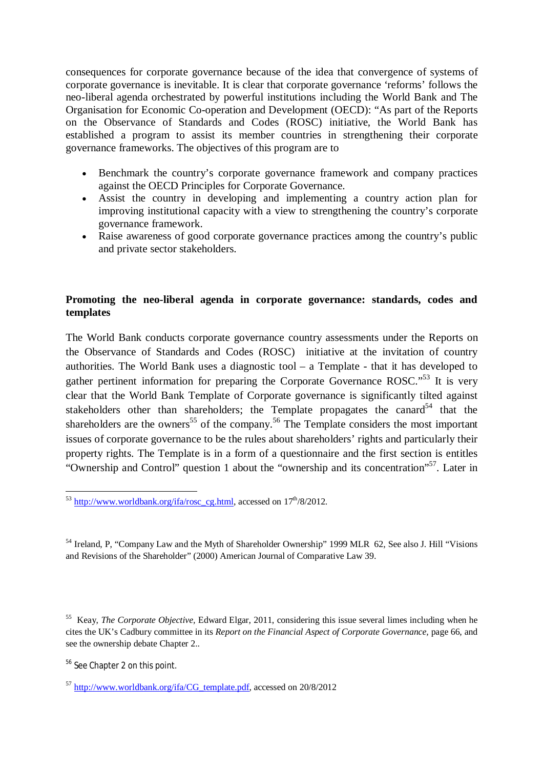consequences for corporate governance because of the idea that convergence of systems of corporate governance is inevitable. It is clear that corporate governance 'reforms' follows the neo-liberal agenda orchestrated by powerful institutions including the World Bank and The Organisation for Economic Co-operation and Development (OECD): "As part of the Reports on the Observance of Standards and Codes (ROSC) initiative, the World Bank has established a program to assist its member countries in strengthening their corporate governance frameworks. The objectives of this program are to

- Benchmark the country's corporate governance framework and company practices against the OECD Principles for Corporate Governance.
- Assist the country in developing and implementing a country action plan for improving institutional capacity with a view to strengthening the country's corporate governance framework.
- Raise awareness of good corporate governance practices among the country's public and private sector stakeholders.

**Promoting the neo-liberal agenda in corporate governance: standards, codes and templates**

The World Bank conducts corporate governance country assessments under the Reports on the Observance of Standards and Codes (ROSC) initiative at the invitation of country authorities. The World Bank uses a diagnostic tool – a Template - that it has developed to gather pertinent information for preparing the Corporate Governance ROSC."[53] It is very clear that the World Bank Template of Corporate governance is significantly tilted against stakeholders other than shareholders; the Template propagates the canard[54] that the shareholders are the owners[55] of the company.[56] The Template considers the most important issues of corporate governance to be the rules about shareholders' rights and particularly their property rights. The Template is in a form of a questionnaire and the first section is entitles "Ownership and Control" question 1 about the "ownership and its concentration"[57]. Later in

---

[53] http://www.worldbank.org/ifa/rosc_cg.html, accessed on 17th/8/2012.

[54] Ireland, P, "Company Law and the Myth of Shareholder Ownership" 1999 MLR 62, See also J. Hill "Visions and Revisions of the Shareholder" (2000) American Journal of Comparative Law 39.

[55] Keay, *The Corporate Objective*, Edward Elgar, 2011, considering this issue several limes including when he cites the UK's Cadbury committee in its *Report on the Financial Aspect of Corporate Governance*, page 66, and see the ownership debate Chapter 2..

[56] See Chapter 2 on this point.

[57] http://www.worldbank.org/ifa/CG_template.pdf, accessed on 20/8/2012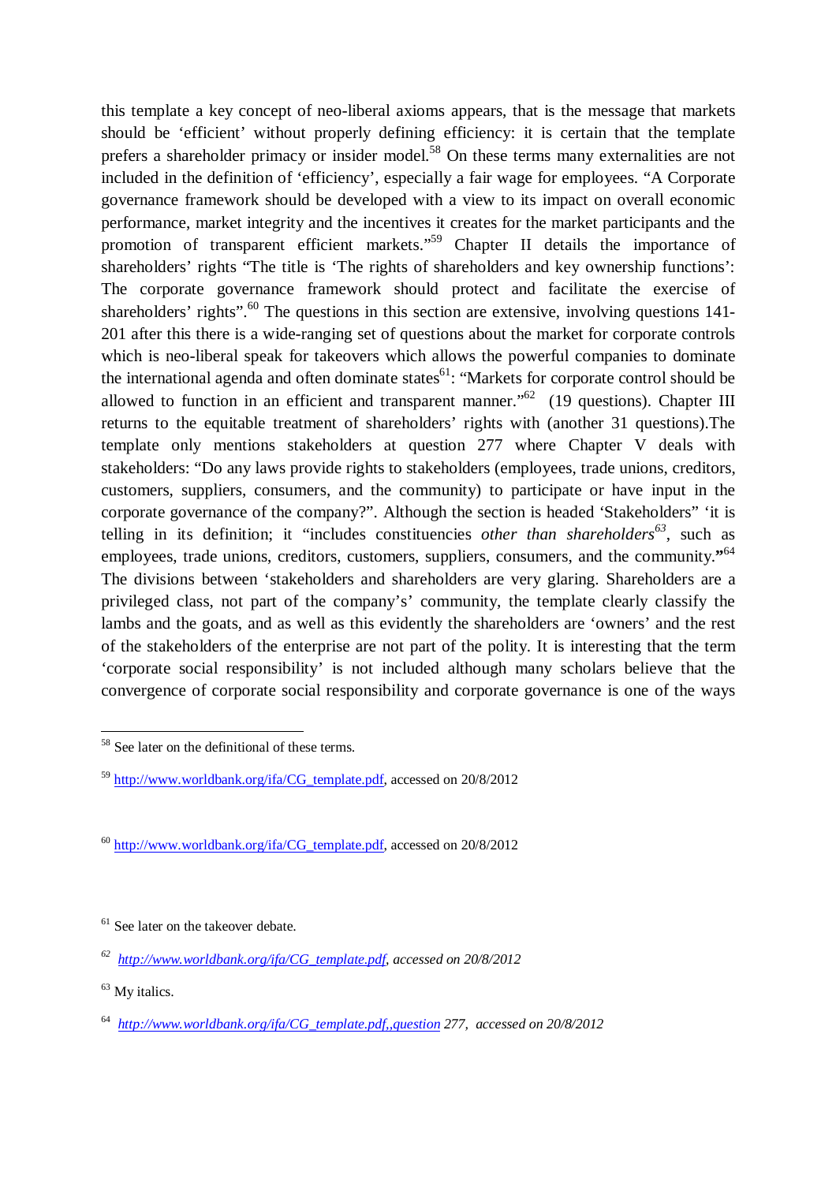this template a key concept of neo-liberal axioms appears, that is the message that markets should be 'efficient' without properly defining efficiency: it is certain that the template prefers a shareholder primacy or insider model.[58] On these terms many externalities are not included in the definition of 'efficiency', especially a fair wage for employees. "A Corporate governance framework should be developed with a view to its impact on overall economic performance, market integrity and the incentives it creates for the market participants and the promotion of transparent efficient markets."[59] Chapter II details the importance of shareholders' rights "The title is 'The rights of shareholders and key ownership functions': The corporate governance framework should protect and facilitate the exercise of shareholders' rights".[60] The questions in this section are extensive, involving questions 141-201 after this there is a wide-ranging set of questions about the market for corporate controls which is neo-liberal speak for takeovers which allows the powerful companies to dominate the international agenda and often dominate states[61]: "Markets for corporate control should be allowed to function in an efficient and transparent manner."[62] (19 questions). Chapter III returns to the equitable treatment of shareholders' rights with (another 31 questions).The template only mentions stakeholders at question 277 where Chapter V deals with stakeholders: "Do any laws provide rights to stakeholders (employees, trade unions, creditors, customers, suppliers, consumers, and the community) to participate or have input in the corporate governance of the company?". Although the section is headed 'Stakeholders" 'it is telling in its definition; it "includes constituencies *other than shareholders*[63], such as employees, trade unions, creditors, customers, suppliers, consumers, and the community.**"**[64] The divisions between 'stakeholders and shareholders are very glaring. Shareholders are a privileged class, not part of the company's' community, the template clearly classify the lambs and the goats, and as well as this evidently the shareholders are 'owners' and the rest of the stakeholders of the enterprise are not part of the polity. It is interesting that the term 'corporate social responsibility' is not included although many scholars believe that the convergence of corporate social responsibility and corporate governance is one of the ways

---

[58] See later on the definitional of these terms.

[59] http://www.worldbank.org/ifa/CG_template.pdf, accessed on 20/8/2012

[60] http://www.worldbank.org/ifa/CG_template.pdf, accessed on 20/8/2012

[61] See later on the takeover debate.

[62] *http://www.worldbank.org/ifa/CG_template.pdf, accessed on 20/8/2012*

[63] My italics.

[64] *http://www.worldbank.org/ifa/CG_template.pdf,,question 277, accessed on 20/8/2012*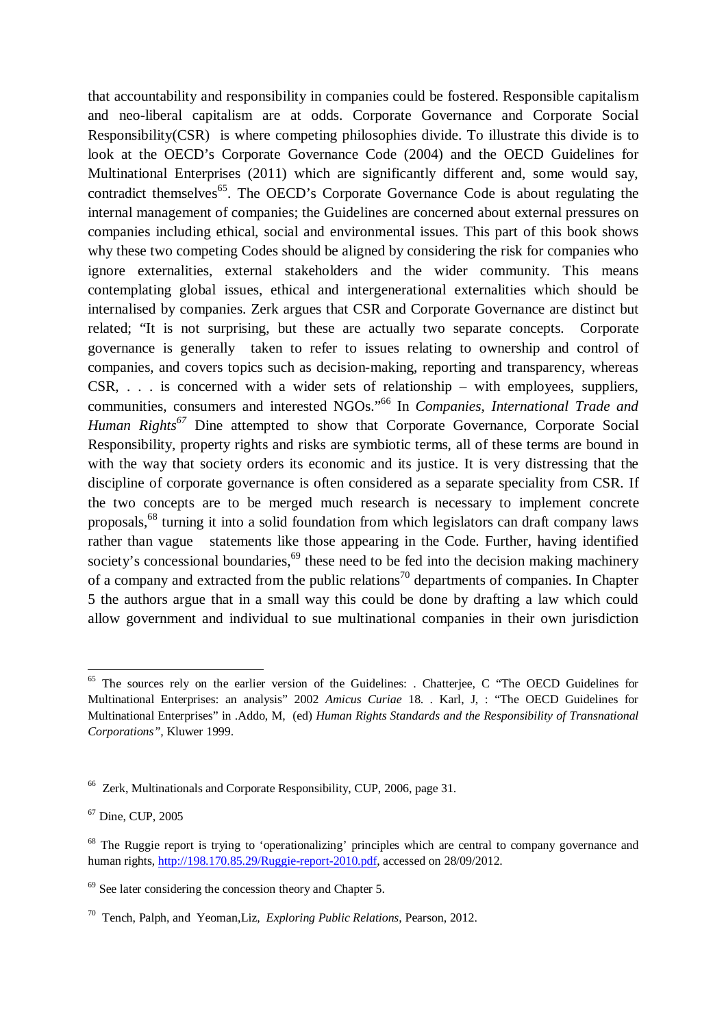that accountability and responsibility in companies could be fostered. Responsible capitalism and neo-liberal capitalism are at odds. Corporate Governance and Corporate Social Responsibility(CSR) is where competing philosophies divide. To illustrate this divide is to look at the OECD's Corporate Governance Code (2004) and the OECD Guidelines for Multinational Enterprises (2011) which are significantly different and, some would say, contradict themselves[65]. The OECD's Corporate Governance Code is about regulating the internal management of companies; the Guidelines are concerned about external pressures on companies including ethical, social and environmental issues. This part of this book shows why these two competing Codes should be aligned by considering the risk for companies who ignore externalities, external stakeholders and the wider community. This means contemplating global issues, ethical and intergenerational externalities which should be internalised by companies. Zerk argues that CSR and Corporate Governance are distinct but related; "It is not surprising, but these are actually two separate concepts. Corporate governance is generally taken to refer to issues relating to ownership and control of companies, and covers topics such as decision-making, reporting and transparency, whereas CSR, . . . is concerned with a wider sets of relationship – with employees, suppliers, communities, consumers and interested NGOs."[66] In *Companies, International Trade and Human Rights*[67] Dine attempted to show that Corporate Governance, Corporate Social Responsibility, property rights and risks are symbiotic terms, all of these terms are bound in with the way that society orders its economic and its justice. It is very distressing that the discipline of corporate governance is often considered as a separate speciality from CSR. If the two concepts are to be merged much research is necessary to implement concrete proposals,[68] turning it into a solid foundation from which legislators can draft company laws rather than vague statements like those appearing in the Code. Further, having identified society's concessional boundaries,[69] these need to be fed into the decision making machinery of a company and extracted from the public relations[70] departments of companies. In Chapter 5 the authors argue that in a small way this could be done by drafting a law which could allow government and individual to sue multinational companies in their own jurisdiction

---

[65] The sources rely on the earlier version of the Guidelines: . Chatterjee, C "The OECD Guidelines for Multinational Enterprises: an analysis" 2002 *Amicus Curiae* 18. . Karl, J, : "The OECD Guidelines for Multinational Enterprises" in .Addo, M, (ed) *Human Rights Standards and the Responsibility of Transnational Corporations"*, Kluwer 1999.

[66] Zerk, Multinationals and Corporate Responsibility, CUP, 2006, page 31.

[67] Dine, CUP, 2005

[68] The Ruggie report is trying to 'operationalizing' principles which are central to company governance and human rights, http://198.170.85.29/Ruggie-report-2010.pdf, accessed on 28/09/2012.

[69] See later considering the concession theory and Chapter 5.

[70] Tench, Palph, and Yeoman,Liz, *Exploring Public Relations*, Pearson, 2012.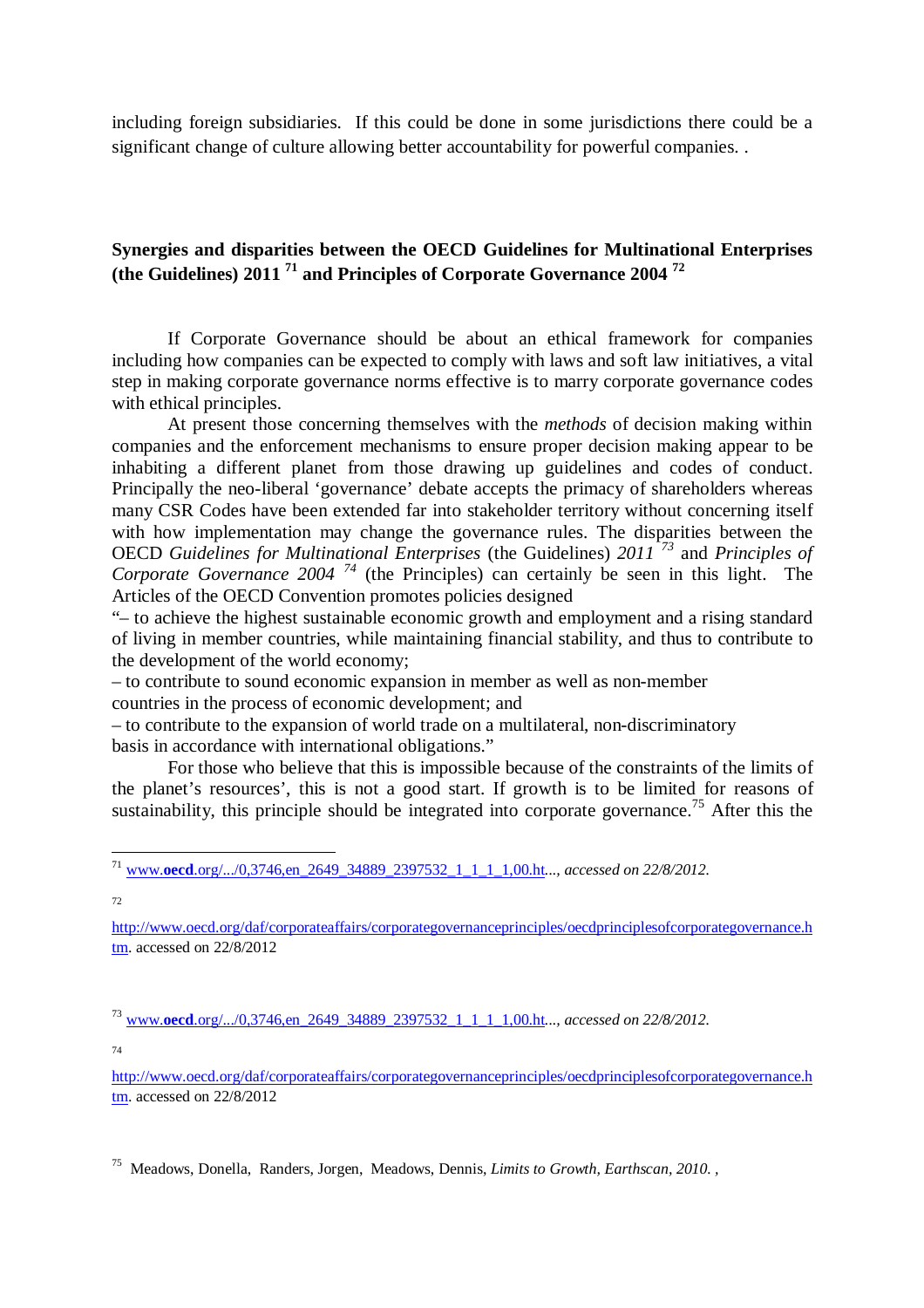including foreign subsidiaries. If this could be done in some jurisdictions there could be a significant change of culture allowing better accountability for powerful companies. .

**Synergies and disparities between the OECD Guidelines for Multinational Enterprises (the Guidelines) 2011 [71] and Principles of Corporate Governance 2004 [72]**

If Corporate Governance should be about an ethical framework for companies including how companies can be expected to comply with laws and soft law initiatives, a vital step in making corporate governance norms effective is to marry corporate governance codes with ethical principles.

At present those concerning themselves with the *methods* of decision making within companies and the enforcement mechanisms to ensure proper decision making appear to be inhabiting a different planet from those drawing up guidelines and codes of conduct. Principally the neo-liberal 'governance' debate accepts the primacy of shareholders whereas many CSR Codes have been extended far into stakeholder territory without concerning itself with how implementation may change the governance rules. The disparities between the OECD *Guidelines for Multinational Enterprises* (the Guidelines) *2011* [73] and *Principles of Corporate Governance 2004* [74] (the Principles) can certainly be seen in this light. The Articles of the OECD Convention promotes policies designed

"– to achieve the highest sustainable economic growth and employment and a rising standard of living in member countries, while maintaining financial stability, and thus to contribute to the development of the world economy;

– to contribute to sound economic expansion in member as well as non-member countries in the process of economic development; and

– to contribute to the expansion of world trade on a multilateral, non-discriminatory basis in accordance with international obligations."

For those who believe that this is impossible because of the constraints of the limits of the planet's resources', this is not a good start. If growth is to be limited for reasons of sustainability, this principle should be integrated into corporate governance.[75] After this the

---

[71] www.**oecd**.org/.../0,3746,en_2649_34889_2397532_1_1_1_1,00.ht..., *accessed on 22/8/2012.*

[72] http://www.oecd.org/daf/corporateaffairs/corporategovernanceprinciples/oecdprinciplesofcorporategovernance.htm. accessed on 22/8/2012

[73] www.**oecd**.org/.../0,3746,en_2649_34889_2397532_1_1_1_1,00.ht..., *accessed on 22/8/2012.*

[74] http://www.oecd.org/daf/corporateaffairs/corporategovernanceprinciples/oecdprinciplesofcorporategovernance.htm. accessed on 22/8/2012

[75] Meadows, Donella, Randers, Jorgen, Meadows, Dennis, *Limits to Growth, Earthscan, 2010.* ,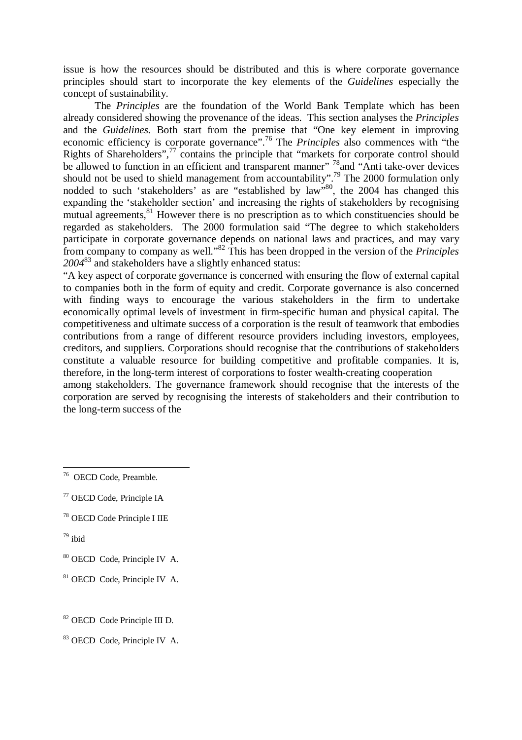issue is how the resources should be distributed and this is where corporate governance principles should start to incorporate the key elements of the *Guidelines* especially the concept of sustainability.

The *Principles* are the foundation of the World Bank Template which has been already considered showing the provenance of the ideas. This section analyses the *Principles* and the *Guidelines.* Both start from the premise that "One key element in improving economic efficiency is corporate governance".[76] The *Principles* also commences with "the Rights of Shareholders",[77] contains the principle that "markets for corporate control should be allowed to function in an efficient and transparent manner" [78]and "Anti take-over devices should not be used to shield management from accountability".[79] The 2000 formulation only nodded to such 'stakeholders' as are "established by law"[80], the 2004 has changed this expanding the 'stakeholder section' and increasing the rights of stakeholders by recognising mutual agreements,[81] However there is no prescription as to which constituencies should be regarded as stakeholders. The 2000 formulation said "The degree to which stakeholders participate in corporate governance depends on national laws and practices, and may vary from company to company as well."[82] This has been dropped in the version of the *Principles 2004*[83] and stakeholders have a slightly enhanced status:

"A key aspect of corporate governance is concerned with ensuring the flow of external capital to companies both in the form of equity and credit. Corporate governance is also concerned with finding ways to encourage the various stakeholders in the firm to undertake economically optimal levels of investment in firm-specific human and physical capital. The competitiveness and ultimate success of a corporation is the result of teamwork that embodies contributions from a range of different resource providers including investors, employees, creditors, and suppliers. Corporations should recognise that the contributions of stakeholders constitute a valuable resource for building competitive and profitable companies. It is, therefore, in the long-term interest of corporations to foster wealth-creating cooperation among stakeholders. The governance framework should recognise that the interests of the corporation are served by recognising the interests of stakeholders and their contribution to the long-term success of the

---

[76] OECD Code, Preamble.

[77] OECD Code, Principle IA

[78] OECD Code Principle I IIE

[79] ibid

[80] OECD Code, Principle IV A.

[81] OECD Code, Principle IV A.

[82] OECD Code Principle III D.

[83] OECD Code, Principle IV A.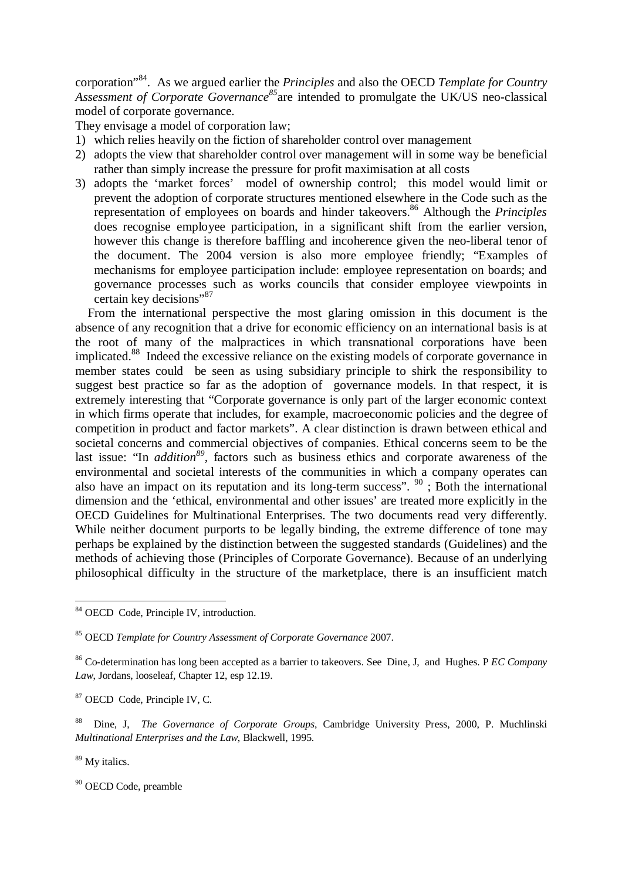corporation"[84]. As we argued earlier the *Principles* and also the OECD *Template for Country Assessment of Corporate Governance*[85] are intended to promulgate the UK/US neo-classical model of corporate governance.

They envisage a model of corporation law;

1) which relies heavily on the fiction of shareholder control over management
2) adopts the view that shareholder control over management will in some way be beneficial rather than simply increase the pressure for profit maximisation at all costs
3) adopts the 'market forces' model of ownership control; this model would limit or prevent the adoption of corporate structures mentioned elsewhere in the Code such as the representation of employees on boards and hinder takeovers.[86] Although the *Principles* does recognise employee participation, in a significant shift from the earlier version, however this change is therefore baffling and incoherence given the neo-liberal tenor of the document. The 2004 version is also more employee friendly; "Examples of mechanisms for employee participation include: employee representation on boards; and governance processes such as works councils that consider employee viewpoints in certain key decisions"[87]

From the international perspective the most glaring omission in this document is the absence of any recognition that a drive for economic efficiency on an international basis is at the root of many of the malpractices in which transnational corporations have been implicated.[88] Indeed the excessive reliance on the existing models of corporate governance in member states could be seen as using subsidiary principle to shirk the responsibility to suggest best practice so far as the adoption of governance models. In that respect, it is extremely interesting that "Corporate governance is only part of the larger economic context in which firms operate that includes, for example, macroeconomic policies and the degree of competition in product and factor markets". A clear distinction is drawn between ethical and societal concerns and commercial objectives of companies. Ethical concerns seem to be the last issue: "In *addition*[89], factors such as business ethics and corporate awareness of the environmental and societal interests of the communities in which a company operates can also have an impact on its reputation and its long-term success". [90] ; Both the international dimension and the 'ethical, environmental and other issues' are treated more explicitly in the OECD Guidelines for Multinational Enterprises. The two documents read very differently. While neither document purports to be legally binding, the extreme difference of tone may perhaps be explained by the distinction between the suggested standards (Guidelines) and the methods of achieving those (Principles of Corporate Governance). Because of an underlying philosophical difficulty in the structure of the marketplace, there is an insufficient match

---

[84] OECD Code, Principle IV, introduction.

[85] OECD *Template for Country Assessment of Corporate Governance* 2007.

[86] Co-determination has long been accepted as a barrier to takeovers. See Dine, J, and Hughes. P *EC Company Law*, Jordans, looseleaf, Chapter 12, esp 12.19.

[87] OECD Code, Principle IV, C.

[88] Dine, J, *The Governance of Corporate Groups*, Cambridge University Press, 2000, P. Muchlinski *Multinational Enterprises and the Law*, Blackwell, 1995.

[89] My italics.

[90] OECD Code, preamble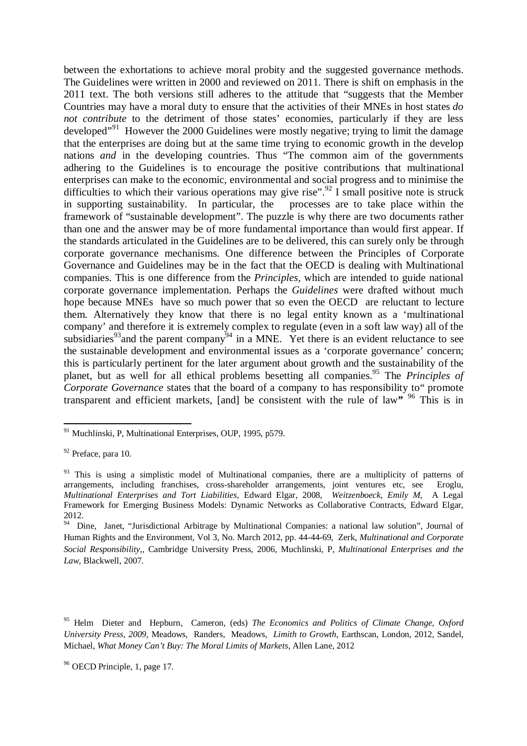between the exhortations to achieve moral probity and the suggested governance methods. The Guidelines were written in 2000 and reviewed on 2011. There is shift on emphasis in the 2011 text. The both versions still adheres to the attitude that "suggests that the Member Countries may have a moral duty to ensure that the activities of their MNEs in host states *do not contribute* to the detriment of those states' economies, particularly if they are less developed"[91] However the 2000 Guidelines were mostly negative; trying to limit the damage that the enterprises are doing but at the same time trying to economic growth in the develop nations *and* in the developing countries. Thus "The common aim of the governments adhering to the Guidelines is to encourage the positive contributions that multinational enterprises can make to the economic, environmental and social progress and to minimise the difficulties to which their various operations may give rise".[92] I small positive note is struck in supporting sustainability. In particular, the processes are to take place within the framework of "sustainable development". The puzzle is why there are two documents rather than one and the answer may be of more fundamental importance than would first appear. If the standards articulated in the Guidelines are to be delivered, this can surely only be through corporate governance mechanisms. One difference between the Principles of Corporate Governance and Guidelines may be in the fact that the OECD is dealing with Multinational companies. This is one difference from the *Principles,* which are intended to guide national corporate governance implementation. Perhaps the *Guidelines* were drafted without much hope because MNEs have so much power that so even the OECD are reluctant to lecture them. Alternatively they know that there is no legal entity known as a 'multinational company' and therefore it is extremely complex to regulate (even in a soft law way) all of the subsidiaries[93]and the parent company[94] in a MNE. Yet there is an evident reluctance to see the sustainable development and environmental issues as a 'corporate governance' concern; this is particularly pertinent for the later argument about growth and the sustainability of the planet, but as well for all ethical problems besetting all companies.[95] The *Principles of Corporate Governance* states that the board of a company to has responsibility to" promote transparent and efficient markets, [and] be consistent with the rule of law**"** [96] This is in

---

[91] Muchlinski, P, Multinational Enterprises, OUP, 1995, p579.

[92] Preface, para 10.

[93] This is using a simplistic model of Multinational companies, there are a multiplicity of patterns of arrangements, including franchises, cross-shareholder arrangements, joint ventures etc, see Eroglu, *Multinational Enterprises and Tort Liabilities,* Edward Elgar, 2008, *Weitzenboeck, Emily M,* A Legal Framework for Emerging Business Models: Dynamic Networks as Collaborative Contracts, Edward Elgar, 2012.

[94] Dine, Janet, "Jurisdictional Arbitrage by Multinational Companies: a national law solution", Journal of Human Rights and the Environment, Vol 3, No. March 2012, pp. 44-44-69, Zerk, *Multinational and Corporate Social Responsibility,*, Cambridge University Press, 2006, Muchlinski, P, *Multinational Enterprises and the Law*, Blackwell, 2007.

[95] Helm Dieter and Hepburn, Cameron, (eds) *The Economics and Politics of Climate Change, Oxford University Press, 2009,* Meadows, Randers, Meadows, *Limith to Growth,* Earthscan, London, 2012, Sandel, Michael, *What Money Can't Buy: The Moral Limits of Markets,* Allen Lane, 2012

[96] OECD Principle, 1, page 17.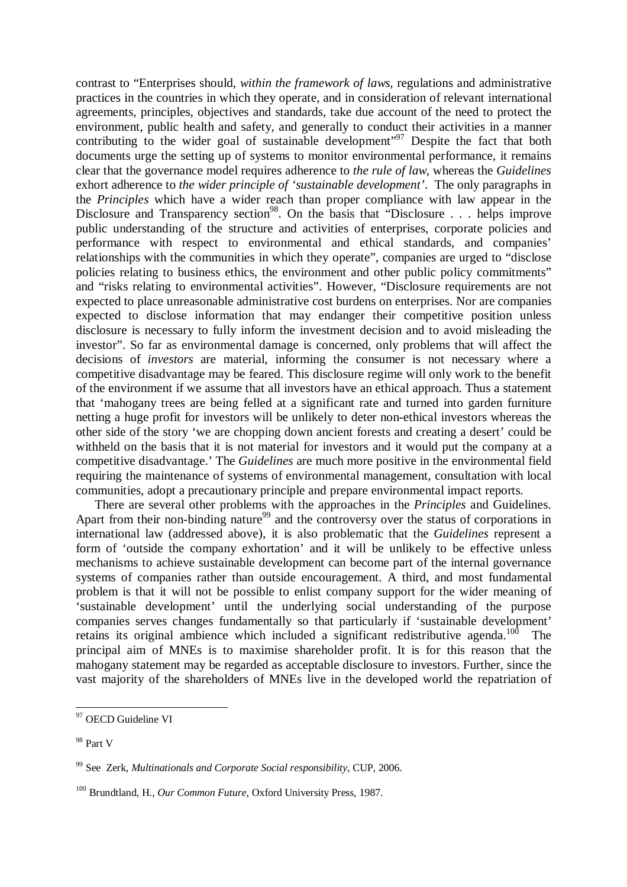contrast to "Enterprises should, *within the framework of laws*, regulations and administrative practices in the countries in which they operate, and in consideration of relevant international agreements, principles, objectives and standards, take due account of the need to protect the environment, public health and safety, and generally to conduct their activities in a manner contributing to the wider goal of sustainable development"[97] Despite the fact that both documents urge the setting up of systems to monitor environmental performance, it remains clear that the governance model requires adherence to *the rule of law*, whereas the *Guidelines* exhort adherence to *the wider principle of 'sustainable development'*. The only paragraphs in the *Principles* which have a wider reach than proper compliance with law appear in the Disclosure and Transparency section[98]. On the basis that "Disclosure . . . helps improve public understanding of the structure and activities of enterprises, corporate policies and performance with respect to environmental and ethical standards, and companies' relationships with the communities in which they operate", companies are urged to "disclose policies relating to business ethics, the environment and other public policy commitments" and "risks relating to environmental activities". However, "Disclosure requirements are not expected to place unreasonable administrative cost burdens on enterprises. Nor are companies expected to disclose information that may endanger their competitive position unless disclosure is necessary to fully inform the investment decision and to avoid misleading the investor". So far as environmental damage is concerned, only problems that will affect the decisions of *investors* are material, informing the consumer is not necessary where a competitive disadvantage may be feared. This disclosure regime will only work to the benefit of the environment if we assume that all investors have an ethical approach. Thus a statement that 'mahogany trees are being felled at a significant rate and turned into garden furniture netting a huge profit for investors will be unlikely to deter non-ethical investors whereas the other side of the story 'we are chopping down ancient forests and creating a desert' could be withheld on the basis that it is not material for investors and it would put the company at a competitive disadvantage.' The *Guidelines* are much more positive in the environmental field requiring the maintenance of systems of environmental management, consultation with local communities, adopt a precautionary principle and prepare environmental impact reports.

There are several other problems with the approaches in the *Principles* and Guidelines. Apart from their non-binding nature[99] and the controversy over the status of corporations in international law (addressed above), it is also problematic that the *Guidelines* represent a form of 'outside the company exhortation' and it will be unlikely to be effective unless mechanisms to achieve sustainable development can become part of the internal governance systems of companies rather than outside encouragement. A third, and most fundamental problem is that it will not be possible to enlist company support for the wider meaning of 'sustainable development' until the underlying social understanding of the purpose companies serves changes fundamentally so that particularly if 'sustainable development' retains its original ambience which included a significant redistributive agenda.[100] The principal aim of MNEs is to maximise shareholder profit. It is for this reason that the mahogany statement may be regarded as acceptable disclosure to investors. Further, since the vast majority of the shareholders of MNEs live in the developed world the repatriation of

---

[97] OECD Guideline VI

[98] Part V

[99] See Zerk, *Multinationals and Corporate Social responsibility*, CUP, 2006.

[100] Brundtland, H., *Our Common Future*, Oxford University Press, 1987.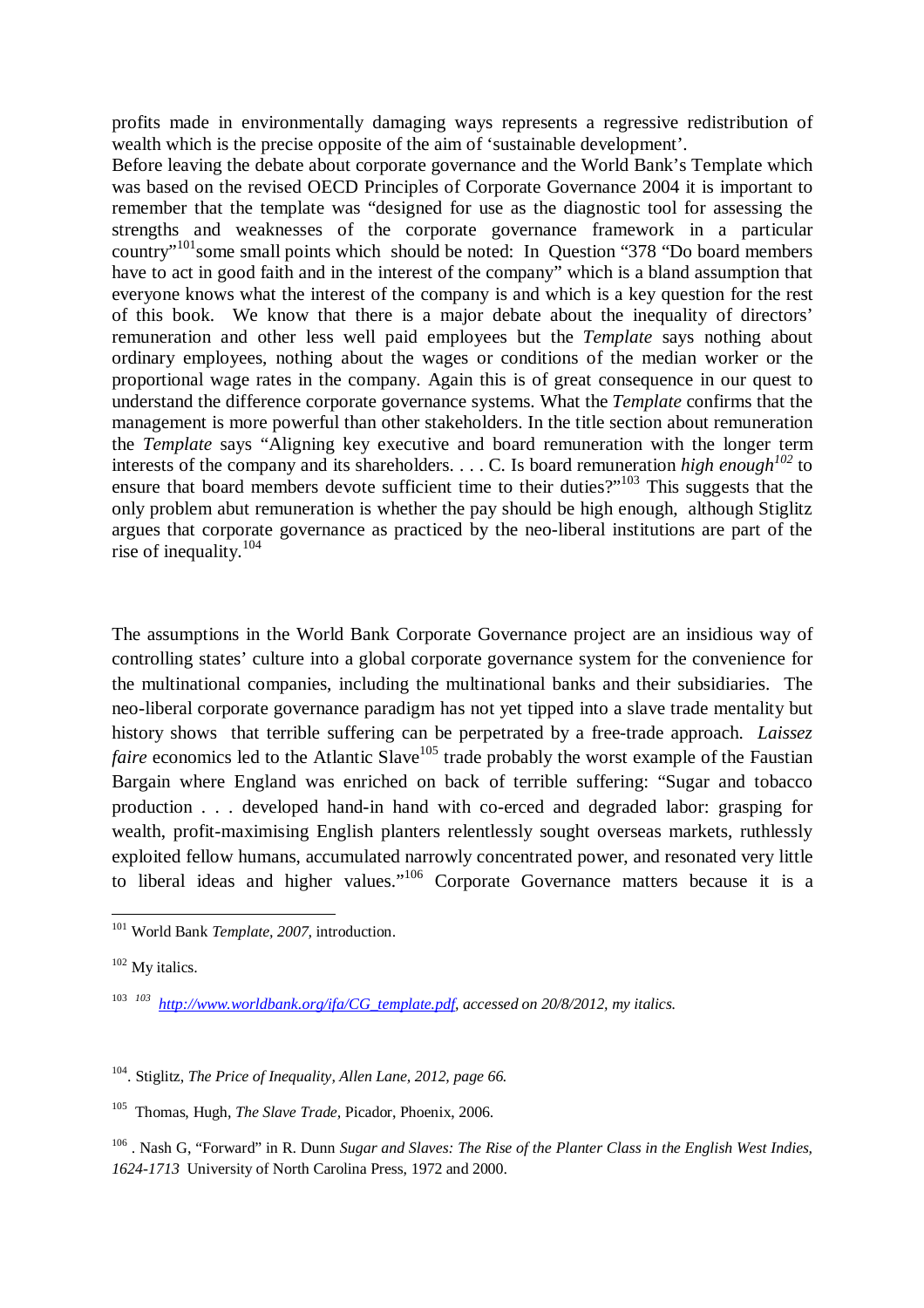profits made in environmentally damaging ways represents a regressive redistribution of wealth which is the precise opposite of the aim of 'sustainable development'.

Before leaving the debate about corporate governance and the World Bank's Template which was based on the revised OECD Principles of Corporate Governance 2004 it is important to remember that the template was "designed for use as the diagnostic tool for assessing the strengths and weaknesses of the corporate governance framework in a particular country"[101]some small points which should be noted: In Question "378 "Do board members have to act in good faith and in the interest of the company" which is a bland assumption that everyone knows what the interest of the company is and which is a key question for the rest of this book. We know that there is a major debate about the inequality of directors' remuneration and other less well paid employees but the *Template* says nothing about ordinary employees, nothing about the wages or conditions of the median worker or the proportional wage rates in the company. Again this is of great consequence in our quest to understand the difference corporate governance systems. What the *Template* confirms that the management is more powerful than other stakeholders. In the title section about remuneration the *Template* says "Aligning key executive and board remuneration with the longer term interests of the company and its shareholders. . . . C. Is board remuneration *high enough*[102] to ensure that board members devote sufficient time to their duties?"[103] This suggests that the only problem abut remuneration is whether the pay should be high enough, although Stiglitz argues that corporate governance as practiced by the neo-liberal institutions are part of the rise of inequality.[104]

The assumptions in the World Bank Corporate Governance project are an insidious way of controlling states' culture into a global corporate governance system for the convenience for the multinational companies, including the multinational banks and their subsidiaries. The neo-liberal corporate governance paradigm has not yet tipped into a slave trade mentality but history shows that terrible suffering can be perpetrated by a free-trade approach. *Laissez faire* economics led to the Atlantic Slave[105] trade probably the worst example of the Faustian Bargain where England was enriched on back of terrible suffering: "Sugar and tobacco production . . . developed hand-in hand with co-erced and degraded labor: grasping for wealth, profit-maximising English planters relentlessly sought overseas markets, ruthlessly exploited fellow humans, accumulated narrowly concentrated power, and resonated very little to liberal ideas and higher values."[106] Corporate Governance matters because it is a

---

[101] World Bank *Template, 2007,* introduction.

[102] My italics.

[103] *[103] http://www.worldbank.org/ifa/CG_template.pdf, accessed on 20/8/2012, my italics.*

[104]. Stiglitz, *The Price of Inequality, Allen Lane, 2012, page 66.*

[105] Thomas, Hugh, *The Slave Trade*, Picador, Phoenix, 2006.

[106] . Nash G, "Forward" in R. Dunn *Sugar and Slaves: The Rise of the Planter Class in the English West Indies, 1624-1713* University of North Carolina Press, 1972 and 2000.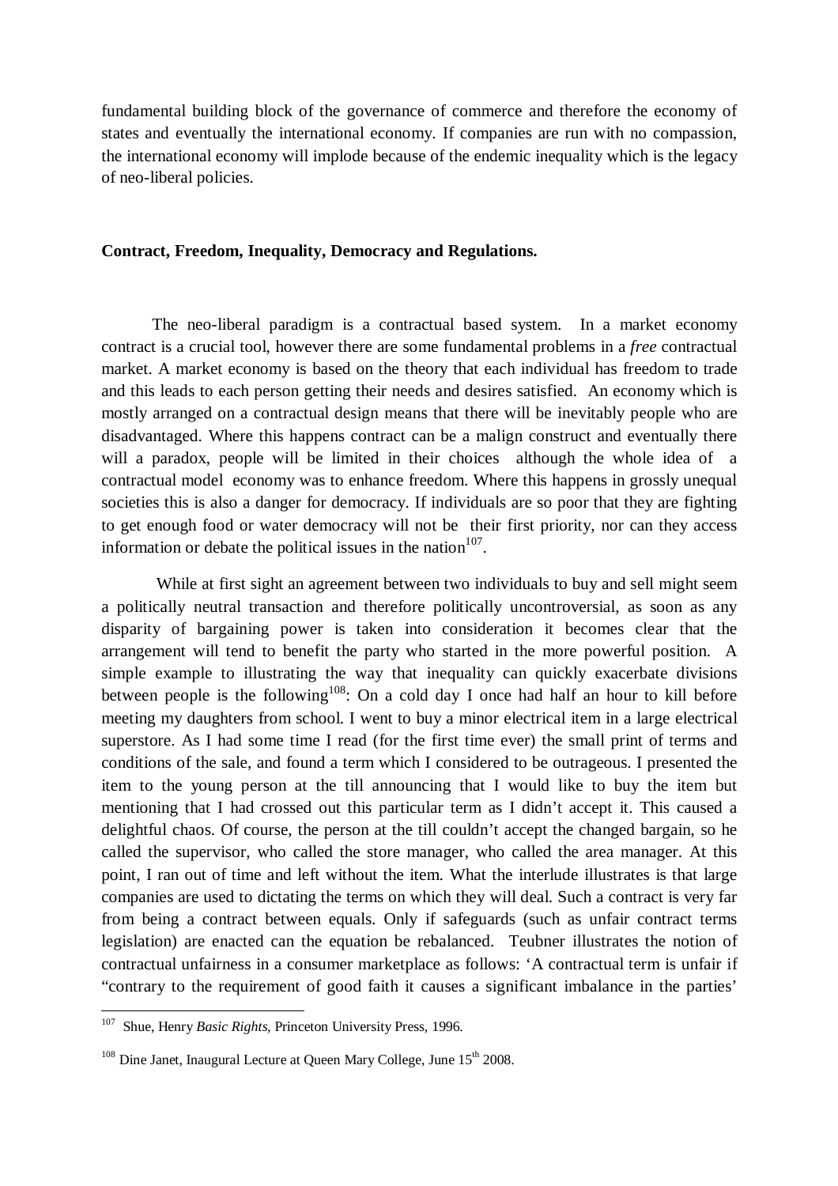fundamental building block of the governance of commerce and therefore the economy of states and eventually the international economy. If companies are run with no compassion, the international economy will implode because of the endemic inequality which is the legacy of neo-liberal policies.

## Contract, Freedom, Inequality, Democracy and Regulations.

The neo-liberal paradigm is a contractual based system. In a market economy contract is a crucial tool, however there are some fundamental problems in a *free* contractual market. A market economy is based on the theory that each individual has freedom to trade and this leads to each person getting their needs and desires satisfied. An economy which is mostly arranged on a contractual design means that there will be inevitably people who are disadvantaged. Where this happens contract can be a malign construct and eventually there will a paradox, people will be limited in their choices although the whole idea of a contractual model economy was to enhance freedom. Where this happens in grossly unequal societies this is also a danger for democracy. If individuals are so poor that they are fighting to get enough food or water democracy will not be their first priority, nor can they access information or debate the political issues in the nation[107].

While at first sight an agreement between two individuals to buy and sell might seem a politically neutral transaction and therefore politically uncontroversial, as soon as any disparity of bargaining power is taken into consideration it becomes clear that the arrangement will tend to benefit the party who started in the more powerful position. A simple example to illustrating the way that inequality can quickly exacerbate divisions between people is the following[108]: On a cold day I once had half an hour to kill before meeting my daughters from school. I went to buy a minor electrical item in a large electrical superstore. As I had some time I read (for the first time ever) the small print of terms and conditions of the sale, and found a term which I considered to be outrageous. I presented the item to the young person at the till announcing that I would like to buy the item but mentioning that I had crossed out this particular term as I didn't accept it. This caused a delightful chaos. Of course, the person at the till couldn't accept the changed bargain, so he called the supervisor, who called the store manager, who called the area manager. At this point, I ran out of time and left without the item. What the interlude illustrates is that large companies are used to dictating the terms on which they will deal. Such a contract is very far from being a contract between equals. Only if safeguards (such as unfair contract terms legislation) are enacted can the equation be rebalanced. Teubner illustrates the notion of contractual unfairness in a consumer marketplace as follows: 'A contractual term is unfair if "contrary to the requirement of good faith it causes a significant imbalance in the parties'

---

[107] Shue, Henry *Basic Rights*, Princeton University Press, 1996.

[108] Dine Janet, Inaugural Lecture at Queen Mary College, June 15th 2008.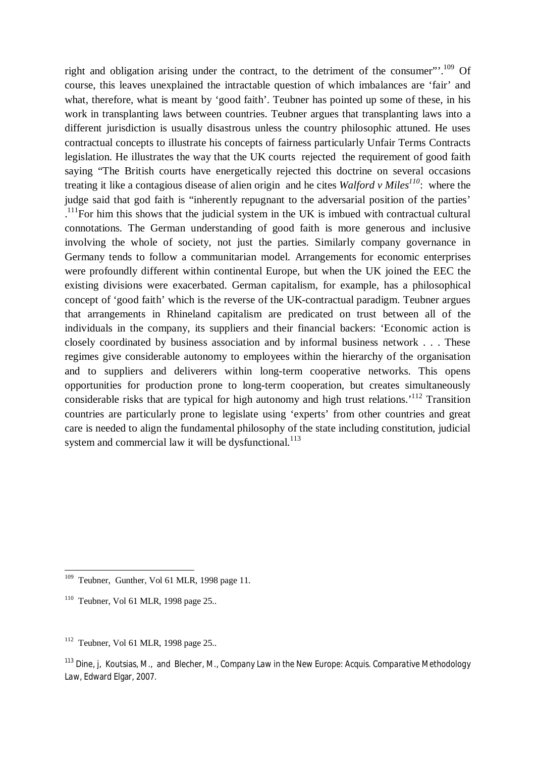right and obligation arising under the contract, to the detriment of the consumer"'.[109] Of course, this leaves unexplained the intractable question of which imbalances are 'fair' and what, therefore, what is meant by 'good faith'. Teubner has pointed up some of these, in his work in transplanting laws between countries. Teubner argues that transplanting laws into a different jurisdiction is usually disastrous unless the country philosophic attuned. He uses contractual concepts to illustrate his concepts of fairness particularly Unfair Terms Contracts legislation. He illustrates the way that the UK courts rejected the requirement of good faith saying "The British courts have energetically rejected this doctrine on several occasions treating it like a contagious disease of alien origin and he cites *Walford v Miles*[110]: where the judge said that god faith is "inherently repugnant to the adversarial position of the parties' .[111]For him this shows that the judicial system in the UK is imbued with contractual cultural connotations. The German understanding of good faith is more generous and inclusive involving the whole of society, not just the parties. Similarly company governance in Germany tends to follow a communitarian model. Arrangements for economic enterprises were profoundly different within continental Europe, but when the UK joined the EEC the existing divisions were exacerbated. German capitalism, for example, has a philosophical concept of 'good faith' which is the reverse of the UK-contractual paradigm. Teubner argues that arrangements in Rhineland capitalism are predicated on trust between all of the individuals in the company, its suppliers and their financial backers: 'Economic action is closely coordinated by business association and by informal business network . . . These regimes give considerable autonomy to employees within the hierarchy of the organisation and to suppliers and deliverers within long-term cooperative networks. This opens opportunities for production prone to long-term cooperation, but creates simultaneously considerable risks that are typical for high autonomy and high trust relations.'[112] Transition countries are particularly prone to legislate using 'experts' from other countries and great care is needed to align the fundamental philosophy of the state including constitution, judicial system and commercial law it will be dysfunctional.[113]

---

[109] Teubner, Gunther, Vol 61 MLR, 1998 page 11.

[110] Teubner, Vol 61 MLR, 1998 page 25..

[112] Teubner, Vol 61 MLR, 1998 page 25..

[113] Dine, j, Koutsias, M., and Blecher, M., Company Law in the New Europe: Acquis. Comparative Methodology Law, Edward Elgar, 2007.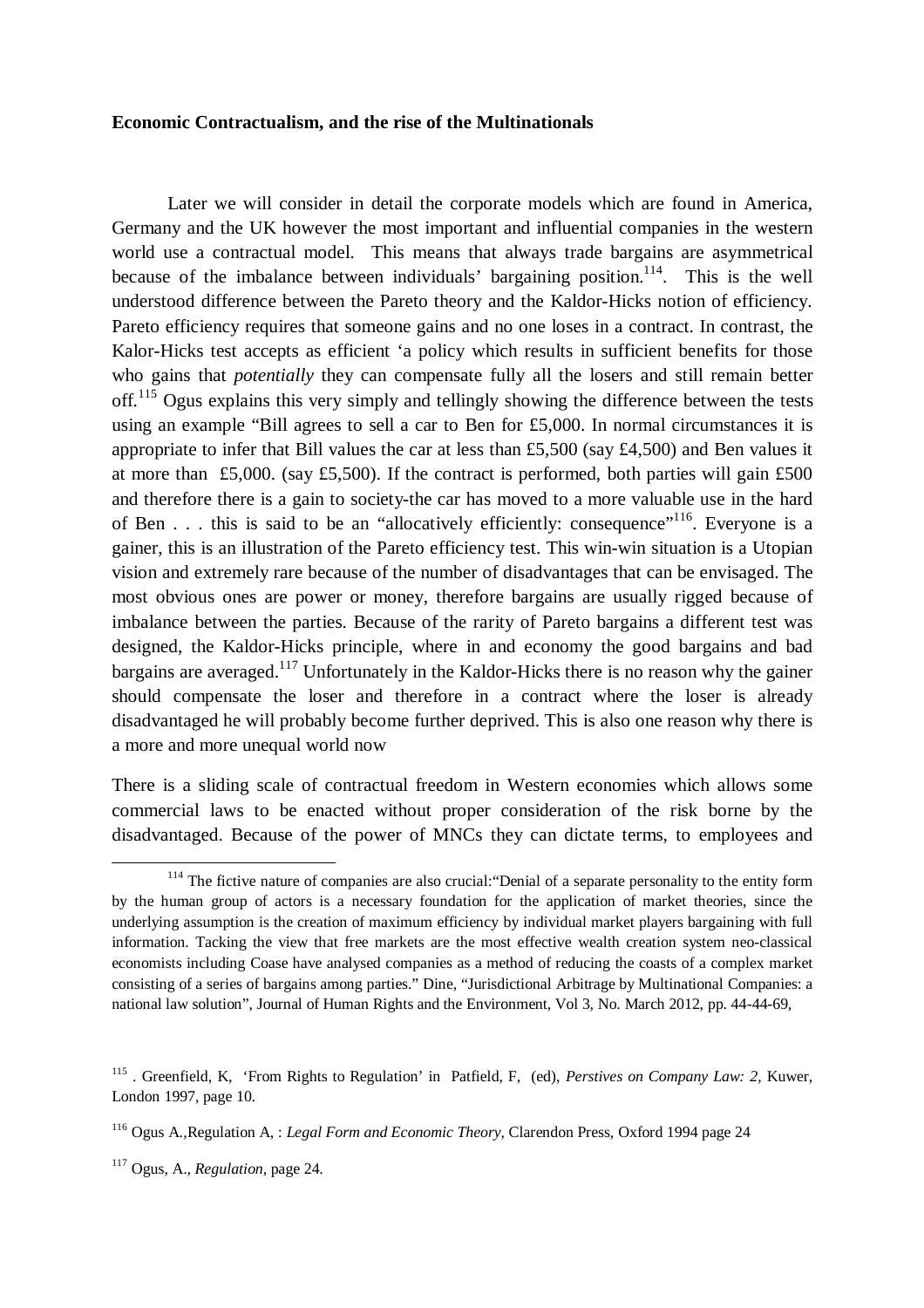**Economic Contractualism, and the rise of the Multinationals**

Later we will consider in detail the corporate models which are found in America, Germany and the UK however the most important and influential companies in the western world use a contractual model. This means that always trade bargains are asymmetrical because of the imbalance between individuals' bargaining position.[114]. This is the well understood difference between the Pareto theory and the Kaldor-Hicks notion of efficiency. Pareto efficiency requires that someone gains and no one loses in a contract. In contrast, the Kalor-Hicks test accepts as efficient 'a policy which results in sufficient benefits for those who gains that *potentially* they can compensate fully all the losers and still remain better off.[115] Ogus explains this very simply and tellingly showing the difference between the tests using an example "Bill agrees to sell a car to Ben for £5,000. In normal circumstances it is appropriate to infer that Bill values the car at less than £5,500 (say £4,500) and Ben values it at more than £5,000. (say £5,500). If the contract is performed, both parties will gain £500 and therefore there is a gain to society-the car has moved to a more valuable use in the hard of Ben . . . this is said to be an "allocatively efficiently: consequence"[116]. Everyone is a gainer, this is an illustration of the Pareto efficiency test. This win-win situation is a Utopian vision and extremely rare because of the number of disadvantages that can be envisaged. The most obvious ones are power or money, therefore bargains are usually rigged because of imbalance between the parties. Because of the rarity of Pareto bargains a different test was designed, the Kaldor-Hicks principle, where in and economy the good bargains and bad bargains are averaged.[117] Unfortunately in the Kaldor-Hicks there is no reason why the gainer should compensate the loser and therefore in a contract where the loser is already disadvantaged he will probably become further deprived. This is also one reason why there is a more and more unequal world now

There is a sliding scale of contractual freedom in Western economies which allows some commercial laws to be enacted without proper consideration of the risk borne by the disadvantaged. Because of the power of MNCs they can dictate terms, to employees and

---

[114] The fictive nature of companies are also crucial:"Denial of a separate personality to the entity form by the human group of actors is a necessary foundation for the application of market theories, since the underlying assumption is the creation of maximum efficiency by individual market players bargaining with full information. Tacking the view that free markets are the most effective wealth creation system neo-classical economists including Coase have analysed companies as a method of reducing the coasts of a complex market consisting of a series of bargains among parties." Dine, "Jurisdictional Arbitrage by Multinational Companies: a national law solution", Journal of Human Rights and the Environment, Vol 3, No. March 2012, pp. 44-44-69,

[115] . Greenfield, K, 'From Rights to Regulation' in Patfield, F, (ed), *Perstives on Company Law: 2,* Kuwer, London 1997, page 10.

[116] Ogus A.,Regulation A, : *Legal Form and Economic Theory,* Clarendon Press, Oxford 1994 page 24

[117] Ogus, A., *Regulation,* page 24.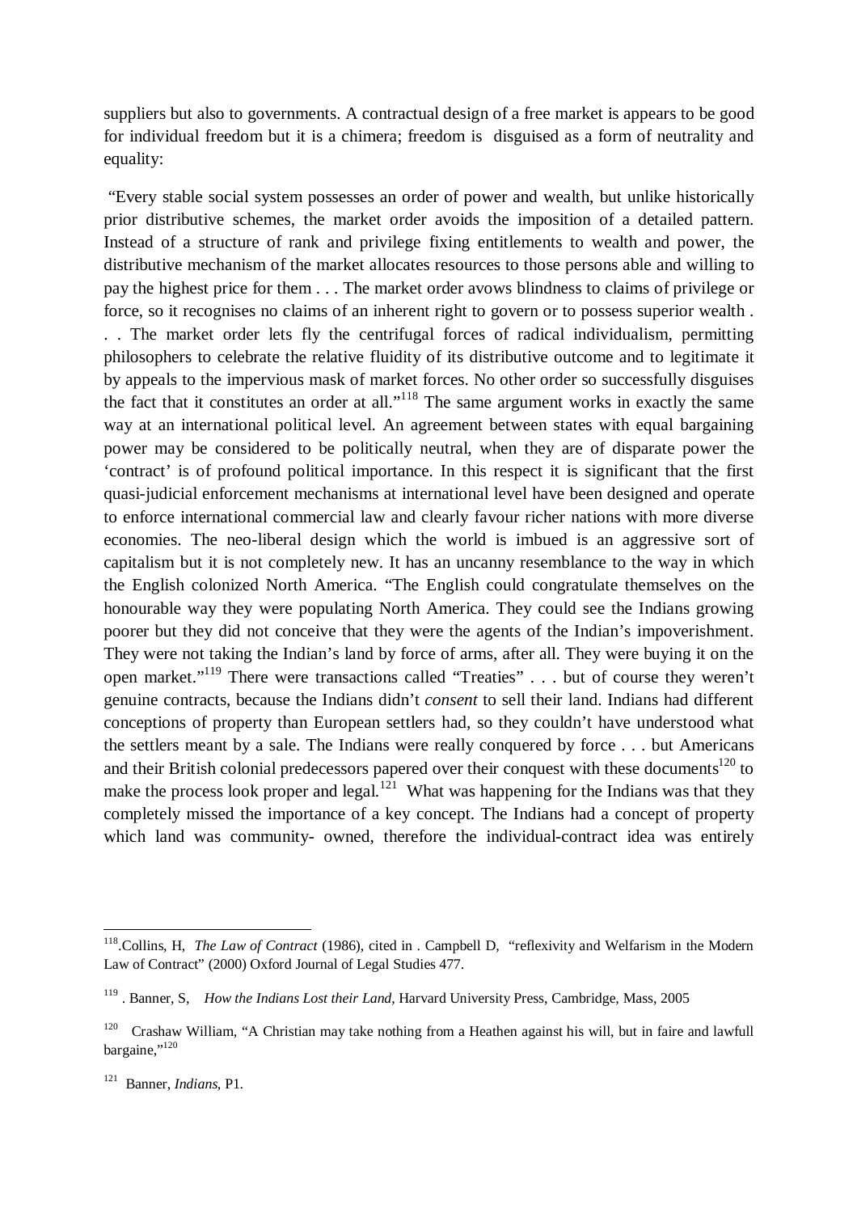suppliers but also to governments. A contractual design of a free market is appears to be good for individual freedom but it is a chimera; freedom is disguised as a form of neutrality and equality:

"Every stable social system possesses an order of power and wealth, but unlike historically prior distributive schemes, the market order avoids the imposition of a detailed pattern. Instead of a structure of rank and privilege fixing entitlements to wealth and power, the distributive mechanism of the market allocates resources to those persons able and willing to pay the highest price for them . . . The market order avows blindness to claims of privilege or force, so it recognises no claims of an inherent right to govern or to possess superior wealth . . . The market order lets fly the centrifugal forces of radical individualism, permitting philosophers to celebrate the relative fluidity of its distributive outcome and to legitimate it by appeals to the impervious mask of market forces. No other order so successfully disguises the fact that it constitutes an order at all."[118] The same argument works in exactly the same way at an international political level. An agreement between states with equal bargaining power may be considered to be politically neutral, when they are of disparate power the 'contract' is of profound political importance. In this respect it is significant that the first quasi-judicial enforcement mechanisms at international level have been designed and operate to enforce international commercial law and clearly favour richer nations with more diverse economies. The neo-liberal design which the world is imbued is an aggressive sort of capitalism but it is not completely new. It has an uncanny resemblance to the way in which the English colonized North America. "The English could congratulate themselves on the honourable way they were populating North America. They could see the Indians growing poorer but they did not conceive that they were the agents of the Indian's impoverishment. They were not taking the Indian's land by force of arms, after all. They were buying it on the open market."[119] There were transactions called "Treaties" . . . but of course they weren't genuine contracts, because the Indians didn't *consent* to sell their land. Indians had different conceptions of property than European settlers had, so they couldn't have understood what the settlers meant by a sale. The Indians were really conquered by force . . . but Americans and their British colonial predecessors papered over their conquest with these documents[120] to make the process look proper and legal.[121] What was happening for the Indians was that they completely missed the importance of a key concept. The Indians had a concept of property which land was community- owned, therefore the individual-contract idea was entirely

---

[118].Collins, H, *The Law of Contract* (1986), cited in . Campbell D, "reflexivity and Welfarism in the Modern Law of Contract" (2000) Oxford Journal of Legal Studies 477.

[119] . Banner, S, *How the Indians Lost their Land,* Harvard University Press, Cambridge, Mass, 2005

[120] Crashaw William, "A Christian may take nothing from a Heathen against his will, but in faire and lawfull bargaine,"[120]

[121] Banner, *Indians,* P1.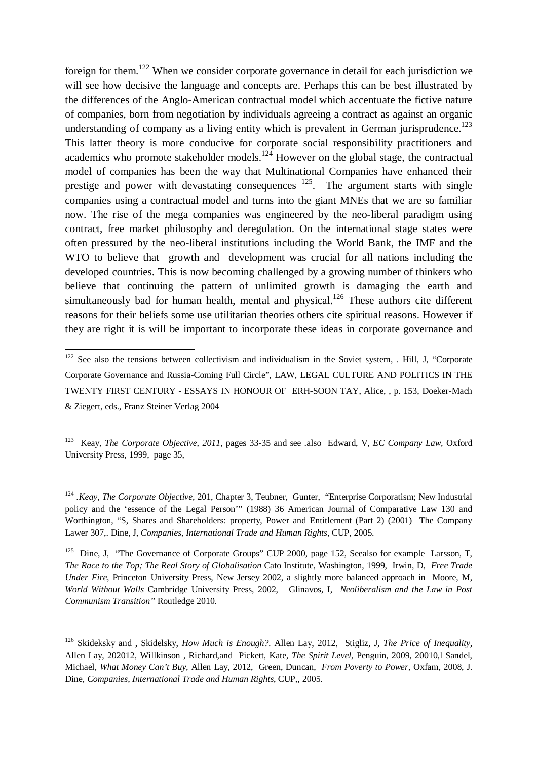foreign for them.[122] When we consider corporate governance in detail for each jurisdiction we will see how decisive the language and concepts are. Perhaps this can be best illustrated by the differences of the Anglo-American contractual model which accentuate the fictive nature of companies, born from negotiation by individuals agreeing a contract as against an organic understanding of company as a living entity which is prevalent in German jurisprudence.[123] This latter theory is more conducive for corporate social responsibility practitioners and academics who promote stakeholder models.[124] However on the global stage, the contractual model of companies has been the way that Multinational Companies have enhanced their prestige and power with devastating consequences [125]. The argument starts with single companies using a contractual model and turns into the giant MNEs that we are so familiar now. The rise of the mega companies was engineered by the neo-liberal paradigm using contract, free market philosophy and deregulation. On the international stage states were often pressured by the neo-liberal institutions including the World Bank, the IMF and the WTO to believe that growth and development was crucial for all nations including the developed countries. This is now becoming challenged by a growing number of thinkers who believe that continuing the pattern of unlimited growth is damaging the earth and simultaneously bad for human health, mental and physical.[126] These authors cite different reasons for their beliefs some use utilitarian theories others cite spiritual reasons. However if they are right it is will be important to incorporate these ideas in corporate governance and

---

[122] See also the tensions between collectivism and individualism in the Soviet system, . Hill, J, "Corporate Corporate Governance and Russia-Coming Full Circle", LAW, LEGAL CULTURE AND POLITICS IN THE TWENTY FIRST CENTURY - ESSAYS IN HONOUR OF ERH-SOON TAY, Alice, , p. 153, Doeker-Mach & Ziegert, eds., Franz Steiner Verlag 2004

[123] Keay, *The Corporate Objective, 2011*, pages 33-35 and see .also Edward, V, *EC Company Law*, Oxford University Press, 1999, page 35,

[124] .*Keay, The Corporate Objective,* 201, Chapter 3, Teubner, Gunter, "Enterprise Corporatism; New Industrial policy and the 'essence of the Legal Person'" (1988) 36 American Journal of Comparative Law 130 and Worthington, "S, Shares and Shareholders: property, Power and Entitlement (Part 2) (2001) The Company Lawer 307,. Dine, J, *Companies, International Trade and Human Rights*, CUP, 2005.

[125] Dine, J, "The Governance of Corporate Groups" CUP 2000, page 152, Seealso for example Larsson, T, *The Race to the Top; The Real Story of Globalisation* Cato Institute, Washington, 1999, Irwin, D, *Free Trade Under Fire*, Princeton University Press, New Jersey 2002, a slightly more balanced approach in Moore, M, *World Without Walls* Cambridge University Press, 2002, Glinavos, I, *Neoliberalism and the Law in Post Communism Transition"* Routledge 2010.

[126] Skideksky and , Skidelsky, *How Much is Enough?.* Allen Lay, 2012, Stigliz, J, *The Price of Inequality*, Allen Lay, 202012, Willkinson , Richard,and Pickett, Kate, *The Spirit Level*, Penguin, 2009, 20010,l Sandel, Michael, *What Money Can't Buy*, Allen Lay, 2012, Green, Duncan, *From Poverty to Power*, Oxfam, 2008, J. Dine, *Companies, International Trade and Human Rights*, CUP,, 2005.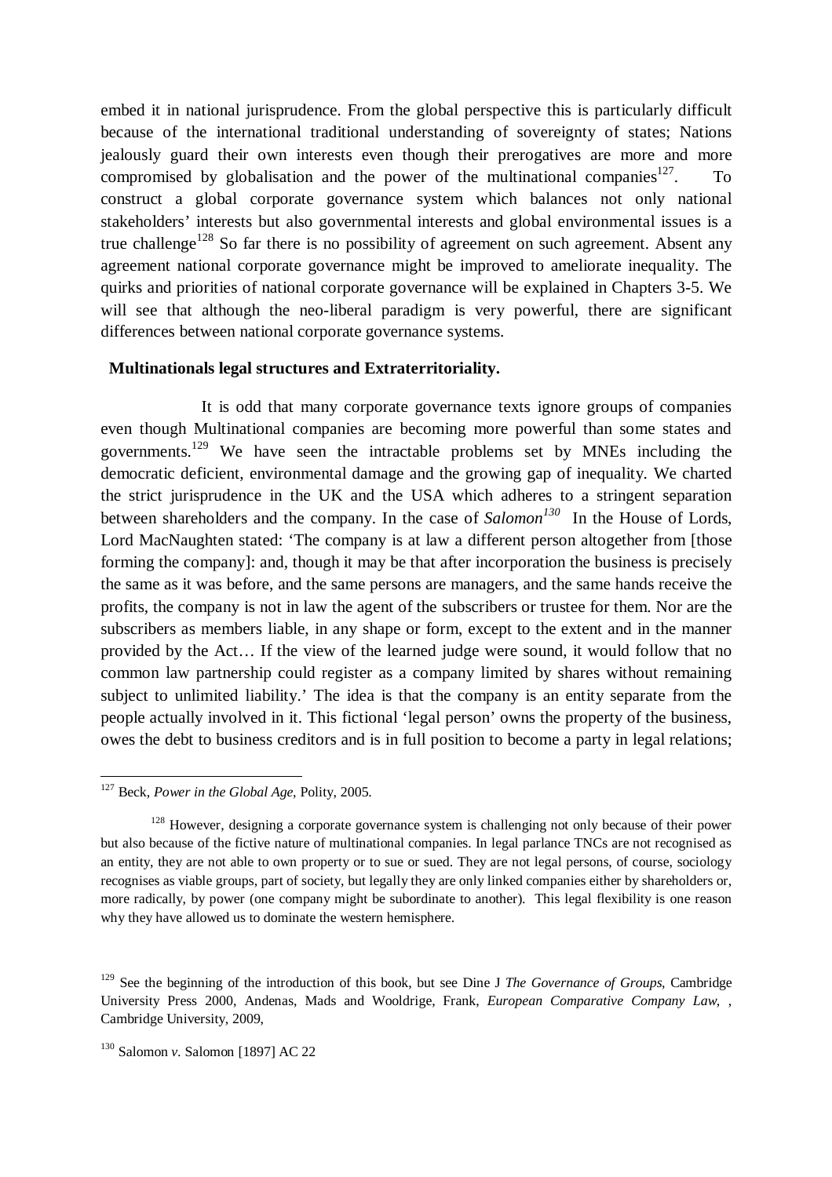embed it in national jurisprudence. From the global perspective this is particularly difficult because of the international traditional understanding of sovereignty of states; Nations jealously guard their own interests even though their prerogatives are more and more compromised by globalisation and the power of the multinational companies[127]. To construct a global corporate governance system which balances not only national stakeholders' interests but also governmental interests and global environmental issues is a true challenge[128] So far there is no possibility of agreement on such agreement. Absent any agreement national corporate governance might be improved to ameliorate inequality. The quirks and priorities of national corporate governance will be explained in Chapters 3-5. We will see that although the neo-liberal paradigm is very powerful, there are significant differences between national corporate governance systems.

**Multinationals legal structures and Extraterritoriality.**

It is odd that many corporate governance texts ignore groups of companies even though Multinational companies are becoming more powerful than some states and governments.[129] We have seen the intractable problems set by MNEs including the democratic deficient, environmental damage and the growing gap of inequality. We charted the strict jurisprudence in the UK and the USA which adheres to a stringent separation between shareholders and the company. In the case of ***Salomon***[130] In the House of Lords, Lord MacNaughten stated: 'The company is at law a different person altogether from [those forming the company]: and, though it may be that after incorporation the business is precisely the same as it was before, and the same persons are managers, and the same hands receive the profits, the company is not in law the agent of the subscribers or trustee for them. Nor are the subscribers as members liable, in any shape or form, except to the extent and in the manner provided by the Act… If the view of the learned judge were sound, it would follow that no common law partnership could register as a company limited by shares without remaining subject to unlimited liability.' The idea is that the company is an entity separate from the people actually involved in it. This fictional 'legal person' owns the property of the business, owes the debt to business creditors and is in full position to become a party in legal relations;

---

[127] Beck, *Power in the Global Age*, Polity, 2005.

[128] However, designing a corporate governance system is challenging not only because of their power but also because of the fictive nature of multinational companies. In legal parlance TNCs are not recognised as an entity, they are not able to own property or to sue or sued. They are not legal persons, of course, sociology recognises as viable groups, part of society, but legally they are only linked companies either by shareholders or, more radically, by power (one company might be subordinate to another). This legal flexibility is one reason why they have allowed us to dominate the western hemisphere.

[129] See the beginning of the introduction of this book, but see Dine J *The Governance of Groups*, Cambridge University Press 2000, Andenas, Mads and Wooldrige, Frank, *European Comparative Company Law*, , Cambridge University, 2009,

[130] Salomon *v.* Salomon [1897] AC 22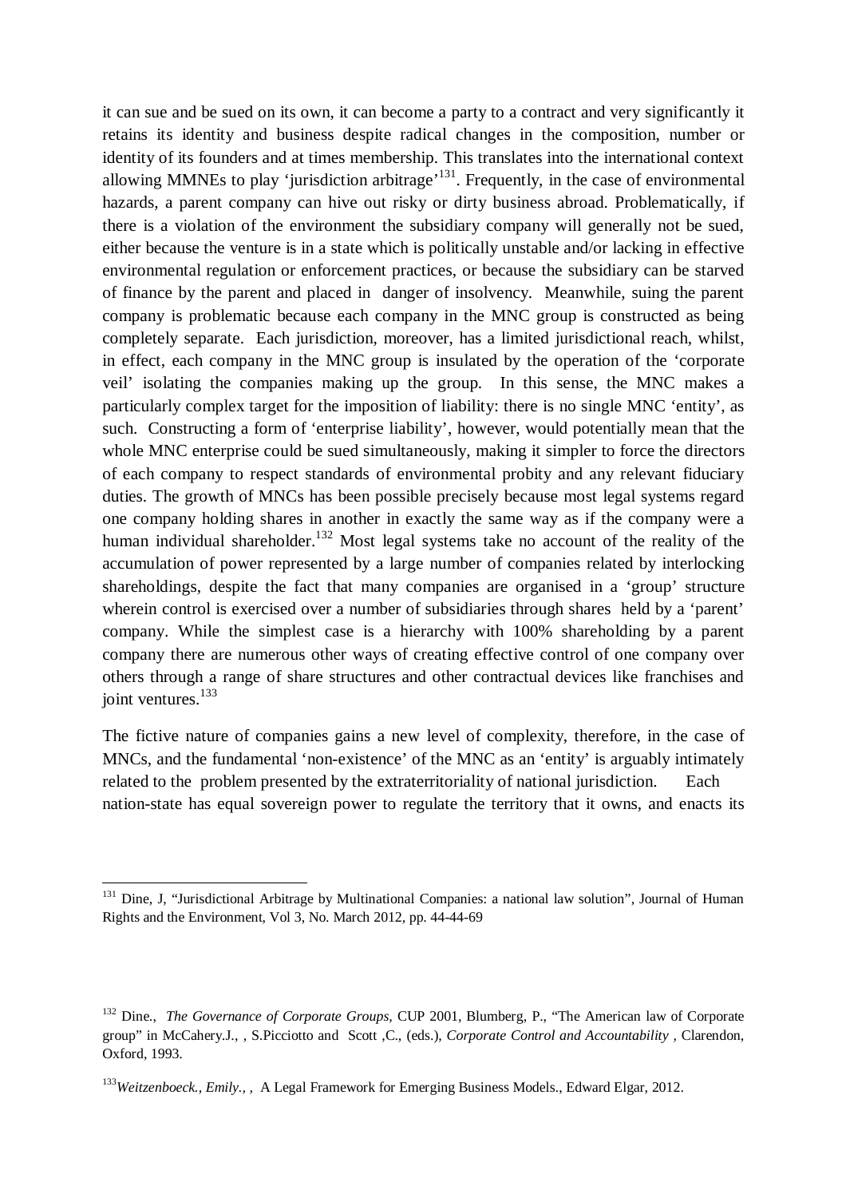it can sue and be sued on its own, it can become a party to a contract and very significantly it retains its identity and business despite radical changes in the composition, number or identity of its founders and at times membership. This translates into the international context allowing MMNEs to play 'jurisdiction arbitrage'[131]. Frequently, in the case of environmental hazards, a parent company can hive out risky or dirty business abroad. Problematically, if there is a violation of the environment the subsidiary company will generally not be sued, either because the venture is in a state which is politically unstable and/or lacking in effective environmental regulation or enforcement practices, or because the subsidiary can be starved of finance by the parent and placed in danger of insolvency. Meanwhile, suing the parent company is problematic because each company in the MNC group is constructed as being completely separate. Each jurisdiction, moreover, has a limited jurisdictional reach, whilst, in effect, each company in the MNC group is insulated by the operation of the 'corporate veil' isolating the companies making up the group. In this sense, the MNC makes a particularly complex target for the imposition of liability: there is no single MNC 'entity', as such. Constructing a form of 'enterprise liability', however, would potentially mean that the whole MNC enterprise could be sued simultaneously, making it simpler to force the directors of each company to respect standards of environmental probity and any relevant fiduciary duties. The growth of MNCs has been possible precisely because most legal systems regard one company holding shares in another in exactly the same way as if the company were a human individual shareholder.[132] Most legal systems take no account of the reality of the accumulation of power represented by a large number of companies related by interlocking shareholdings, despite the fact that many companies are organised in a 'group' structure wherein control is exercised over a number of subsidiaries through shares held by a 'parent' company. While the simplest case is a hierarchy with 100% shareholding by a parent company there are numerous other ways of creating effective control of one company over others through a range of share structures and other contractual devices like franchises and joint ventures.[133]

The fictive nature of companies gains a new level of complexity, therefore, in the case of MNCs, and the fundamental 'non-existence' of the MNC as an 'entity' is arguably intimately related to the problem presented by the extraterritoriality of national jurisdiction. Each nation-state has equal sovereign power to regulate the territory that it owns, and enacts its

---

[131] Dine, J, "Jurisdictional Arbitrage by Multinational Companies: a national law solution", Journal of Human Rights and the Environment, Vol 3, No. March 2012, pp. 44-44-69

[132] Dine., *The Governance of Corporate Groups*, CUP 2001, Blumberg, P., "The American law of Corporate group" in McCahery.J., , S.Picciotto and Scott ,C., (eds.), *Corporate Control and Accountability* , Clarendon, Oxford, 1993.

[133] *Weitzenboeck., Emily., ,* A Legal Framework for Emerging Business Models., Edward Elgar, 2012.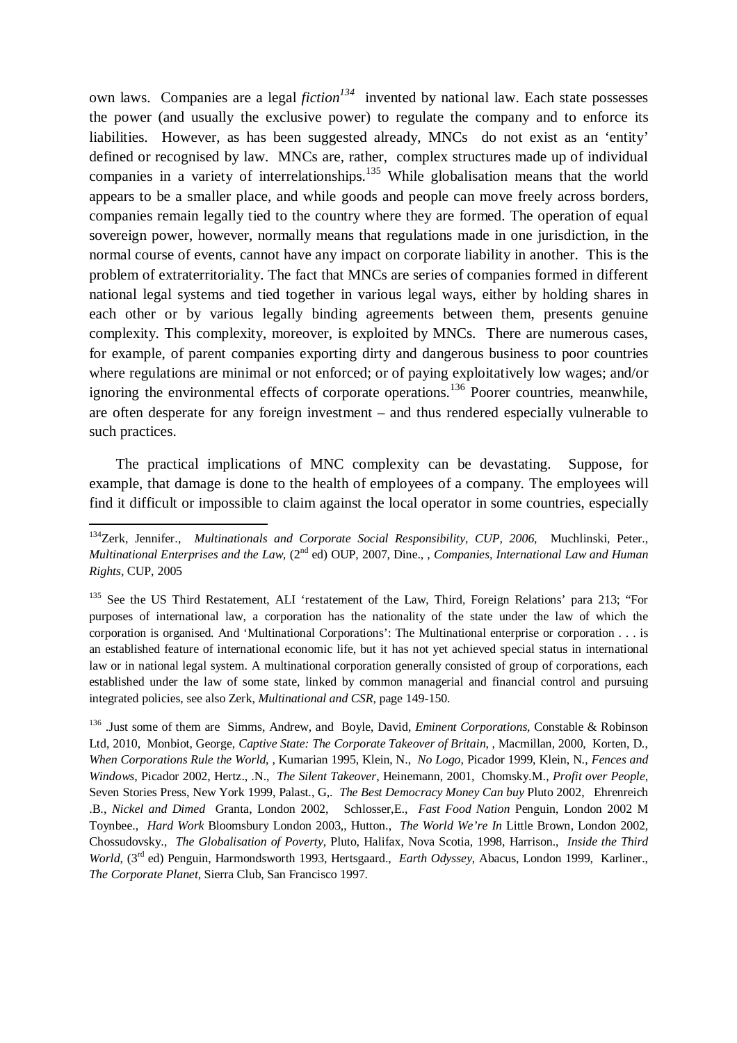own laws. Companies are a legal *fiction*[134] invented by national law. Each state possesses the power (and usually the exclusive power) to regulate the company and to enforce its liabilities. However, as has been suggested already, MNCs do not exist as an 'entity' defined or recognised by law. MNCs are, rather, complex structures made up of individual companies in a variety of interrelationships.[135] While globalisation means that the world appears to be a smaller place, and while goods and people can move freely across borders, companies remain legally tied to the country where they are formed. The operation of equal sovereign power, however, normally means that regulations made in one jurisdiction, in the normal course of events, cannot have any impact on corporate liability in another. This is the problem of extraterritoriality. The fact that MNCs are series of companies formed in different national legal systems and tied together in various legal ways, either by holding shares in each other or by various legally binding agreements between them, presents genuine complexity. This complexity, moreover, is exploited by MNCs. There are numerous cases, for example, of parent companies exporting dirty and dangerous business to poor countries where regulations are minimal or not enforced; or of paying exploitatively low wages; and/or ignoring the environmental effects of corporate operations.[136] Poorer countries, meanwhile, are often desperate for any foreign investment – and thus rendered especially vulnerable to such practices.

The practical implications of MNC complexity can be devastating. Suppose, for example, that damage is done to the health of employees of a company. The employees will find it difficult or impossible to claim against the local operator in some countries, especially

---

[134] Zerk, Jennifer., *Multinationals and Corporate Social Responsibility, CUP, 2006,* Muchlinski, Peter., *Multinational Enterprises and the Law,* (2nd ed) OUP, 2007, Dine., , *Companies, International Law and Human Rights,* CUP, 2005

[135] See the US Third Restatement, ALI 'restatement of the Law, Third, Foreign Relations' para 213; "For purposes of international law, a corporation has the nationality of the state under the law of which the corporation is organised. And 'Multinational Corporations': The Multinational enterprise or corporation . . . is an established feature of international economic life, but it has not yet achieved special status in international law or in national legal system. A multinational corporation generally consisted of group of corporations, each established under the law of some state, linked by common managerial and financial control and pursuing integrated policies, see also Zerk, *Multinational and CSR*, page 149-150.

[136] .Just some of them are Simms, Andrew, and Boyle, David, *Eminent Corporations*, Constable & Robinson Ltd, 2010, Monbiot, George, *Captive State: The Corporate Takeover of Britain*, , Macmillan, 2000, Korten, D., *When Corporations Rule the World*, , Kumarian 1995, Klein, N., *No Logo*, Picador 1999, Klein, N., *Fences and Windows*, Picador 2002, Hertz., .N., *The Silent Takeover*, Heinemann, 2001, Chomsky.M., *Profit over People*, Seven Stories Press, New York 1999, Palast., G,. *The Best Democracy Money Can buy* Pluto 2002, Ehrenreich .B., *Nickel and Dimed* Granta, London 2002, Schlosser,E., *Fast Food Nation* Penguin, London 2002 M Toynbee., *Hard Work* Bloomsbury London 2003,, Hutton., *The World We're In* Little Brown, London 2002, Chossudovsky., *The Globalisation of Poverty*, Pluto, Halifax, Nova Scotia, 1998, Harrison., *Inside the Third World*, (3rd ed) Penguin, Harmondsworth 1993, Hertsgaard., *Earth Odyssey*, Abacus, London 1999, Karliner., *The Corporate Planet*, Sierra Club, San Francisco 1997.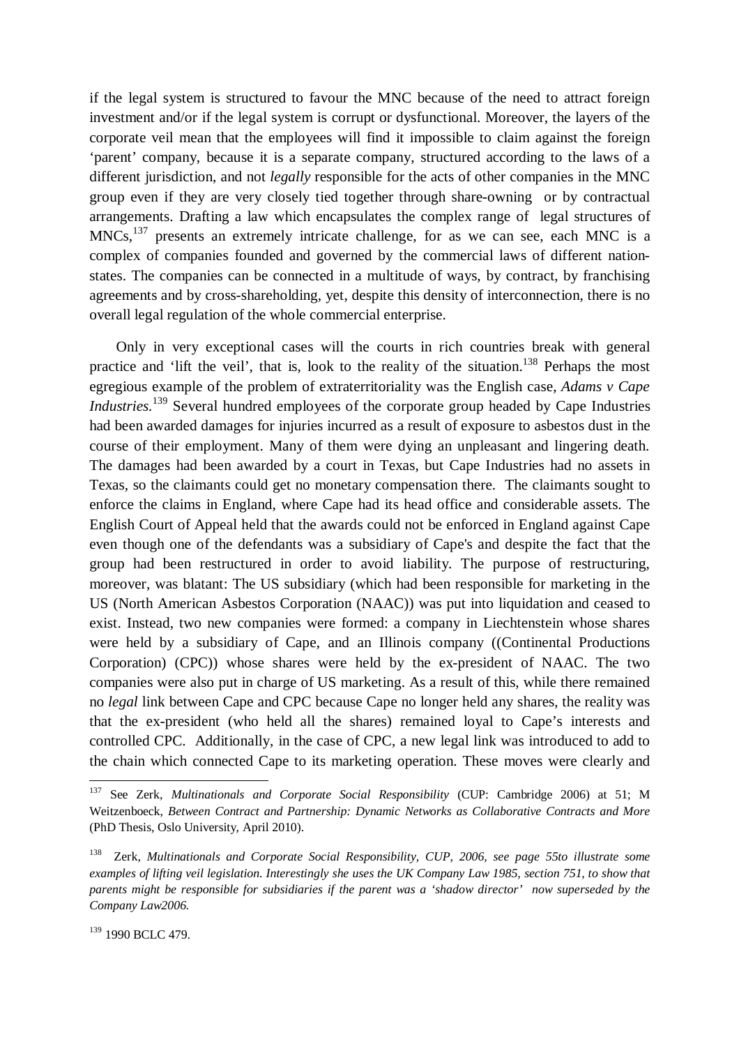if the legal system is structured to favour the MNC because of the need to attract foreign investment and/or if the legal system is corrupt or dysfunctional. Moreover, the layers of the corporate veil mean that the employees will find it impossible to claim against the foreign 'parent' company, because it is a separate company, structured according to the laws of a different jurisdiction, and not *legally* responsible for the acts of other companies in the MNC group even if they are very closely tied together through share-owning or by contractual arrangements. Drafting a law which encapsulates the complex range of legal structures of MNCs,[137] presents an extremely intricate challenge, for as we can see, each MNC is a complex of companies founded and governed by the commercial laws of different nation-states. The companies can be connected in a multitude of ways, by contract, by franchising agreements and by cross-shareholding, yet, despite this density of interconnection, there is no overall legal regulation of the whole commercial enterprise.

Only in very exceptional cases will the courts in rich countries break with general practice and 'lift the veil', that is, look to the reality of the situation.[138] Perhaps the most egregious example of the problem of extraterritoriality was the English case, *Adams v Cape Industries.*[139] Several hundred employees of the corporate group headed by Cape Industries had been awarded damages for injuries incurred as a result of exposure to asbestos dust in the course of their employment. Many of them were dying an unpleasant and lingering death. The damages had been awarded by a court in Texas, but Cape Industries had no assets in Texas, so the claimants could get no monetary compensation there. The claimants sought to enforce the claims in England, where Cape had its head office and considerable assets. The English Court of Appeal held that the awards could not be enforced in England against Cape even though one of the defendants was a subsidiary of Cape's and despite the fact that the group had been restructured in order to avoid liability. The purpose of restructuring, moreover, was blatant: The US subsidiary (which had been responsible for marketing in the US (North American Asbestos Corporation (NAAC)) was put into liquidation and ceased to exist. Instead, two new companies were formed: a company in Liechtenstein whose shares were held by a subsidiary of Cape, and an Illinois company ((Continental Productions Corporation) (CPC)) whose shares were held by the ex-president of NAAC. The two companies were also put in charge of US marketing. As a result of this, while there remained no *legal* link between Cape and CPC because Cape no longer held any shares, the reality was that the ex-president (who held all the shares) remained loyal to Cape's interests and controlled CPC. Additionally, in the case of CPC, a new legal link was introduced to add to the chain which connected Cape to its marketing operation. These moves were clearly and

---

[137] See Zerk, *Multinationals and Corporate Social Responsibility* (CUP: Cambridge 2006) at 51; M Weitzenboeck, *Between Contract and Partnership: Dynamic Networks as Collaborative Contracts and More* (PhD Thesis, Oslo University, April 2010).

[138] Zerk, *Multinationals and Corporate Social Responsibility, CUP, 2006, see page 55to illustrate some examples of lifting veil legislation. Interestingly she uses the UK Company Law 1985, section 751, to show that parents might be responsible for subsidiaries if the parent was a 'shadow director' now superseded by the Company Law2006.*

[139] 1990 BCLC 479.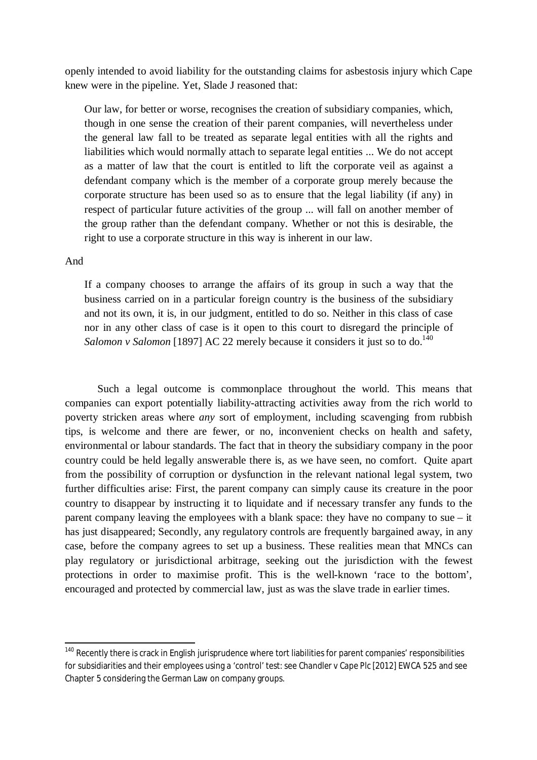openly intended to avoid liability for the outstanding claims for asbestosis injury which Cape knew were in the pipeline. Yet, Slade J reasoned that:

> Our law, for better or worse, recognises the creation of subsidiary companies, which, though in one sense the creation of their parent companies, will nevertheless under the general law fall to be treated as separate legal entities with all the rights and liabilities which would normally attach to separate legal entities ... We do not accept as a matter of law that the court is entitled to lift the corporate veil as against a defendant company which is the member of a corporate group merely because the corporate structure has been used so as to ensure that the legal liability (if any) in respect of particular future activities of the group ... will fall on another member of the group rather than the defendant company. Whether or not this is desirable, the right to use a corporate structure in this way is inherent in our law.

And

> If a company chooses to arrange the affairs of its group in such a way that the business carried on in a particular foreign country is the business of the subsidiary and not its own, it is, in our judgment, entitled to do so. Neither in this class of case nor in any other class of case is it open to this court to disregard the principle of *Salomon v Salomon* [1897] AC 22 merely because it considers it just so to do.[140]

Such a legal outcome is commonplace throughout the world. This means that companies can export potentially liability-attracting activities away from the rich world to poverty stricken areas where *any* sort of employment, including scavenging from rubbish tips, is welcome and there are fewer, or no, inconvenient checks on health and safety, environmental or labour standards. The fact that in theory the subsidiary company in the poor country could be held legally answerable there is, as we have seen, no comfort. Quite apart from the possibility of corruption or dysfunction in the relevant national legal system, two further difficulties arise: First, the parent company can simply cause its creature in the poor country to disappear by instructing it to liquidate and if necessary transfer any funds to the parent company leaving the employees with a blank space: they have no company to sue – it has just disappeared; Secondly, any regulatory controls are frequently bargained away, in any case, before the company agrees to set up a business. These realities mean that MNCs can play regulatory or jurisdictional arbitrage, seeking out the jurisdiction with the fewest protections in order to maximise profit. This is the well-known 'race to the bottom', encouraged and protected by commercial law, just as was the slave trade in earlier times.

---

[140] Recently there is crack in English jurisprudence where tort liabilities for parent companies' responsibilities for subsidiarities and their employees using a 'control' test: see Chandler v Cape Plc [2012] EWCA 525 and see Chapter 5 considering the German Law on company groups.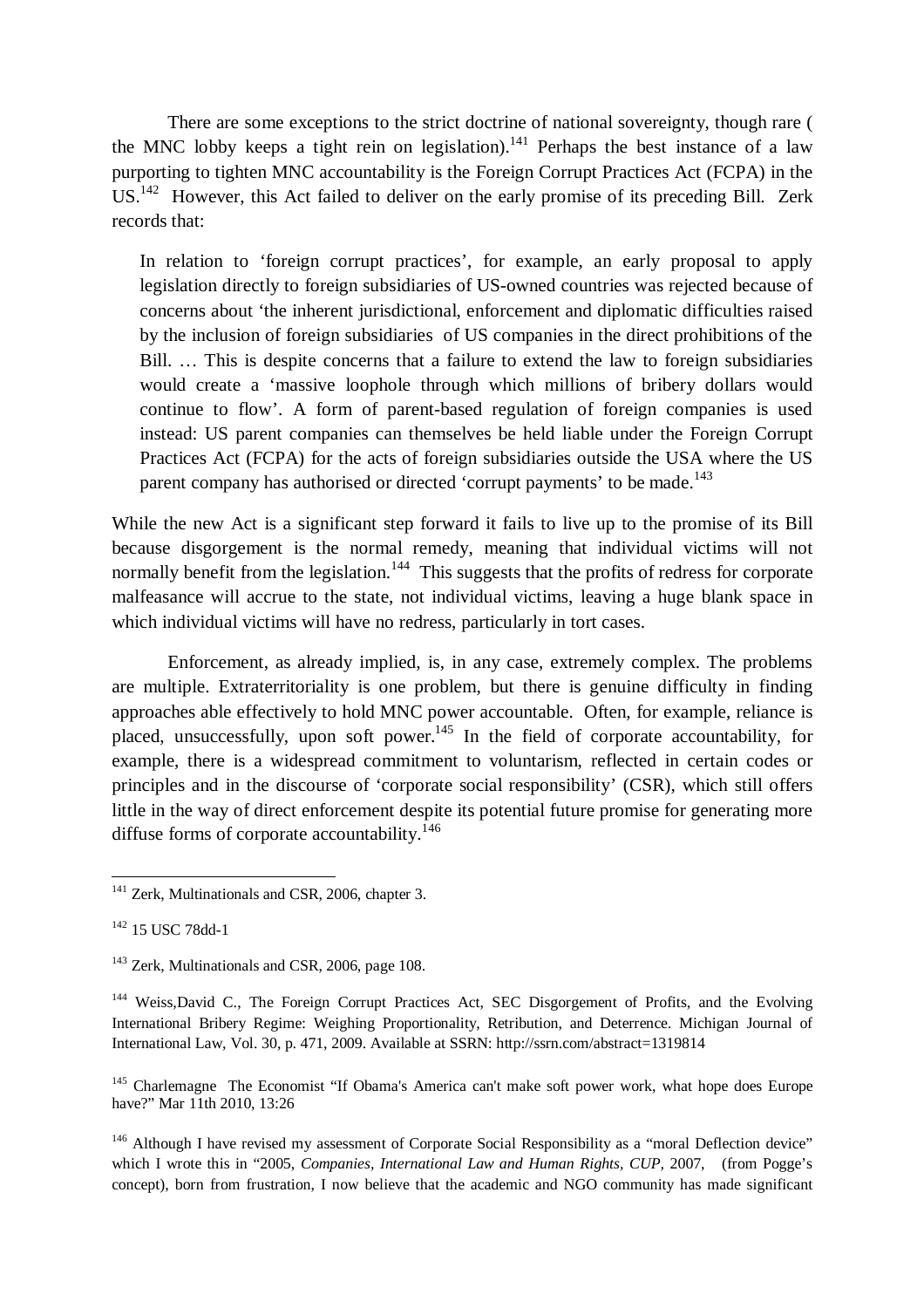There are some exceptions to the strict doctrine of national sovereignty, though rare ( the MNC lobby keeps a tight rein on legislation).[141] Perhaps the best instance of a law purporting to tighten MNC accountability is the Foreign Corrupt Practices Act (FCPA) in the US.[142] However, this Act failed to deliver on the early promise of its preceding Bill. Zerk records that:

> In relation to 'foreign corrupt practices', for example, an early proposal to apply legislation directly to foreign subsidiaries of US-owned countries was rejected because of concerns about 'the inherent jurisdictional, enforcement and diplomatic difficulties raised by the inclusion of foreign subsidiaries of US companies in the direct prohibitions of the Bill. … This is despite concerns that a failure to extend the law to foreign subsidiaries would create a 'massive loophole through which millions of bribery dollars would continue to flow'. A form of parent-based regulation of foreign companies is used instead: US parent companies can themselves be held liable under the Foreign Corrupt Practices Act (FCPA) for the acts of foreign subsidiaries outside the USA where the US parent company has authorised or directed 'corrupt payments' to be made.[143]

While the new Act is a significant step forward it fails to live up to the promise of its Bill because disgorgement is the normal remedy, meaning that individual victims will not normally benefit from the legislation.[144] This suggests that the profits of redress for corporate malfeasance will accrue to the state, not individual victims, leaving a huge blank space in which individual victims will have no redress, particularly in tort cases.

Enforcement, as already implied, is, in any case, extremely complex. The problems are multiple. Extraterritoriality is one problem, but there is genuine difficulty in finding approaches able effectively to hold MNC power accountable. Often, for example, reliance is placed, unsuccessfully, upon soft power.[145] In the field of corporate accountability, for example, there is a widespread commitment to voluntarism, reflected in certain codes or principles and in the discourse of 'corporate social responsibility' (CSR), which still offers little in the way of direct enforcement despite its potential future promise for generating more diffuse forms of corporate accountability.[146]

---

[141] Zerk, Multinationals and CSR, 2006, chapter 3.

[142] 15 USC 78dd-1

[143] Zerk, Multinationals and CSR, 2006, page 108.

[144] Weiss,David C., The Foreign Corrupt Practices Act, SEC Disgorgement of Profits, and the Evolving International Bribery Regime: Weighing Proportionality, Retribution, and Deterrence. Michigan Journal of International Law, Vol. 30, p. 471, 2009. Available at SSRN: http://ssrn.com/abstract=1319814

[145] Charlemagne The Economist "If Obama's America can't make soft power work, what hope does Europe have?" Mar 11th 2010, 13:26

[146] Although I have revised my assessment of Corporate Social Responsibility as a "moral Deflection device" which I wrote this in "2005, *Companies, International Law and Human Rights, CUP,* 2007, (from Pogge's concept), born from frustration, I now believe that the academic and NGO community has made significant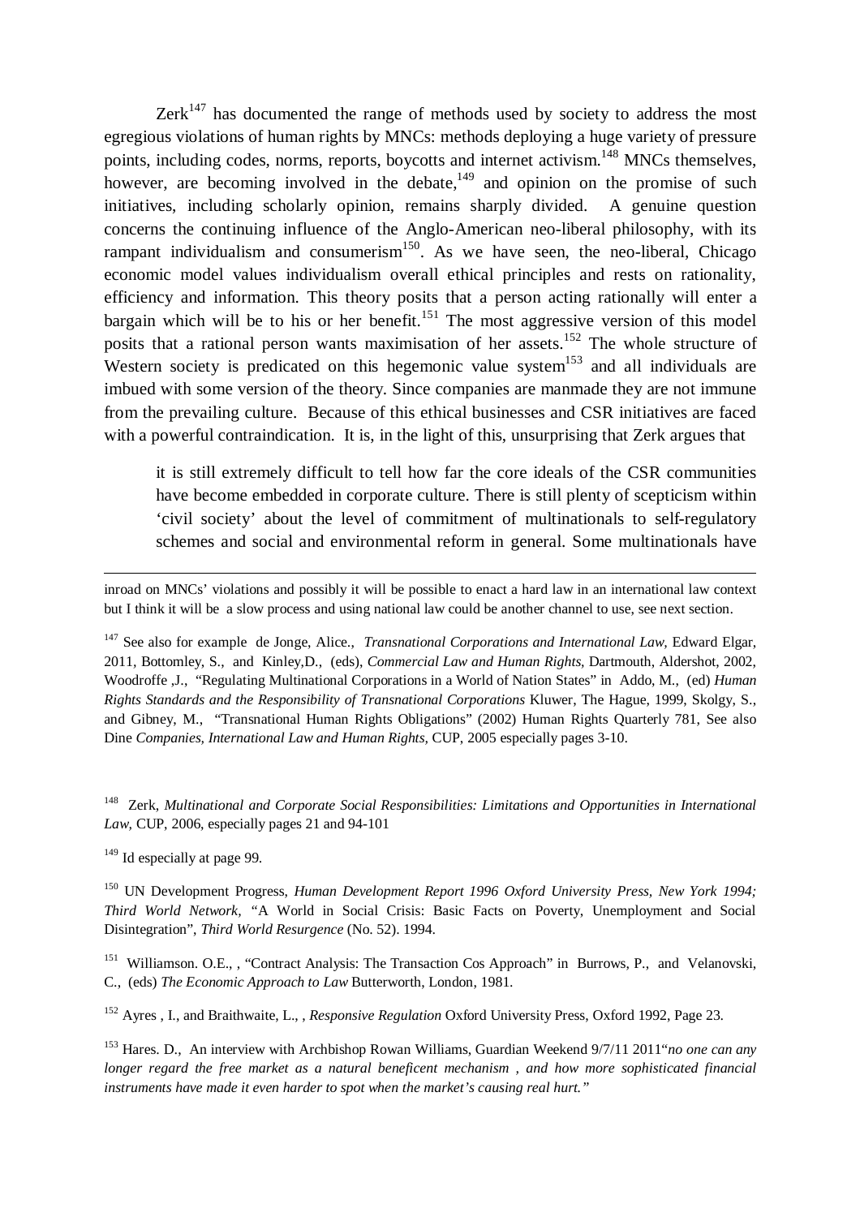Zerk[147] has documented the range of methods used by society to address the most egregious violations of human rights by MNCs: methods deploying a huge variety of pressure points, including codes, norms, reports, boycotts and internet activism.[148] MNCs themselves, however, are becoming involved in the debate,[149] and opinion on the promise of such initiatives, including scholarly opinion, remains sharply divided. A genuine question concerns the continuing influence of the Anglo-American neo-liberal philosophy, with its rampant individualism and consumerism[150]. As we have seen, the neo-liberal, Chicago economic model values individualism overall ethical principles and rests on rationality, efficiency and information. This theory posits that a person acting rationally will enter a bargain which will be to his or her benefit.[151] The most aggressive version of this model posits that a rational person wants maximisation of her assets.[152] The whole structure of Western society is predicated on this hegemonic value system[153] and all individuals are imbued with some version of the theory. Since companies are manmade they are not immune from the prevailing culture. Because of this ethical businesses and CSR initiatives are faced with a powerful contraindication. It is, in the light of this, unsurprising that Zerk argues that

> it is still extremely difficult to tell how far the core ideals of the CSR communities have become embedded in corporate culture. There is still plenty of scepticism within 'civil society' about the level of commitment of multinationals to self-regulatory schemes and social and environmental reform in general. Some multinationals have

---

inroad on MNCs' violations and possibly it will be possible to enact a hard law in an international law context but I think it will be a slow process and using national law could be another channel to use, see next section.

[147] See also for example de Jonge, Alice., *Transnational Corporations and International Law,* Edward Elgar, 2011, Bottomley, S., and Kinley,D., (eds), *Commercial Law and Human Rights,* Dartmouth, Aldershot, 2002, Woodroffe ,J., "Regulating Multinational Corporations in a World of Nation States" in Addo, M., (ed) *Human Rights Standards and the Responsibility of Transnational Corporations* Kluwer, The Hague, 1999, Skolgy, S., and Gibney, M., "Transnational Human Rights Obligations" (2002) Human Rights Quarterly 781, See also Dine *Companies, International Law and Human Rights,* CUP, 2005 especially pages 3-10.

[148] Zerk, *Multinational and Corporate Social Responsibilities: Limitations and Opportunities in International Law,* CUP, 2006, especially pages 21 and 94-101

[149] Id especially at page 99.

[150] UN Development Progress, *Human Development Report 1996 Oxford University Press, New York 1994; Third World Network,* "A World in Social Crisis: Basic Facts on Poverty, Unemployment and Social Disintegration", *Third World Resurgence* (No. 52). 1994.

[151] Williamson. O.E., , "Contract Analysis: The Transaction Cos Approach" in Burrows, P., and Velanovski, C., (eds) *The Economic Approach to Law* Butterworth, London, 1981.

[152] Ayres , I., and Braithwaite, L., , *Responsive Regulation* Oxford University Press, Oxford 1992, Page 23.

[153] Hares. D., An interview with Archbishop Rowan Williams, Guardian Weekend 9/7/11 2011"*no one can any longer regard the free market as a natural beneficent mechanism , and how more sophisticated financial instruments have made it even harder to spot when the market's causing real hurt."*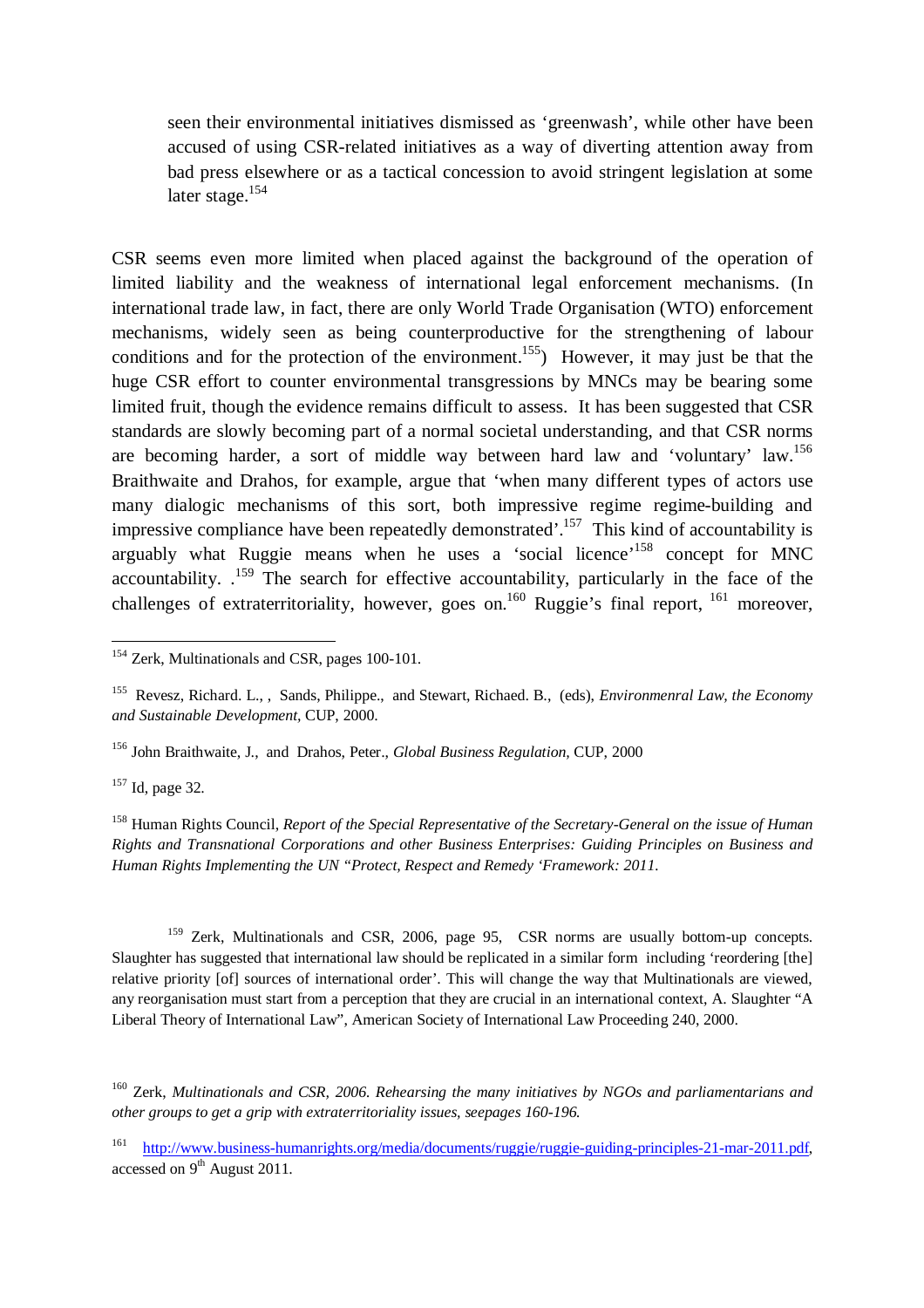> seen their environmental initiatives dismissed as 'greenwash', while other have been accused of using CSR-related initiatives as a way of diverting attention away from bad press elsewhere or as a tactical concession to avoid stringent legislation at some later stage.[154]

CSR seems even more limited when placed against the background of the operation of limited liability and the weakness of international legal enforcement mechanisms. (In international trade law, in fact, there are only World Trade Organisation (WTO) enforcement mechanisms, widely seen as being counterproductive for the strengthening of labour conditions and for the protection of the environment.[155]) However, it may just be that the huge CSR effort to counter environmental transgressions by MNCs may be bearing some limited fruit, though the evidence remains difficult to assess. It has been suggested that CSR standards are slowly becoming part of a normal societal understanding, and that CSR norms are becoming harder, a sort of middle way between hard law and 'voluntary' law.[156] Braithwaite and Drahos, for example, argue that 'when many different types of actors use many dialogic mechanisms of this sort, both impressive regime regime-building and impressive compliance have been repeatedly demonstrated'.[157] This kind of accountability is arguably what Ruggie means when he uses a 'social licence'[158] concept for MNC accountability. .[159] The search for effective accountability, particularly in the face of the challenges of extraterritoriality, however, goes on.[160] Ruggie's final report, [161] moreover,

---

[154] Zerk, Multinationals and CSR, pages 100-101.

[155] Revesz, Richard. L., , Sands, Philippe., and Stewart, Richaed. B., (eds), *Environmenral Law, the Economy and Sustainable Development*, CUP, 2000.

[156] John Braithwaite, J., and Drahos, Peter., *Global Business Regulation*, CUP, 2000

[157] Id, page 32.

[158] Human Rights Council, *Report of the Special Representative of the Secretary-General on the issue of Human Rights and Transnational Corporations and other Business Enterprises: Guiding Principles on Business and Human Rights Implementing the UN "Protect, Respect and Remedy 'Framework: 2011.*

[159] Zerk, Multinationals and CSR, 2006, page 95, CSR norms are usually bottom-up concepts. Slaughter has suggested that international law should be replicated in a similar form including 'reordering [the] relative priority [of] sources of international order'. This will change the way that Multinationals are viewed, any reorganisation must start from a perception that they are crucial in an international context, A. Slaughter "A Liberal Theory of International Law", American Society of International Law Proceeding 240, 2000.

[160] Zerk, *Multinationals and CSR, 2006. Rehearsing the many initiatives by NGOs and parliamentarians and other groups to get a grip with extraterritoriality issues, seepages 160-196.*

[161] http://www.business-humanrights.org/media/documents/ruggie/ruggie-guiding-principles-21-mar-2011.pdf, accessed on 9th August 2011.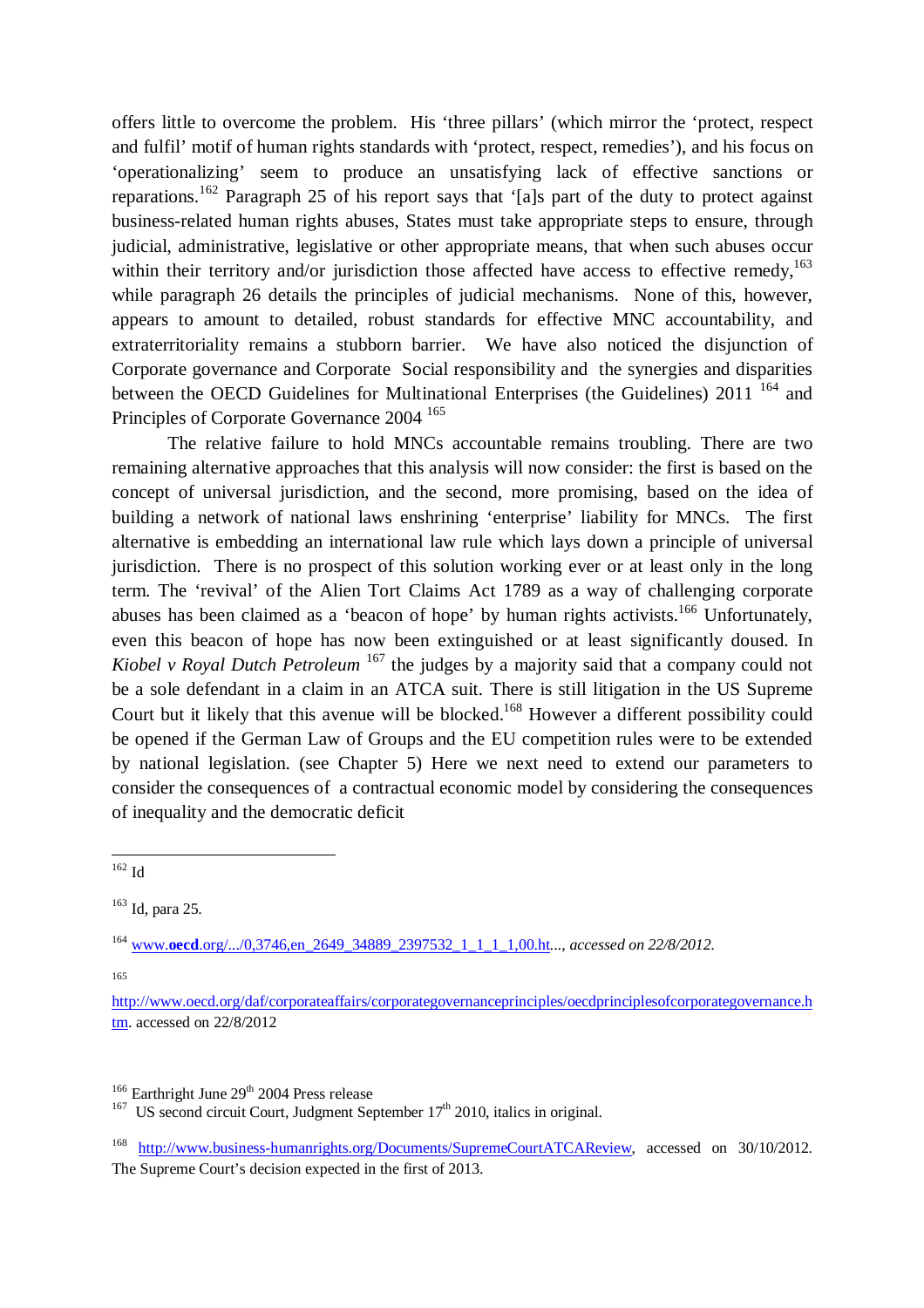offers little to overcome the problem. His 'three pillars' (which mirror the 'protect, respect and fulfil' motif of human rights standards with 'protect, respect, remedies'), and his focus on 'operationalizing' seem to produce an unsatisfying lack of effective sanctions or reparations.[162] Paragraph 25 of his report says that '[a]s part of the duty to protect against business-related human rights abuses, States must take appropriate steps to ensure, through judicial, administrative, legislative or other appropriate means, that when such abuses occur within their territory and/or jurisdiction those affected have access to effective remedy,[163] while paragraph 26 details the principles of judicial mechanisms. None of this, however, appears to amount to detailed, robust standards for effective MNC accountability, and extraterritoriality remains a stubborn barrier. We have also noticed the disjunction of Corporate governance and Corporate Social responsibility and the synergies and disparities between the OECD Guidelines for Multinational Enterprises (the Guidelines) 2011 [164] and Principles of Corporate Governance 2004 [165]

The relative failure to hold MNCs accountable remains troubling. There are two remaining alternative approaches that this analysis will now consider: the first is based on the concept of universal jurisdiction, and the second, more promising, based on the idea of building a network of national laws enshrining 'enterprise' liability for MNCs. The first alternative is embedding an international law rule which lays down a principle of universal jurisdiction. There is no prospect of this solution working ever or at least only in the long term. The 'revival' of the Alien Tort Claims Act 1789 as a way of challenging corporate abuses has been claimed as a 'beacon of hope' by human rights activists.[166] Unfortunately, even this beacon of hope has now been extinguished or at least significantly doused. In *Kiobel v Royal Dutch Petroleum* [167] the judges by a majority said that a company could not be a sole defendant in a claim in an ATCA suit. There is still litigation in the US Supreme Court but it likely that this avenue will be blocked.[168] However a different possibility could be opened if the German Law of Groups and the EU competition rules were to be extended by national legislation. (see Chapter 5) Here we next need to extend our parameters to consider the consequences of a contractual economic model by considering the consequences of inequality and the democratic deficit

---

[162] Id

[163] Id, para 25.

[164] www.**oecd**.org/.../0,3746,en_2649_34889_2397532_1_1_1_1,00.ht..., *accessed on 22/8/2012.*

[165] http://www.oecd.org/daf/corporateaffairs/corporategovernanceprinciples/oecdprinciplesofcorporategovernance.htm. accessed on 22/8/2012

[166] Earthright June 29th 2004 Press release

[167] US second circuit Court, Judgment September 17th 2010, italics in original.

[168] http://www.business-humanrights.org/Documents/SupremeCourtATCAReview, accessed on 30/10/2012. The Supreme Court's decision expected in the first of 2013.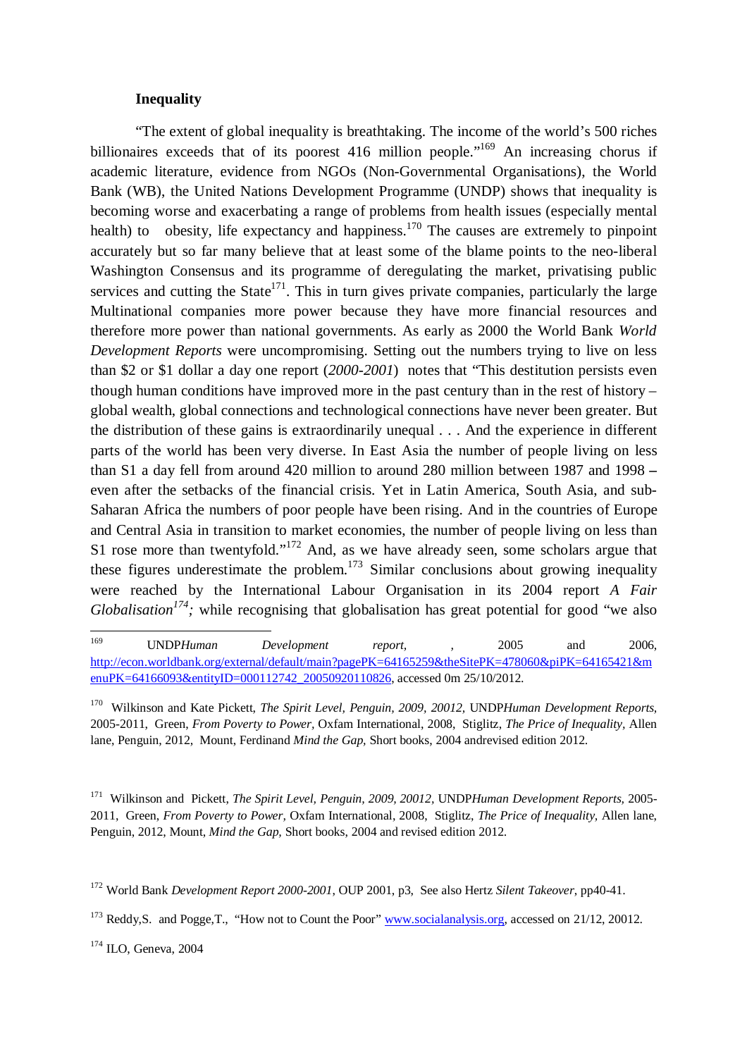**Inequality**

"The extent of global inequality is breathtaking. The income of the world's 500 riches billionaires exceeds that of its poorest 416 million people."[169] An increasing chorus if academic literature, evidence from NGOs (Non-Governmental Organisations), the World Bank (WB), the United Nations Development Programme (UNDP) shows that inequality is becoming worse and exacerbating a range of problems from health issues (especially mental health) to obesity, life expectancy and happiness.[170] The causes are extremely to pinpoint accurately but so far many believe that at least some of the blame points to the neo-liberal Washington Consensus and its programme of deregulating the market, privatising public services and cutting the State[171]. This in turn gives private companies, particularly the large Multinational companies more power because they have more financial resources and therefore more power than national governments. As early as 2000 the World Bank *World Development Reports* were uncompromising. Setting out the numbers trying to live on less than $2 or $1 dollar a day one report (*2000-2001*) notes that "This destitution persists even though human conditions have improved more in the past century than in the rest of history – global wealth, global connections and technological connections have never been greater. But the distribution of these gains is extraordinarily unequal . . . And the experience in different parts of the world has been very diverse. In East Asia the number of people living on less than S1 a day fell from around 420 million to around 280 million between 1987 and 1998 – even after the setbacks of the financial crisis. Yet in Latin America, South Asia, and sub-Saharan Africa the numbers of poor people have been rising. And in the countries of Europe and Central Asia in transition to market economies, the number of people living on less than S1 rose more than twentyfold."[172] And, as we have already seen, some scholars argue that these figures underestimate the problem.[173] Similar conclusions about growing inequality were reached by the International Labour Organisation in its 2004 report *A Fair Globalisation[174];* while recognising that globalisation has great potential for good "we also

---

[169] UNDP*Human Development report*, , 2005 and 2006, http://econ.worldbank.org/external/default/main?pagePK=64165259&theSitePK=478060&piPK=64165421&menuPK=64166093&entityID=000112742_20050920110826, accessed 0m 25/10/2012.

[170] Wilkinson and Kate Pickett, *The Spirit Level, Penguin, 2009, 20012,* UNDP*Human Development Reports*, 2005-2011, Green, *From Poverty to Power,* Oxfam International, 2008, Stiglitz, *The Price of Inequality*, Allen lane, Penguin, 2012, Mount, Ferdinand *Mind the Gap*, Short books, 2004 andrevised edition 2012.

[171] Wilkinson and Pickett, *The Spirit Level, Penguin, 2009, 20012,* UNDP*Human Development Reports,* 2005-2011, Green, *From Poverty to Power,* Oxfam International, 2008, Stiglitz, *The Price of Inequality,* Allen lane, Penguin, 2012, Mount, *Mind the Gap,* Short books, 2004 and revised edition 2012.

[172] World Bank *Development Report 2000-2001*, OUP 2001, p3, See also Hertz *Silent Takeover*, pp40-41.

[173] Reddy,S. and Pogge,T., "How not to Count the Poor" www.socialanalysis.org, accessed on 21/12, 20012.

[174] ILO, Geneva, 2004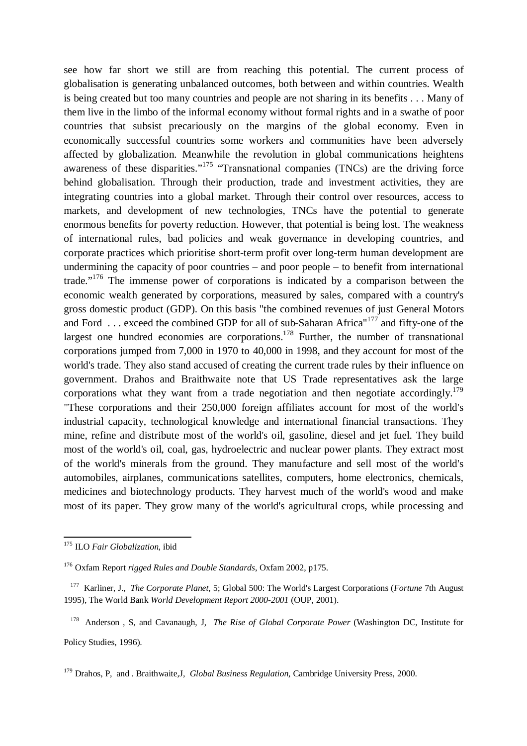see how far short we still are from reaching this potential. The current process of globalisation is generating unbalanced outcomes, both between and within countries. Wealth is being created but too many countries and people are not sharing in its benefits . . . Many of them live in the limbo of the informal economy without formal rights and in a swathe of poor countries that subsist precariously on the margins of the global economy. Even in economically successful countries some workers and communities have been adversely affected by globalization. Meanwhile the revolution in global communications heightens awareness of these disparities."[175] "Transnational companies (TNCs) are the driving force behind globalisation. Through their production, trade and investment activities, they are integrating countries into a global market. Through their control over resources, access to markets, and development of new technologies, TNCs have the potential to generate enormous benefits for poverty reduction. However, that potential is being lost. The weakness of international rules, bad policies and weak governance in developing countries, and corporate practices which prioritise short-term profit over long-term human development are undermining the capacity of poor countries – and poor people – to benefit from international trade."[176] The immense power of corporations is indicated by a comparison between the economic wealth generated by corporations, measured by sales, compared with a country's gross domestic product (GDP). On this basis "the combined revenues of just General Motors and Ford . . . exceed the combined GDP for all of sub-Saharan Africa"[177] and fifty-one of the largest one hundred economies are corporations.[178] Further, the number of transnational corporations jumped from 7,000 in 1970 to 40,000 in 1998, and they account for most of the world's trade. They also stand accused of creating the current trade rules by their influence on government. Drahos and Braithwaite note that US Trade representatives ask the large corporations what they want from a trade negotiation and then negotiate accordingly.[179] "These corporations and their 250,000 foreign affiliates account for most of the world's industrial capacity, technological knowledge and international financial transactions. They mine, refine and distribute most of the world's oil, gasoline, diesel and jet fuel. They build most of the world's oil, coal, gas, hydroelectric and nuclear power plants. They extract most of the world's minerals from the ground. They manufacture and sell most of the world's automobiles, airplanes, communications satellites, computers, home electronics, chemicals, medicines and biotechnology products. They harvest much of the world's wood and make most of its paper. They grow many of the world's agricultural crops, while processing and

---

[175] ILO *Fair Globalization*, ibid

[176] Oxfam Report *rigged Rules and Double Standards*, Oxfam 2002, p175.

[177] Karliner, J., *The Corporate Planet*, 5; Global 500: The World's Largest Corporations (*Fortune* 7th August 1995), The World Bank *World Development Report 2000-2001* (OUP, 2001).

[178] Anderson , S, and Cavanaugh, J, *The Rise of Global Corporate Power* (Washington DC, Institute for Policy Studies, 1996).

[179] Drahos, P, and . Braithwaite,J, *Global Business Regulation*, Cambridge University Press, 2000.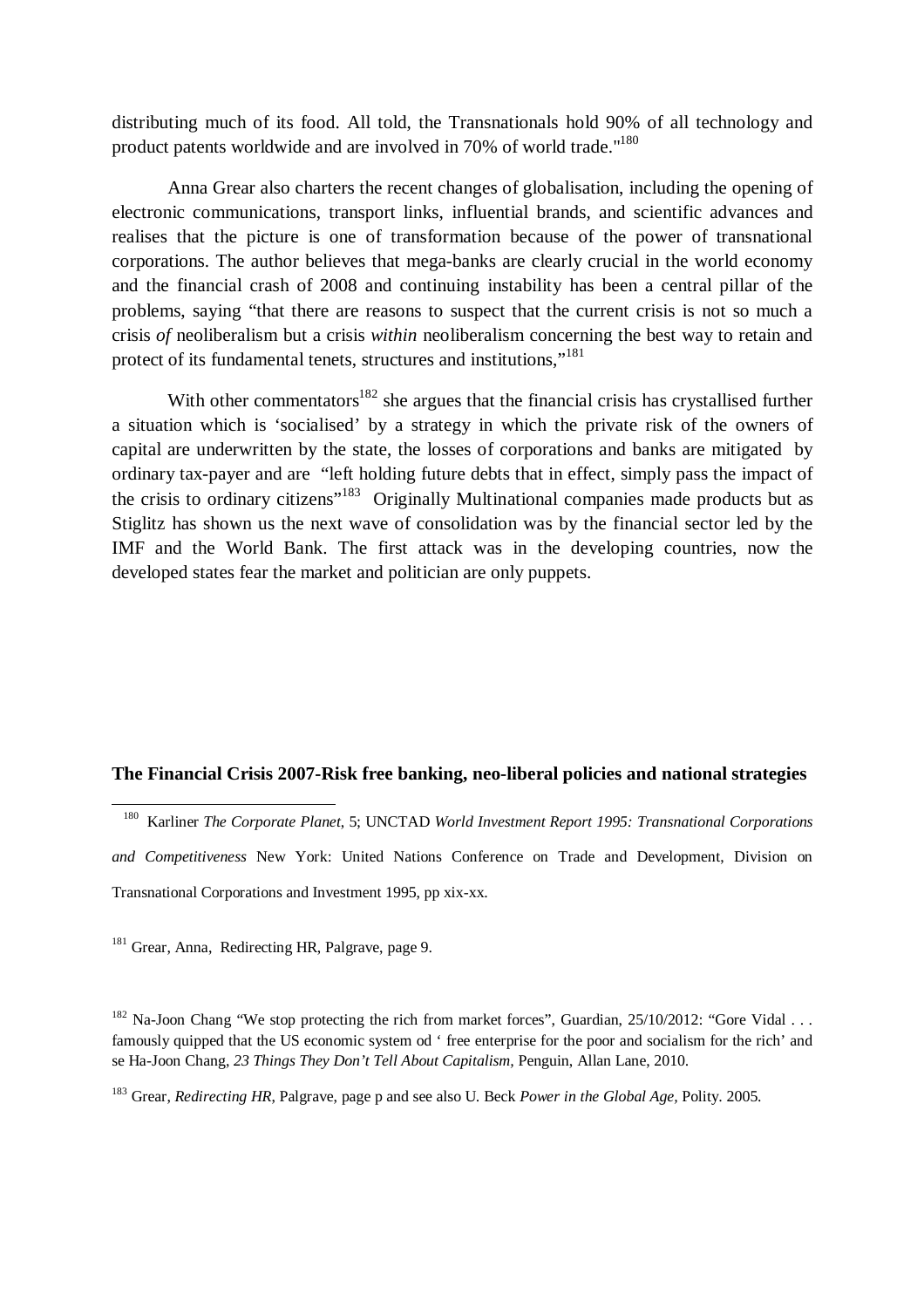distributing much of its food. All told, the Transnationals hold 90% of all technology and product patents worldwide and are involved in 70% of world trade."[180]

Anna Grear also charters the recent changes of globalisation, including the opening of electronic communications, transport links, influential brands, and scientific advances and realises that the picture is one of transformation because of the power of transnational corporations. The author believes that mega-banks are clearly crucial in the world economy and the financial crash of 2008 and continuing instability has been a central pillar of the problems, saying "that there are reasons to suspect that the current crisis is not so much a crisis *of* neoliberalism but a crisis *within* neoliberalism concerning the best way to retain and protect of its fundamental tenets, structures and institutions,"[181]

With other commentators[182] she argues that the financial crisis has crystallised further a situation which is 'socialised' by a strategy in which the private risk of the owners of capital are underwritten by the state, the losses of corporations and banks are mitigated by ordinary tax-payer and are "left holding future debts that in effect, simply pass the impact of the crisis to ordinary citizens"[183] Originally Multinational companies made products but as Stiglitz has shown us the next wave of consolidation was by the financial sector led by the IMF and the World Bank. The first attack was in the developing countries, now the developed states fear the market and politician are only puppets.

**The Financial Crisis 2007-Risk free banking, neo-liberal policies and national strategies**

---

[180] Karliner *The Corporate Planet*, 5; UNCTAD *World Investment Report 1995: Transnational Corporations and Competitiveness* New York: United Nations Conference on Trade and Development, Division on Transnational Corporations and Investment 1995, pp xix-xx.

[181] Grear, Anna, Redirecting HR, Palgrave, page 9.

[182] Na-Joon Chang "We stop protecting the rich from market forces", Guardian, 25/10/2012: "Gore Vidal . . . famously quipped that the US economic system od ' free enterprise for the poor and socialism for the rich' and se Ha-Joon Chang, *23 Things They Don't Tell About Capitalism,* Penguin, Allan Lane, 2010.

[183] Grear, *Redirecting HR*, Palgrave, page p and see also U. Beck *Power in the Global Age,* Polity. 2005.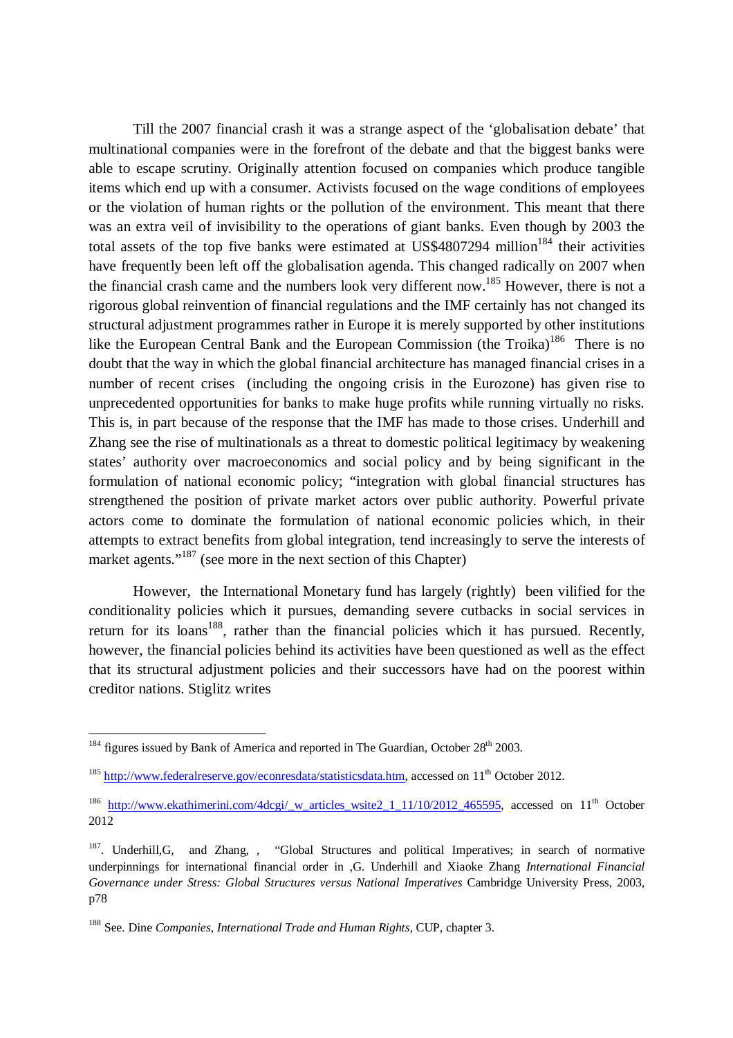Till the 2007 financial crash it was a strange aspect of the 'globalisation debate' that multinational companies were in the forefront of the debate and that the biggest banks were able to escape scrutiny. Originally attention focused on companies which produce tangible items which end up with a consumer. Activists focused on the wage conditions of employees or the violation of human rights or the pollution of the environment. This meant that there was an extra veil of invisibility to the operations of giant banks. Even though by 2003 the total assets of the top five banks were estimated at US$4807294 million[184] their activities have frequently been left off the globalisation agenda. This changed radically on 2007 when the financial crash came and the numbers look very different now.[185] However, there is not a rigorous global reinvention of financial regulations and the IMF certainly has not changed its structural adjustment programmes rather in Europe it is merely supported by other institutions like the European Central Bank and the European Commission (the Troika)[186] There is no doubt that the way in which the global financial architecture has managed financial crises in a number of recent crises (including the ongoing crisis in the Eurozone) has given rise to unprecedented opportunities for banks to make huge profits while running virtually no risks. This is, in part because of the response that the IMF has made to those crises. Underhill and Zhang see the rise of multinationals as a threat to domestic political legitimacy by weakening states' authority over macroeconomics and social policy and by being significant in the formulation of national economic policy; "integration with global financial structures has strengthened the position of private market actors over public authority. Powerful private actors come to dominate the formulation of national economic policies which, in their attempts to extract benefits from global integration, tend increasingly to serve the interests of market agents."[187] (see more in the next section of this Chapter)

However, the International Monetary fund has largely (rightly) been vilified for the conditionality policies which it pursues, demanding severe cutbacks in social services in return for its loans[188], rather than the financial policies which it has pursued. Recently, however, the financial policies behind its activities have been questioned as well as the effect that its structural adjustment policies and their successors have had on the poorest within creditor nations. Stiglitz writes

---

[184] figures issued by Bank of America and reported in The Guardian, October 28th 2003.

[185] http://www.federalreserve.gov/econresdata/statisticsdata.htm, accessed on 11th October 2012.

[186] http://www.ekathimerini.com/4dcgi/_w_articles_wsite2_1_11/10/2012_465595, accessed on 11th October 2012

[187]. Underhill,G, and Zhang, , "Global Structures and political Imperatives; in search of normative underpinnings for international financial order in ,G. Underhill and Xiaoke Zhang *International Financial Governance under Stress: Global Structures versus National Imperatives* Cambridge University Press, 2003, p78

[188] See. Dine *Companies, International Trade and Human Rights,* CUP, chapter 3.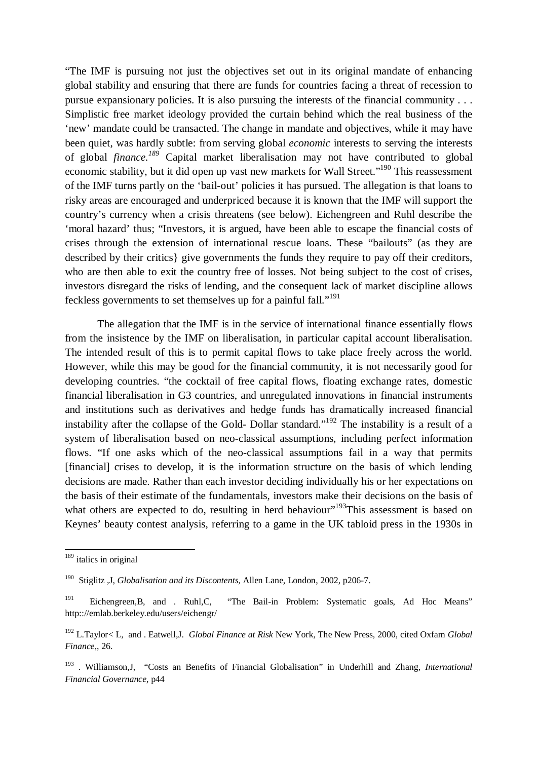"The IMF is pursuing not just the objectives set out in its original mandate of enhancing global stability and ensuring that there are funds for countries facing a threat of recession to pursue expansionary policies. It is also pursuing the interests of the financial community . . . Simplistic free market ideology provided the curtain behind which the real business of the 'new' mandate could be transacted. The change in mandate and objectives, while it may have been quiet, was hardly subtle: from serving global *economic* interests to serving the interests of global *finance.*[189] Capital market liberalisation may not have contributed to global economic stability, but it did open up vast new markets for Wall Street."[190] This reassessment of the IMF turns partly on the 'bail-out' policies it has pursued. The allegation is that loans to risky areas are encouraged and underpriced because it is known that the IMF will support the country's currency when a crisis threatens (see below). Eichengreen and Ruhl describe the 'moral hazard' thus; "Investors, it is argued, have been able to escape the financial costs of crises through the extension of international rescue loans. These "bailouts" (as they are described by their critics} give governments the funds they require to pay off their creditors, who are then able to exit the country free of losses. Not being subject to the cost of crises, investors disregard the risks of lending, and the consequent lack of market discipline allows feckless governments to set themselves up for a painful fall."[191]

The allegation that the IMF is in the service of international finance essentially flows from the insistence by the IMF on liberalisation, in particular capital account liberalisation. The intended result of this is to permit capital flows to take place freely across the world. However, while this may be good for the financial community, it is not necessarily good for developing countries. "the cocktail of free capital flows, floating exchange rates, domestic financial liberalisation in G3 countries, and unregulated innovations in financial instruments and institutions such as derivatives and hedge funds has dramatically increased financial instability after the collapse of the Gold- Dollar standard."[192] The instability is a result of a system of liberalisation based on neo-classical assumptions, including perfect information flows. "If one asks which of the neo-classical assumptions fail in a way that permits [financial] crises to develop, it is the information structure on the basis of which lending decisions are made. Rather than each investor deciding individually his or her expectations on the basis of their estimate of the fundamentals, investors make their decisions on the basis of what others are expected to do, resulting in herd behaviour"[193]This assessment is based on Keynes' beauty contest analysis, referring to a game in the UK tabloid press in the 1930s in

---

[189] italics in original

[190] Stiglitz ,J, *Globalisation and its Discontents*, Allen Lane, London, 2002, p206-7.

[191] Eichengreen,B, and . Ruhl,C, "The Bail-in Problem: Systematic goals, Ad Hoc Means" http:://emlab.berkeley.edu/users/eichengr/

[192] L.Taylor< L, and . Eatwell,J. *Global Finance at Risk* New York, The New Press, 2000, cited Oxfam *Global Finance*,, 26.

[193] . Williamson,J, "Costs an Benefits of Financial Globalisation" in Underhill and Zhang, *International Financial Governance,* p44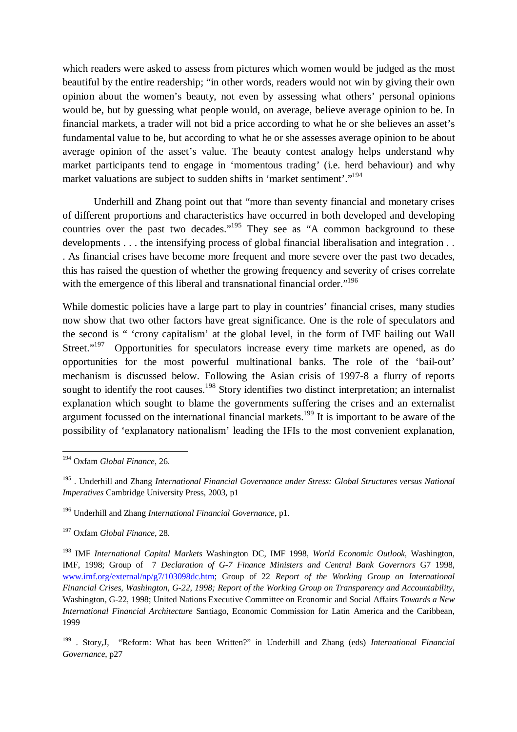which readers were asked to assess from pictures which women would be judged as the most beautiful by the entire readership; "in other words, readers would not win by giving their own opinion about the women's beauty, not even by assessing what others' personal opinions would be, but by guessing what people would, on average, believe average opinion to be. In financial markets, a trader will not bid a price according to what he or she believes an asset's fundamental value to be, but according to what he or she assesses average opinion to be about average opinion of the asset's value. The beauty contest analogy helps understand why market participants tend to engage in 'momentous trading' (i.e. herd behaviour) and why market valuations are subject to sudden shifts in 'market sentiment'."[194]

Underhill and Zhang point out that "more than seventy financial and monetary crises of different proportions and characteristics have occurred in both developed and developing countries over the past two decades."[195] They see as "A common background to these developments . . . the intensifying process of global financial liberalisation and integration . . . As financial crises have become more frequent and more severe over the past two decades, this has raised the question of whether the growing frequency and severity of crises correlate with the emergence of this liberal and transnational financial order."[196]

While domestic policies have a large part to play in countries' financial crises, many studies now show that two other factors have great significance. One is the role of speculators and the second is " 'crony capitalism' at the global level, in the form of IMF bailing out Wall Street."[197] Opportunities for speculators increase every time markets are opened, as do opportunities for the most powerful multinational banks. The role of the 'bail-out' mechanism is discussed below. Following the Asian crisis of 1997-8 a flurry of reports sought to identify the root causes.[198] Story identifies two distinct interpretation; an internalist explanation which sought to blame the governments suffering the crises and an externalist argument focussed on the international financial markets.[199] It is important to be aware of the possibility of 'explanatory nationalism' leading the IFIs to the most convenient explanation,

---

[194] Oxfam *Global Finance*, 26.

[195] . Underhill and Zhang *International Financial Governance under Stress: Global Structures versus National Imperatives* Cambridge University Press, 2003, p1

[196] Underhill and Zhang *International Financial Governance*, p1.

[197] Oxfam *Global Finance*, 28.

[198] IMF *International Capital Markets* Washington DC, IMF 1998, *World Economic Outlook*, Washington, IMF, 1998; Group of 7 *Declaration of G-7 Finance Ministers and Central Bank Governors* G7 1998, www.imf.org/external/np/g7/103098dc.htm; Group of 22 *Report of the Working Group on International Financial Crises, Washington, G-22, 1998; Report of the Working Group on Transparency and Accountability*, Washington, G-22, 1998; United Nations Executive Committee on Economic and Social Affairs *Towards a New International Financial Architecture* Santiago, Economic Commission for Latin America and the Caribbean, 1999

[199] . Story,J, "Reform: What has been Written?" in Underhill and Zhang (eds) *International Financial Governance*, p27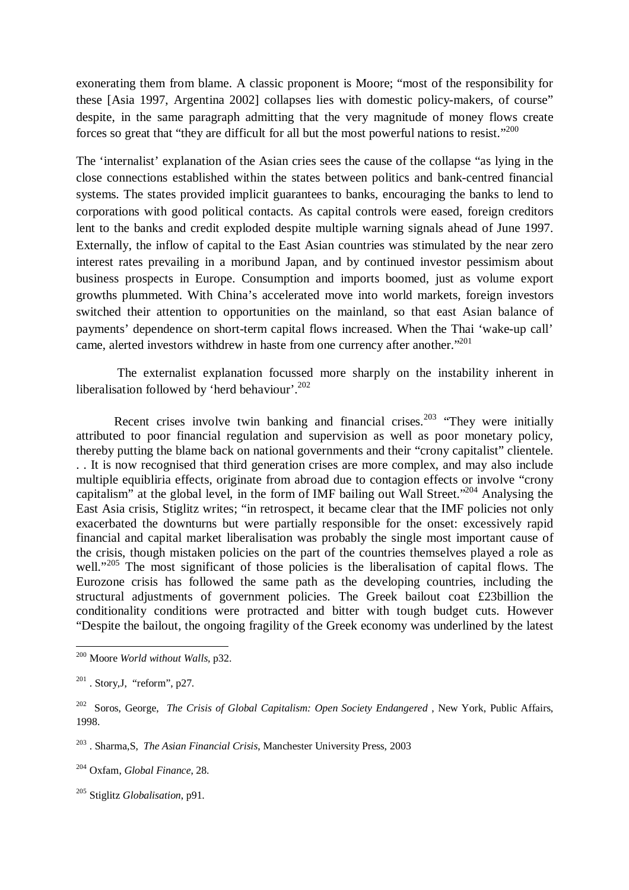exonerating them from blame. A classic proponent is Moore; "most of the responsibility for these [Asia 1997, Argentina 2002] collapses lies with domestic policy-makers, of course" despite, in the same paragraph admitting that the very magnitude of money flows create forces so great that "they are difficult for all but the most powerful nations to resist."[200]

The 'internalist' explanation of the Asian cries sees the cause of the collapse "as lying in the close connections established within the states between politics and bank-centred financial systems. The states provided implicit guarantees to banks, encouraging the banks to lend to corporations with good political contacts. As capital controls were eased, foreign creditors lent to the banks and credit exploded despite multiple warning signals ahead of June 1997. Externally, the inflow of capital to the East Asian countries was stimulated by the near zero interest rates prevailing in a moribund Japan, and by continued investor pessimism about business prospects in Europe. Consumption and imports boomed, just as volume export growths plummeted. With China's accelerated move into world markets, foreign investors switched their attention to opportunities on the mainland, so that east Asian balance of payments' dependence on short-term capital flows increased. When the Thai 'wake-up call' came, alerted investors withdrew in haste from one currency after another."[201]

The externalist explanation focussed more sharply on the instability inherent in liberalisation followed by 'herd behaviour'.[202]

Recent crises involve twin banking and financial crises.[203] "They were initially attributed to poor financial regulation and supervision as well as poor monetary policy, thereby putting the blame back on national governments and their "crony capitalist" clientele. . . It is now recognised that third generation crises are more complex, and may also include multiple equibliria effects, originate from abroad due to contagion effects or involve "crony capitalism" at the global level, in the form of IMF bailing out Wall Street."[204] Analysing the East Asia crisis, Stiglitz writes; "in retrospect, it became clear that the IMF policies not only exacerbated the downturns but were partially responsible for the onset: excessively rapid financial and capital market liberalisation was probably the single most important cause of the crisis, though mistaken policies on the part of the countries themselves played a role as well."[205] The most significant of those policies is the liberalisation of capital flows. The Eurozone crisis has followed the same path as the developing countries, including the structural adjustments of government policies. The Greek bailout coat £23billion the conditionality conditions were protracted and bitter with tough budget cuts. However "Despite the bailout, the ongoing fragility of the Greek economy was underlined by the latest

---

[200] Moore *World without Walls*, p32.

[201] . Story,J, "reform", p27.

[202] Soros, George, *The Crisis of Global Capitalism: Open Society Endangered* , New York, Public Affairs, 1998.

[203] . Sharma,S, *The Asian Financial Crisis*, Manchester University Press, 2003

[204] Oxfam, *Global Finance*, 28.

[205] Stiglitz *Globalisation*, p91.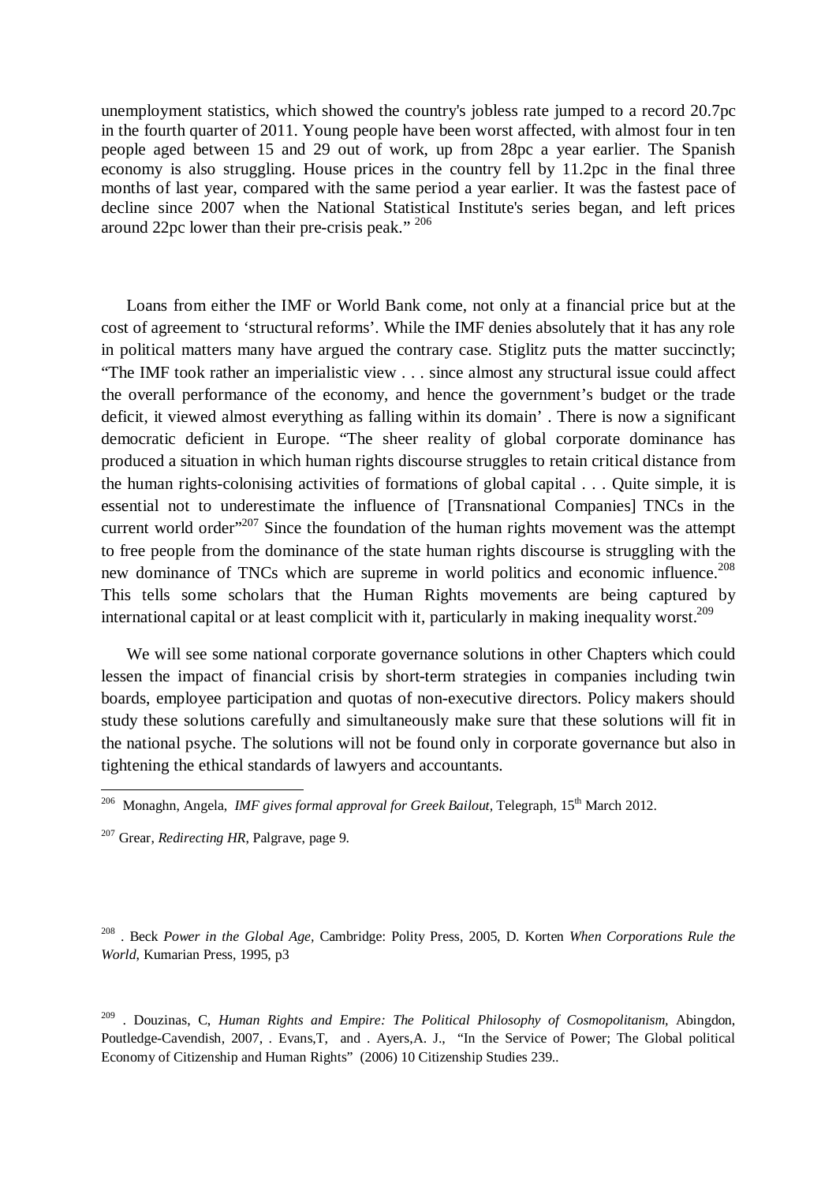unemployment statistics, which showed the country's jobless rate jumped to a record 20.7pc in the fourth quarter of 2011. Young people have been worst affected, with almost four in ten people aged between 15 and 29 out of work, up from 28pc a year earlier. The Spanish economy is also struggling. House prices in the country fell by 11.2pc in the final three months of last year, compared with the same period a year earlier. It was the fastest pace of decline since 2007 when the National Statistical Institute's series began, and left prices around 22pc lower than their pre-crisis peak." [206]

Loans from either the IMF or World Bank come, not only at a financial price but at the cost of agreement to 'structural reforms'. While the IMF denies absolutely that it has any role in political matters many have argued the contrary case. Stiglitz puts the matter succinctly; "The IMF took rather an imperialistic view . . . since almost any structural issue could affect the overall performance of the economy, and hence the government's budget or the trade deficit, it viewed almost everything as falling within its domain' . There is now a significant democratic deficient in Europe. "The sheer reality of global corporate dominance has produced a situation in which human rights discourse struggles to retain critical distance from the human rights-colonising activities of formations of global capital . . . Quite simple, it is essential not to underestimate the influence of [Transnational Companies] TNCs in the current world order"[207] Since the foundation of the human rights movement was the attempt to free people from the dominance of the state human rights discourse is struggling with the new dominance of TNCs which are supreme in world politics and economic influence.[208] This tells some scholars that the Human Rights movements are being captured by international capital or at least complicit with it, particularly in making inequality worst.[209]

We will see some national corporate governance solutions in other Chapters which could lessen the impact of financial crisis by short-term strategies in companies including twin boards, employee participation and quotas of non-executive directors. Policy makers should study these solutions carefully and simultaneously make sure that these solutions will fit in the national psyche. The solutions will not be found only in corporate governance but also in tightening the ethical standards of lawyers and accountants.

---

[206] Monaghn, Angela, *IMF gives formal approval for Greek Bailout*, Telegraph, 15th March 2012.

[207] Grear, *Redirecting HR*, Palgrave, page 9.

[208] . Beck *Power in the Global Age,* Cambridge: Polity Press, 2005, D. Korten *When Corporations Rule the World*, Kumarian Press, 1995, p3

[209] . Douzinas, C, *Human Rights and Empire: The Political Philosophy of Cosmopolitanism,* Abingdon, Poutledge-Cavendish, 2007, . Evans,T, and . Ayers,A. J., "In the Service of Power; The Global political Economy of Citizenship and Human Rights" (2006) 10 Citizenship Studies 239..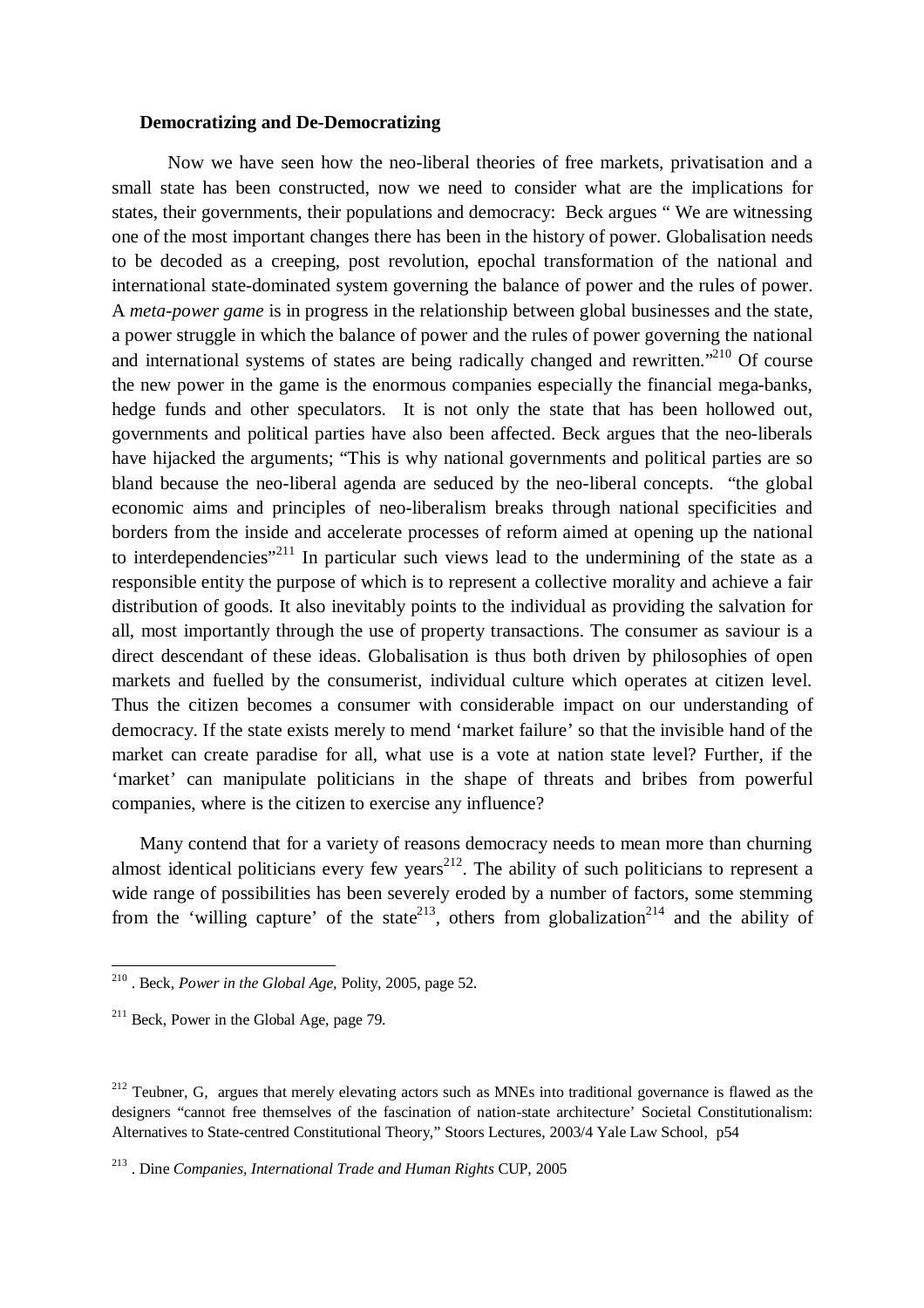**Democratizing and De-Democratizing**

Now we have seen how the neo-liberal theories of free markets, privatisation and a small state has been constructed, now we need to consider what are the implications for states, their governments, their populations and democracy: Beck argues " We are witnessing one of the most important changes there has been in the history of power. Globalisation needs to be decoded as a creeping, post revolution, epochal transformation of the national and international state-dominated system governing the balance of power and the rules of power. A *meta-power game* is in progress in the relationship between global businesses and the state, a power struggle in which the balance of power and the rules of power governing the national and international systems of states are being radically changed and rewritten."[210] Of course the new power in the game is the enormous companies especially the financial mega-banks, hedge funds and other speculators. It is not only the state that has been hollowed out, governments and political parties have also been affected. Beck argues that the neo-liberals have hijacked the arguments; "This is why national governments and political parties are so bland because the neo-liberal agenda are seduced by the neo-liberal concepts. "the global economic aims and principles of neo-liberalism breaks through national specificities and borders from the inside and accelerate processes of reform aimed at opening up the national to interdependencies"[211] In particular such views lead to the undermining of the state as a responsible entity the purpose of which is to represent a collective morality and achieve a fair distribution of goods. It also inevitably points to the individual as providing the salvation for all, most importantly through the use of property transactions. The consumer as saviour is a direct descendant of these ideas. Globalisation is thus both driven by philosophies of open markets and fuelled by the consumerist, individual culture which operates at citizen level. Thus the citizen becomes a consumer with considerable impact on our understanding of democracy. If the state exists merely to mend 'market failure' so that the invisible hand of the market can create paradise for all, what use is a vote at nation state level? Further, if the 'market' can manipulate politicians in the shape of threats and bribes from powerful companies, where is the citizen to exercise any influence?

Many contend that for a variety of reasons democracy needs to mean more than churning almost identical politicians every few years[212]. The ability of such politicians to represent a wide range of possibilities has been severely eroded by a number of factors, some stemming from the 'willing capture' of the state[213], others from globalization[214] and the ability of

---

[210] . Beck, *Power in the Global Age,* Polity, 2005, page 52.

[211] Beck, Power in the Global Age, page 79.

[212] Teubner, G, argues that merely elevating actors such as MNEs into traditional governance is flawed as the designers "cannot free themselves of the fascination of nation-state architecture' Societal Constitutionalism: Alternatives to State-centred Constitutional Theory," Stoors Lectures, 2003/4 Yale Law School, p54

[213] . Dine *Companies, International Trade and Human Rights* CUP, 2005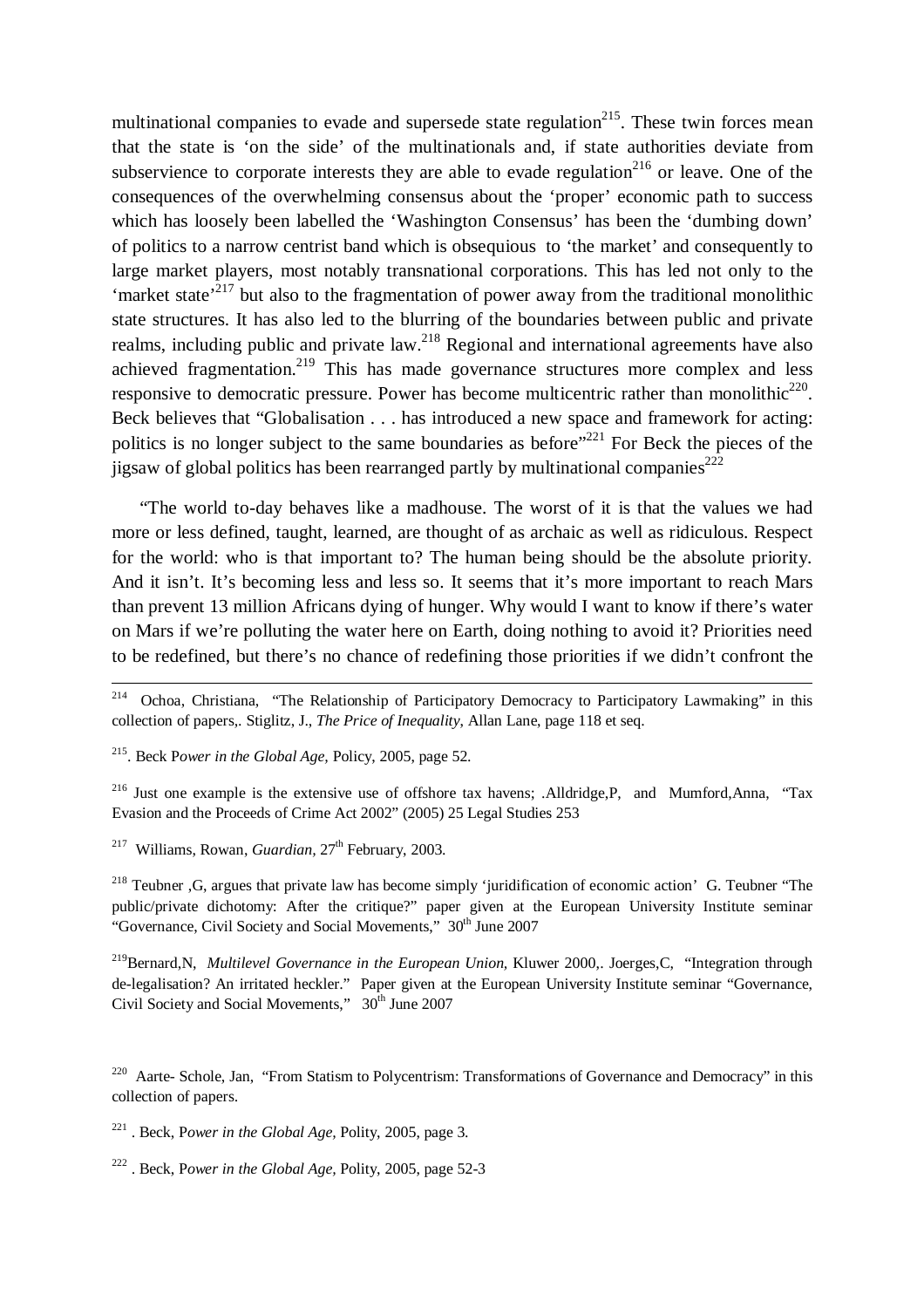multinational companies to evade and supersede state regulation[215]. These twin forces mean that the state is 'on the side' of the multinationals and, if state authorities deviate from subservience to corporate interests they are able to evade regulation[216] or leave. One of the consequences of the overwhelming consensus about the 'proper' economic path to success which has loosely been labelled the 'Washington Consensus' has been the 'dumbing down' of politics to a narrow centrist band which is obsequious to 'the market' and consequently to large market players, most notably transnational corporations. This has led not only to the 'market state'[217] but also to the fragmentation of power away from the traditional monolithic state structures. It has also led to the blurring of the boundaries between public and private realms, including public and private law.[218] Regional and international agreements have also achieved fragmentation.[219] This has made governance structures more complex and less responsive to democratic pressure. Power has become multicentric rather than monolithic[220]. Beck believes that "Globalisation . . . has introduced a new space and framework for acting: politics is no longer subject to the same boundaries as before"[221] For Beck the pieces of the jigsaw of global politics has been rearranged partly by multinational companies[222]

"The world to-day behaves like a madhouse. The worst of it is that the values we had more or less defined, taught, learned, are thought of as archaic as well as ridiculous. Respect for the world: who is that important to? The human being should be the absolute priority. And it isn't. It's becoming less and less so. It seems that it's more important to reach Mars than prevent 13 million Africans dying of hunger. Why would I want to know if there's water on Mars if we're polluting the water here on Earth, doing nothing to avoid it? Priorities need to be redefined, but there's no chance of redefining those priorities if we didn't confront the

---

[214] Ochoa, Christiana, "The Relationship of Participatory Democracy to Participatory Lawmaking" in this collection of papers,. Stiglitz, J., *The Price of Inequality*, Allan Lane, page 118 et seq.

[215]. Beck P*ower in the Global Age,* Policy, 2005, page 52.

[216] Just one example is the extensive use of offshore tax havens; .Alldridge,P, and Mumford,Anna, "Tax Evasion and the Proceeds of Crime Act 2002" (2005) 25 Legal Studies 253

[217] Williams, Rowan, *Guardian*, 27th February, 2003.

[218] Teubner ,G, argues that private law has become simply 'juridification of economic action' G. Teubner "The public/private dichotomy: After the critique?" paper given at the European University Institute seminar "Governance, Civil Society and Social Movements," 30th June 2007

[219]Bernard,N, *Multilevel Governance in the European Union,* Kluwer 2000,. Joerges,C, "Integration through de-legalisation? An irritated heckler." Paper given at the European University Institute seminar "Governance, Civil Society and Social Movements," 30th June 2007

[220] Aarte- Schole, Jan, "From Statism to Polycentrism: Transformations of Governance and Democracy" in this collection of papers.

[221] . Beck, P*ower in the Global Age,* Polity, 2005, page 3.

[222] . Beck, P*ower in the Global Age,* Polity, 2005, page 52-3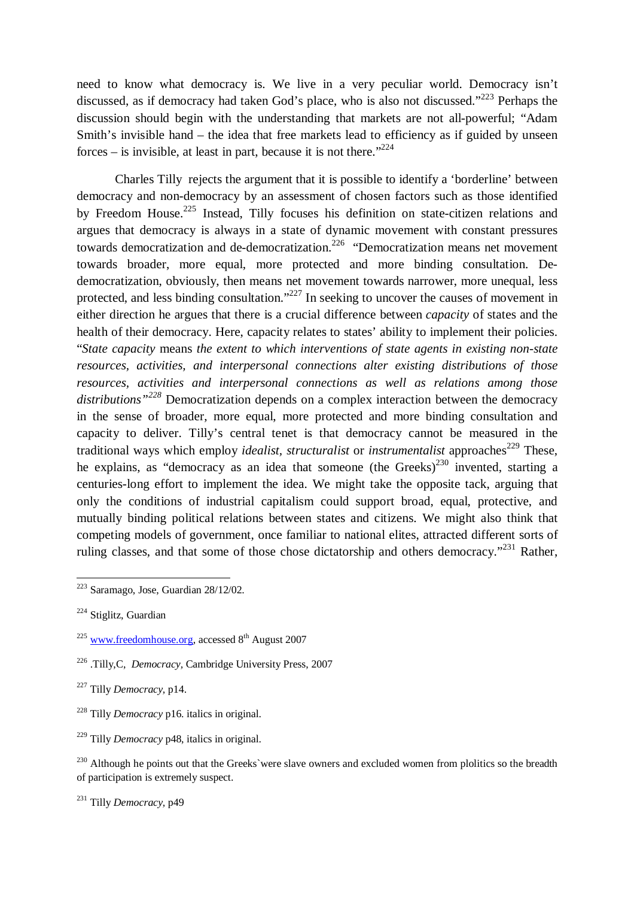need to know what democracy is. We live in a very peculiar world. Democracy isn't discussed, as if democracy had taken God's place, who is also not discussed."[223] Perhaps the discussion should begin with the understanding that markets are not all-powerful; "Adam Smith's invisible hand – the idea that free markets lead to efficiency as if guided by unseen forces – is invisible, at least in part, because it is not there."[224]

Charles Tilly rejects the argument that it is possible to identify a 'borderline' between democracy and non-democracy by an assessment of chosen factors such as those identified by Freedom House.[225] Instead, Tilly focuses his definition on state-citizen relations and argues that democracy is always in a state of dynamic movement with constant pressures towards democratization and de-democratization.[226] "Democratization means net movement towards broader, more equal, more protected and more binding consultation. De-democratization, obviously, then means net movement towards narrower, more unequal, less protected, and less binding consultation."[227] In seeking to uncover the causes of movement in either direction he argues that there is a crucial difference between *capacity* of states and the health of their democracy. Here, capacity relates to states' ability to implement their policies. "*State capacity* means *the extent to which interventions of state agents in existing non-state resources, activities, and interpersonal connections alter existing distributions of those resources, activities and interpersonal connections as well as relations among those distributions"*[228] Democratization depends on a complex interaction between the democracy in the sense of broader, more equal, more protected and more binding consultation and capacity to deliver. Tilly's central tenet is that democracy cannot be measured in the traditional ways which employ *idealist, structuralist* or *instrumentalist* approaches[229] These, he explains, as "democracy as an idea that someone (the Greeks)[230] invented, starting a centuries-long effort to implement the idea. We might take the opposite tack, arguing that only the conditions of industrial capitalism could support broad, equal, protective, and mutually binding political relations between states and citizens. We might also think that competing models of government, once familiar to national elites, attracted different sorts of ruling classes, and that some of those chose dictatorship and others democracy."[231] Rather,

---

[223] Saramago, Jose, Guardian 28/12/02.

[224] Stiglitz, Guardian

[225] www.freedomhouse.org, accessed 8th August 2007

[226] .Tilly,C, *Democracy,* Cambridge University Press, 2007

[227] Tilly *Democracy,* p14.

[228] Tilly *Democracy* p16. italics in original.

[229] Tilly *Democracy* p48, italics in original.

[230] Although he points out that the Greeks`were slave owners and excluded women from plolitics so the breadth of participation is extremely suspect.

[231] Tilly *Democracy,* p49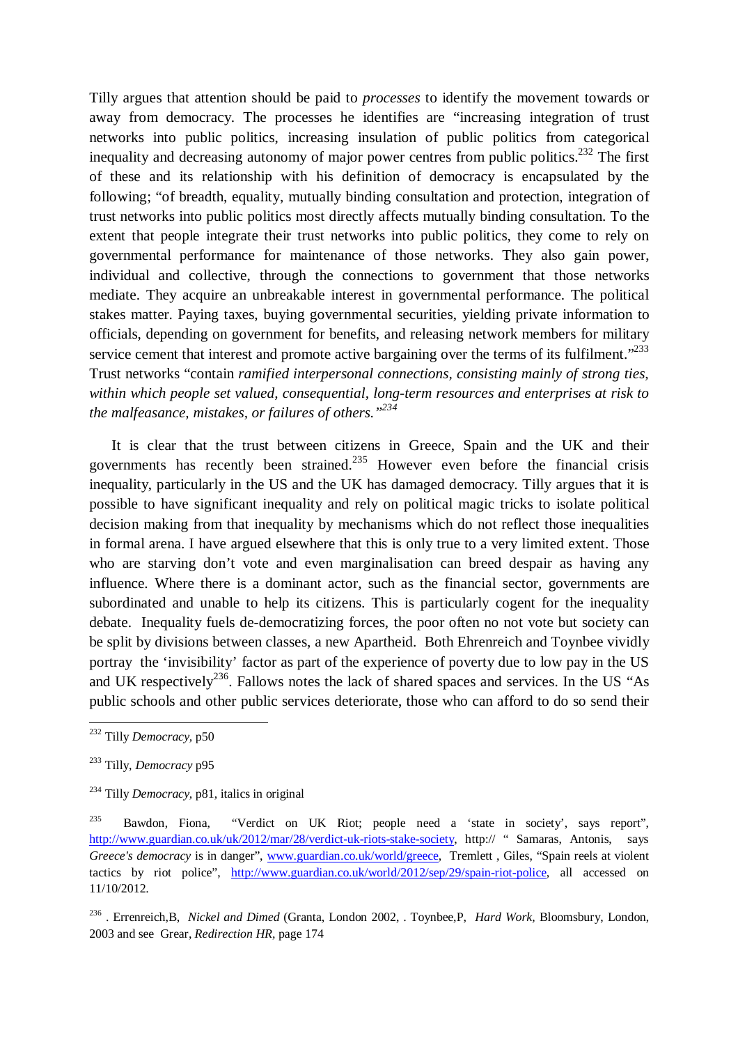Tilly argues that attention should be paid to *processes* to identify the movement towards or away from democracy. The processes he identifies are "increasing integration of trust networks into public politics, increasing insulation of public politics from categorical inequality and decreasing autonomy of major power centres from public politics.[232] The first of these and its relationship with his definition of democracy is encapsulated by the following; "of breadth, equality, mutually binding consultation and protection, integration of trust networks into public politics most directly affects mutually binding consultation. To the extent that people integrate their trust networks into public politics, they come to rely on governmental performance for maintenance of those networks. They also gain power, individual and collective, through the connections to government that those networks mediate. They acquire an unbreakable interest in governmental performance. The political stakes matter. Paying taxes, buying governmental securities, yielding private information to officials, depending on government for benefits, and releasing network members for military service cement that interest and promote active bargaining over the terms of its fulfilment."[233] Trust networks "contain *ramified interpersonal connections, consisting mainly of strong ties, within which people set valued, consequential, long-term resources and enterprises at risk to the malfeasance, mistakes, or failures of others."*[234]

It is clear that the trust between citizens in Greece, Spain and the UK and their governments has recently been strained.[235] However even before the financial crisis inequality, particularly in the US and the UK has damaged democracy. Tilly argues that it is possible to have significant inequality and rely on political magic tricks to isolate political decision making from that inequality by mechanisms which do not reflect those inequalities in formal arena. I have argued elsewhere that this is only true to a very limited extent. Those who are starving don't vote and even marginalisation can breed despair as having any influence. Where there is a dominant actor, such as the financial sector, governments are subordinated and unable to help its citizens. This is particularly cogent for the inequality debate. Inequality fuels de-democratizing forces, the poor often no not vote but society can be split by divisions between classes, a new Apartheid. Both Ehrenreich and Toynbee vividly portray the 'invisibility' factor as part of the experience of poverty due to low pay in the US and UK respectively[236]. Fallows notes the lack of shared spaces and services. In the US "As public schools and other public services deteriorate, those who can afford to do so send their

---

[232] Tilly *Democracy,* p50

[233] Tilly, *Democracy* p95

[234] Tilly *Democracy,* p81, italics in original

[235] Bawdon, Fiona, "Verdict on UK Riot; people need a 'state in society', says report", http://www.guardian.co.uk/uk/2012/mar/28/verdict-uk-riots-stake-society, http:// " Samaras, Antonis, says *Greece's democracy* is in danger", www.guardian.co.uk/world/greece, Tremlett , Giles, "Spain reels at violent tactics by riot police", http://www.guardian.co.uk/world/2012/sep/29/spain-riot-police, all accessed on 11/10/2012.

[236] . Errenreich,B, *Nickel and Dimed* (Granta, London 2002, . Toynbee,P, *Hard Work,* Bloomsbury, London, 2003 and see Grear, *Redirection HR,* page 174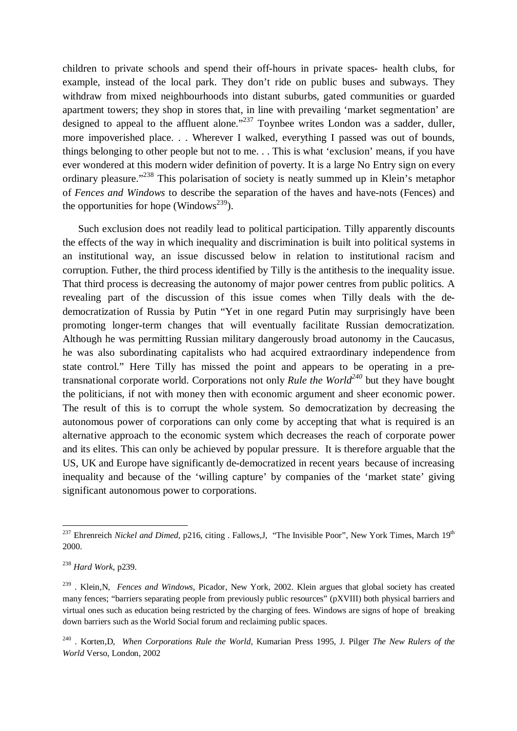children to private schools and spend their off-hours in private spaces- health clubs, for example, instead of the local park. They don't ride on public buses and subways. They withdraw from mixed neighbourhoods into distant suburbs, gated communities or guarded apartment towers; they shop in stores that, in line with prevailing 'market segmentation' are designed to appeal to the affluent alone."[237] Toynbee writes London was a sadder, duller, more impoverished place. . . Wherever I walked, everything I passed was out of bounds, things belonging to other people but not to me. . . This is what 'exclusion' means, if you have ever wondered at this modern wider definition of poverty. It is a large No Entry sign on every ordinary pleasure."[238] This polarisation of society is neatly summed up in Klein's metaphor of *Fences and Windows* to describe the separation of the haves and have-nots (Fences) and the opportunities for hope (Windows[239]).

Such exclusion does not readily lead to political participation. Tilly apparently discounts the effects of the way in which inequality and discrimination is built into political systems in an institutional way, an issue discussed below in relation to institutional racism and corruption. Futher, the third process identified by Tilly is the antithesis to the inequality issue. That third process is decreasing the autonomy of major power centres from public politics. A revealing part of the discussion of this issue comes when Tilly deals with the de-democratization of Russia by Putin "Yet in one regard Putin may surprisingly have been promoting longer-term changes that will eventually facilitate Russian democratization. Although he was permitting Russian military dangerously broad autonomy in the Caucasus, he was also subordinating capitalists who had acquired extraordinary independence from state control." Here Tilly has missed the point and appears to be operating in a pre-transnational corporate world. Corporations not only *Rule the World*[240] but they have bought the politicians, if not with money then with economic argument and sheer economic power. The result of this is to corrupt the whole system. So democratization by decreasing the autonomous power of corporations can only come by accepting that what is required is an alternative approach to the economic system which decreases the reach of corporate power and its elites. This can only be achieved by popular pressure. It is therefore arguable that the US, UK and Europe have significantly de-democratized in recent years because of increasing inequality and because of the 'willing capture' by companies of the 'market state' giving significant autonomous power to corporations.

---

[237] Ehrenreich *Nickel and Dimed*, p216, citing . Fallows,J, "The Invisible Poor", New York Times, March 19th 2000.

[238] *Hard Work*, p239.

[239] . Klein,N, *Fences and Windows,* Picador, New York, 2002. Klein argues that global society has created many fences; "barriers separating people from previously public resources" (pXVIII) both physical barriers and virtual ones such as education being restricted by the charging of fees. Windows are signs of hope of breaking down barriers such as the World Social forum and reclaiming public spaces.

[240] . Korten,D, *When Corporations Rule the World,* Kumarian Press 1995, J. Pilger *The New Rulers of the World* Verso, London, 2002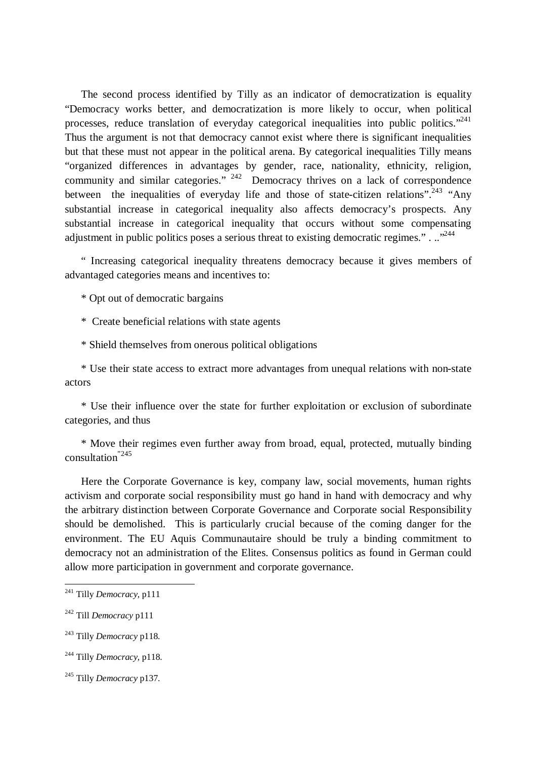The second process identified by Tilly as an indicator of democratization is equality "Democracy works better, and democratization is more likely to occur, when political processes, reduce translation of everyday categorical inequalities into public politics."[241] Thus the argument is not that democracy cannot exist where there is significant inequalities but that these must not appear in the political arena. By categorical inequalities Tilly means "organized differences in advantages by gender, race, nationality, ethnicity, religion, community and similar categories." [242] Democracy thrives on a lack of correspondence between the inequalities of everyday life and those of state-citizen relations".[243] "Any substantial increase in categorical inequality also affects democracy's prospects. Any substantial increase in categorical inequality that occurs without some compensating adjustment in public politics poses a serious threat to existing democratic regimes." . .."[244]

" Increasing categorical inequality threatens democracy because it gives members of advantaged categories means and incentives to:

* Opt out of democratic bargains

* Create beneficial relations with state agents

* Shield themselves from onerous political obligations

* Use their state access to extract more advantages from unequal relations with non-state actors

* Use their influence over the state for further exploitation or exclusion of subordinate categories, and thus

* Move their regimes even further away from broad, equal, protected, mutually binding consultation"[245]

Here the Corporate Governance is key, company law, social movements, human rights activism and corporate social responsibility must go hand in hand with democracy and why the arbitrary distinction between Corporate Governance and Corporate social Responsibility should be demolished. This is particularly crucial because of the coming danger for the environment. The EU Aquis Communautaire should be truly a binding commitment to democracy not an administration of the Elites. Consensus politics as found in German could allow more participation in government and corporate governance.

---

[241] Tilly *Democracy,* p111

[242] Till *Democracy* p111

[243] Tilly *Democracy* p118.

[244] Tilly *Democracy,* p118.

[245] Tilly *Democracy* p137.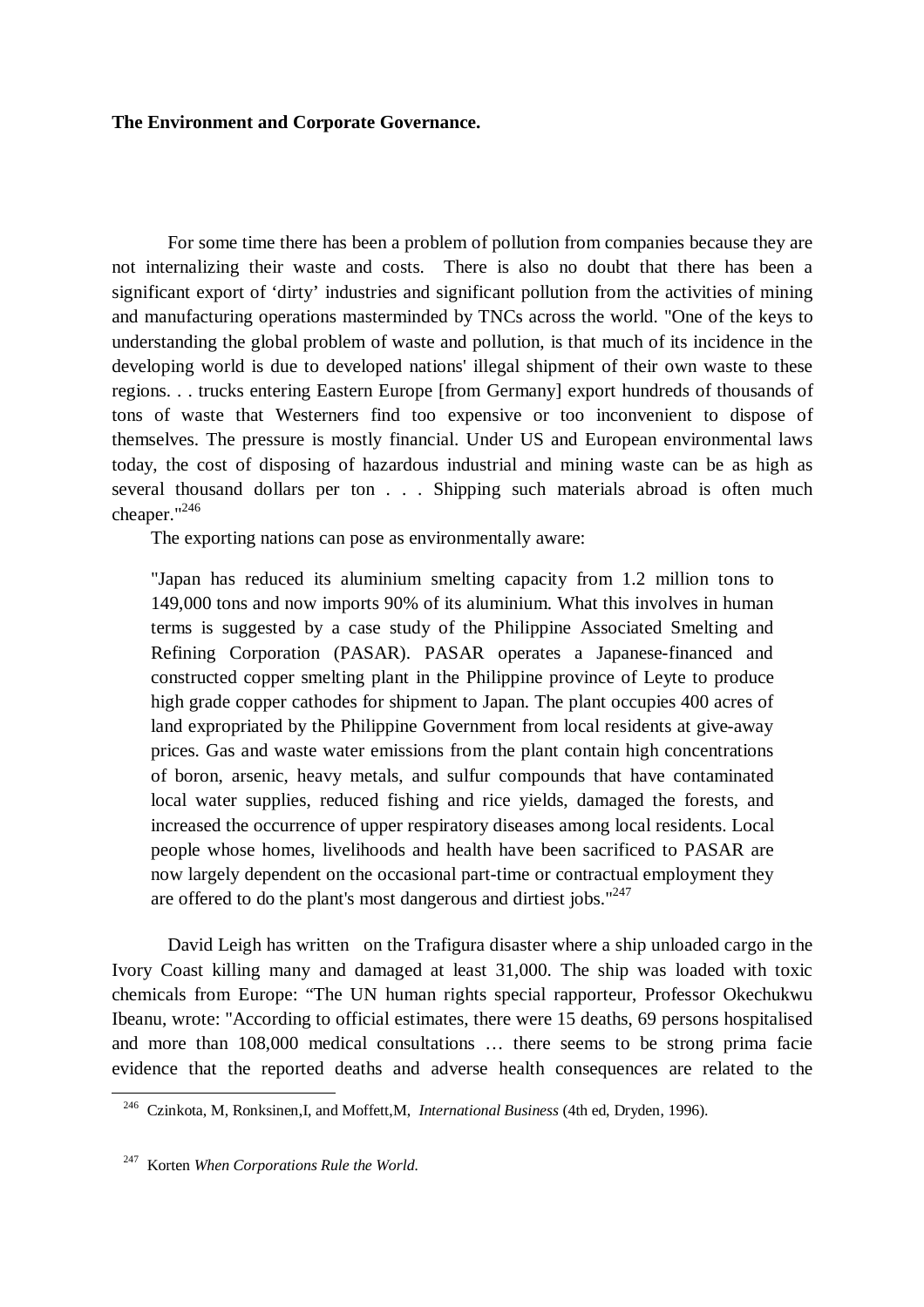**The Environment and Corporate Governance.**

For some time there has been a problem of pollution from companies because they are not internalizing their waste and costs. There is also no doubt that there has been a significant export of 'dirty' industries and significant pollution from the activities of mining and manufacturing operations masterminded by TNCs across the world. "One of the keys to understanding the global problem of waste and pollution, is that much of its incidence in the developing world is due to developed nations' illegal shipment of their own waste to these regions. . . trucks entering Eastern Europe [from Germany] export hundreds of thousands of tons of waste that Westerners find too expensive or too inconvenient to dispose of themselves. The pressure is mostly financial. Under US and European environmental laws today, the cost of disposing of hazardous industrial and mining waste can be as high as several thousand dollars per ton . . . Shipping such materials abroad is often much cheaper."[246]

The exporting nations can pose as environmentally aware:

> "Japan has reduced its aluminium smelting capacity from 1.2 million tons to 149,000 tons and now imports 90% of its aluminium. What this involves in human terms is suggested by a case study of the Philippine Associated Smelting and Refining Corporation (PASAR). PASAR operates a Japanese-financed and constructed copper smelting plant in the Philippine province of Leyte to produce high grade copper cathodes for shipment to Japan. The plant occupies 400 acres of land expropriated by the Philippine Government from local residents at give-away prices. Gas and waste water emissions from the plant contain high concentrations of boron, arsenic, heavy metals, and sulfur compounds that have contaminated local water supplies, reduced fishing and rice yields, damaged the forests, and increased the occurrence of upper respiratory diseases among local residents. Local people whose homes, livelihoods and health have been sacrificed to PASAR are now largely dependent on the occasional part-time or contractual employment they are offered to do the plant's most dangerous and dirtiest jobs."[247]

David Leigh has written on the Trafigura disaster where a ship unloaded cargo in the Ivory Coast killing many and damaged at least 31,000. The ship was loaded with toxic chemicals from Europe: "The UN human rights special rapporteur, Professor Okechukwu Ibeanu, wrote: "According to official estimates, there were 15 deaths, 69 persons hospitalised and more than 108,000 medical consultations … there seems to be strong prima facie evidence that the reported deaths and adverse health consequences are related to the

---

[246] Czinkota, M, Ronksinen,I, and Moffett,M, *International Business* (4th ed, Dryden, 1996).

[247] Korten *When Corporations Rule the World.*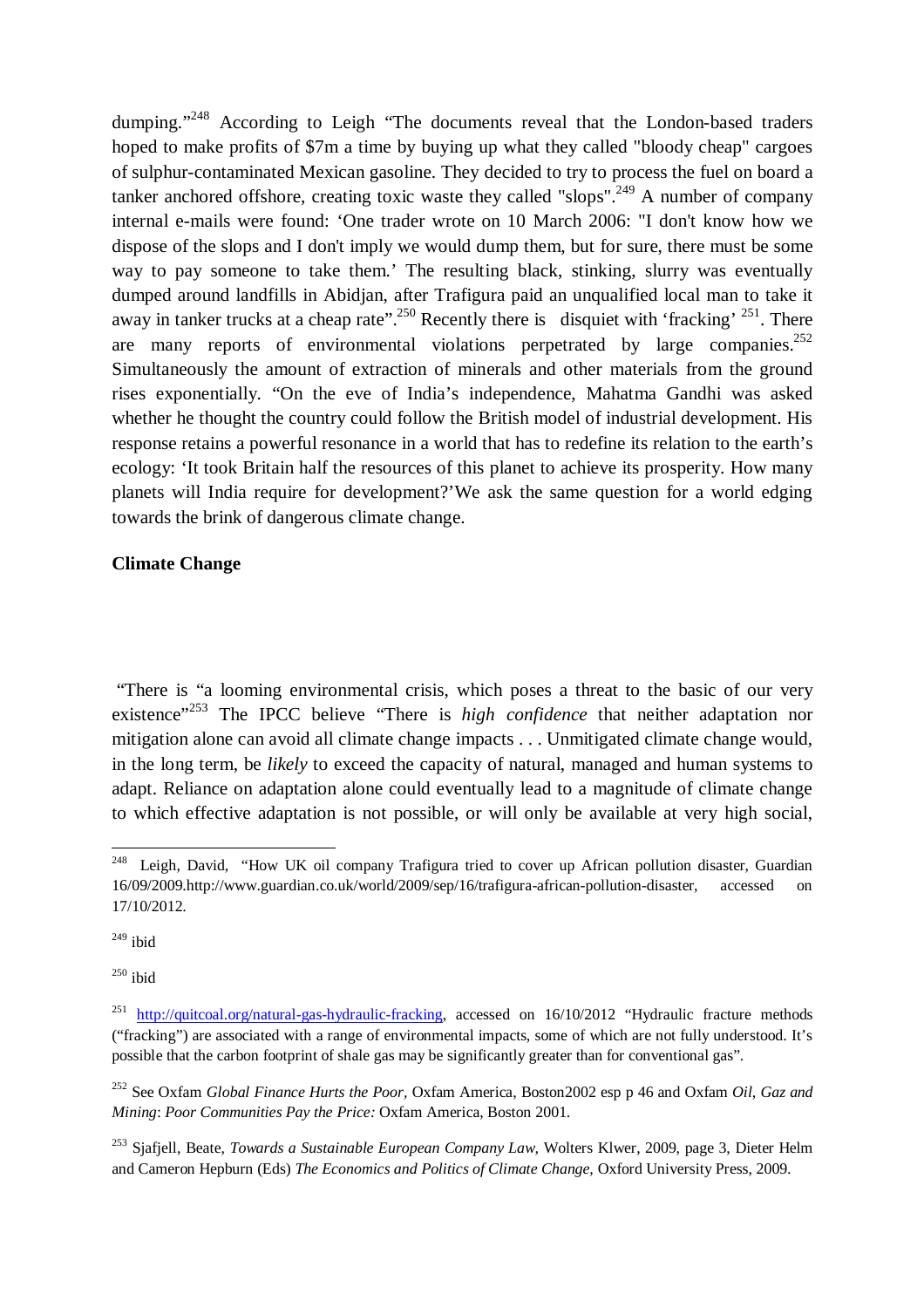dumping."[248] According to Leigh "The documents reveal that the London-based traders hoped to make profits of $7m a time by buying up what they called "bloody cheap" cargoes of sulphur-contaminated Mexican gasoline. They decided to try to process the fuel on board a tanker anchored offshore, creating toxic waste they called "slops".[249] A number of company internal e-mails were found: 'One trader wrote on 10 March 2006: "I don't know how we dispose of the slops and I don't imply we would dump them, but for sure, there must be some way to pay someone to take them.' The resulting black, stinking, slurry was eventually dumped around landfills in Abidjan, after Trafigura paid an unqualified local man to take it away in tanker trucks at a cheap rate".[250] Recently there is disquiet with 'fracking' [251]. There are many reports of environmental violations perpetrated by large companies.[252] Simultaneously the amount of extraction of minerals and other materials from the ground rises exponentially. "On the eve of India's independence, Mahatma Gandhi was asked whether he thought the country could follow the British model of industrial development. His response retains a powerful resonance in a world that has to redefine its relation to the earth's ecology: 'It took Britain half the resources of this planet to achieve its prosperity. How many planets will India require for development?'We ask the same question for a world edging towards the brink of dangerous climate change.

**Climate Change**

"There is "a looming environmental crisis, which poses a threat to the basic of our very existence"[253] The IPCC believe "There is *high confidence* that neither adaptation nor mitigation alone can avoid all climate change impacts . . . Unmitigated climate change would, in the long term, be *likely* to exceed the capacity of natural, managed and human systems to adapt. Reliance on adaptation alone could eventually lead to a magnitude of climate change to which effective adaptation is not possible, or will only be available at very high social,

---

[248] Leigh, David, "How UK oil company Trafigura tried to cover up African pollution disaster, Guardian 16/09/2009.http://www.guardian.co.uk/world/2009/sep/16/trafigura-african-pollution-disaster, accessed on 17/10/2012.

[249] ibid

[250] ibid

[251] http://quitcoal.org/natural-gas-hydraulic-fracking, accessed on 16/10/2012 "Hydraulic fracture methods ("fracking") are associated with a range of environmental impacts, some of which are not fully understood. It's possible that the carbon footprint of shale gas may be significantly greater than for conventional gas".

[252] See Oxfam *Global Finance Hurts the Poor,* Oxfam America, Boston2002 esp p 46 and Oxfam *Oil, Gaz and Mining*: *Poor Communities Pay the Price:* Oxfam America, Boston 2001.

[253] Sjafjell, Beate, *Towards a Sustainable European Company Law,* Wolters Klwer, 2009, page 3, Dieter Helm and Cameron Hepburn (Eds) *The Economics and Politics of Climate Change,* Oxford University Press, 2009.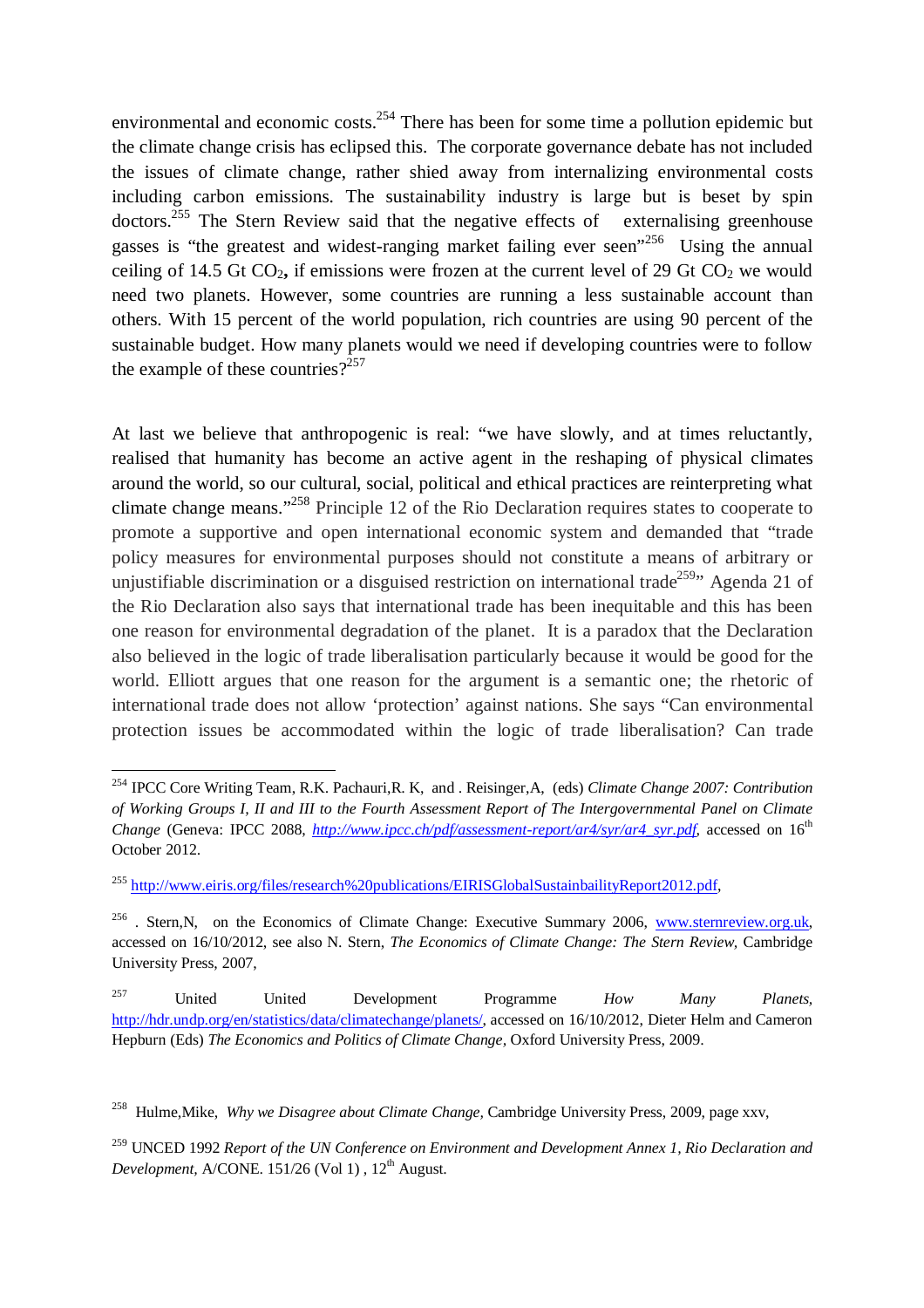environmental and economic costs.[254] There has been for some time a pollution epidemic but the climate change crisis has eclipsed this. The corporate governance debate has not included the issues of climate change, rather shied away from internalizing environmental costs including carbon emissions. The sustainability industry is large but is beset by spin doctors.[255] The Stern Review said that the negative effects of externalising greenhouse gasses is "the greatest and widest-ranging market failing ever seen"[256] Using the annual ceiling of 14.5 Gt $CO_2$**,** if emissions were frozen at the current level of 29 Gt $CO_2$ we would need two planets. However, some countries are running a less sustainable account than others. With 15 percent of the world population, rich countries are using 90 percent of the sustainable budget. How many planets would we need if developing countries were to follow the example of these countries?[257]

At last we believe that anthropogenic is real: "we have slowly, and at times reluctantly, realised that humanity has become an active agent in the reshaping of physical climates around the world, so our cultural, social, political and ethical practices are reinterpreting what climate change means."[258] Principle 12 of the Rio Declaration requires states to cooperate to promote a supportive and open international economic system and demanded that "trade policy measures for environmental purposes should not constitute a means of arbitrary or unjustifiable discrimination or a disguised restriction on international trade[259]" Agenda 21 of the Rio Declaration also says that international trade has been inequitable and this has been one reason for environmental degradation of the planet. It is a paradox that the Declaration also believed in the logic of trade liberalisation particularly because it would be good for the world. Elliott argues that one reason for the argument is a semantic one; the rhetoric of international trade does not allow 'protection' against nations. She says "Can environmental protection issues be accommodated within the logic of trade liberalisation? Can trade

---

[254] IPCC Core Writing Team, R.K. Pachauri,R. K, and . Reisinger,A, (eds) *Climate Change 2007: Contribution of Working Groups I, II and III to the Fourth Assessment Report of The Intergovernmental Panel on Climate Change* (Geneva: IPCC 2088, *http://www.ipcc.ch/pdf/assessment-report/ar4/syr/ar4_syr.pdf*, accessed on 16th October 2012.

[255] http://www.eiris.org/files/research%20publications/EIRISGlobalSustainbailityReport2012.pdf,

[256] . Stern,N, on the Economics of Climate Change: Executive Summary 2006, www.sternreview.org.uk, accessed on 16/10/2012, see also N. Stern, *The Economics of Climate Change: The Stern Review*, Cambridge University Press, 2007,

[257] United United Development Programme *How Many Planets*, http://hdr.undp.org/en/statistics/data/climatechange/planets/, accessed on 16/10/2012, Dieter Helm and Cameron Hepburn (Eds) *The Economics and Politics of Climate Change*, Oxford University Press, 2009.

[258] Hulme,Mike, *Why we Disagree about Climate Change*, Cambridge University Press, 2009, page xxv,

[259] UNCED 1992 *Report of the UN Conference on Environment and Development Annex 1, Rio Declaration and Development,* A/CONE. 151/26 (Vol 1) , 12th August.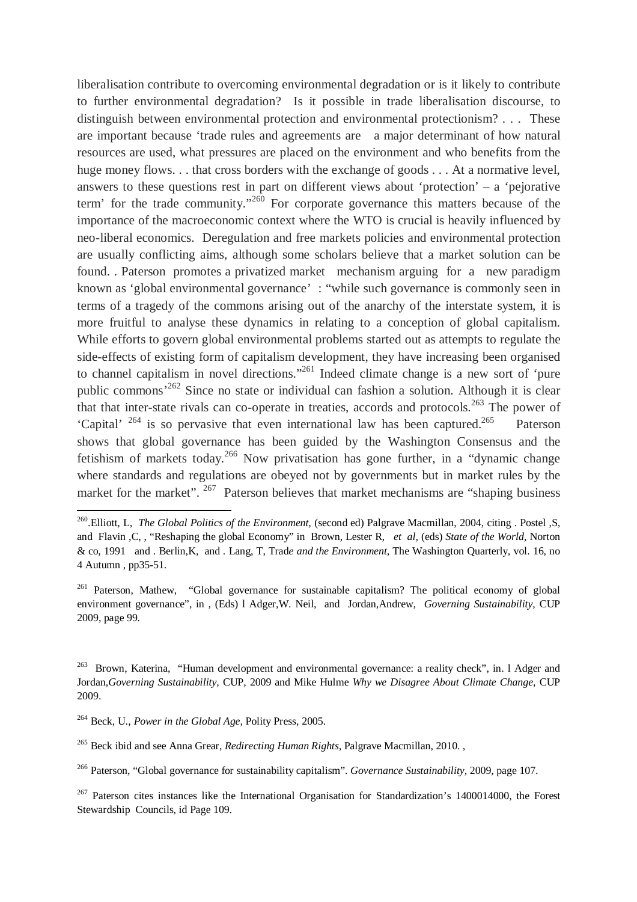liberalisation contribute to overcoming environmental degradation or is it likely to contribute to further environmental degradation? Is it possible in trade liberalisation discourse, to distinguish between environmental protection and environmental protectionism? . . . These are important because 'trade rules and agreements are a major determinant of how natural resources are used, what pressures are placed on the environment and who benefits from the huge money flows. . . that cross borders with the exchange of goods . . . At a normative level, answers to these questions rest in part on different views about 'protection' – a 'pejorative term' for the trade community."[260] For corporate governance this matters because of the importance of the macroeconomic context where the WTO is crucial is heavily influenced by neo-liberal economics. Deregulation and free markets policies and environmental protection are usually conflicting aims, although some scholars believe that a market solution can be found. . Paterson promotes a privatized market mechanism arguing for a new paradigm known as 'global environmental governance' : "while such governance is commonly seen in terms of a tragedy of the commons arising out of the anarchy of the interstate system, it is more fruitful to analyse these dynamics in relating to a conception of global capitalism. While efforts to govern global environmental problems started out as attempts to regulate the side-effects of existing form of capitalism development, they have increasing been organised to channel capitalism in novel directions."[261] Indeed climate change is a new sort of 'pure public commons'[262] Since no state or individual can fashion a solution. Although it is clear that that inter-state rivals can co-operate in treaties, accords and protocols.[263] The power of 'Capital' [264] is so pervasive that even international law has been captured.[265] Paterson shows that global governance has been guided by the Washington Consensus and the fetishism of markets today.[266] Now privatisation has gone further, in a "dynamic change where standards and regulations are obeyed not by governments but in market rules by the market for the market". [267] Paterson believes that market mechanisms are "shaping business

---

[260].Elliott, L, *The Global Politics of the Environment,* (second ed) Palgrave Macmillan, 2004, citing . Postel ,S, and Flavin ,C, , "Reshaping the global Economy" in Brown, Lester R, *et al,* (eds) *State of the World*, Norton & co, 1991 and . Berlin,K, and . Lang, T, Trad*e and the Environment,* The Washington Quarterly, vol. 16, no 4 Autumn , pp35-51.

[261] Paterson, Mathew, "Global governance for sustainable capitalism? The political economy of global environment governance", in , (Eds) l Adger,W. Neil, and Jordan,Andrew, *Governing Sustainability*, CUP 2009, page 99.

[263] Brown, Katerina, "Human development and environmental governance: a reality check", in. l Adger and Jordan,*Governing Sustainability,* CUP, 2009 and Mike Hulme *Why we Disagree About Climate Change,* CUP 2009.

[264] Beck, U., *Power in the Global Age,* Polity Press, 2005.

[265] Beck ibid and see Anna Grear, *Redirecting Human Rights,* Palgrave Macmillan, 2010. ,

[266] Paterson, "Global governance for sustainability capitalism". *Governance Sustainability,* 2009, page 107.

[267] Paterson cites instances like the International Organisation for Standardization's 1400014000, the Forest Stewardship Councils, id Page 109.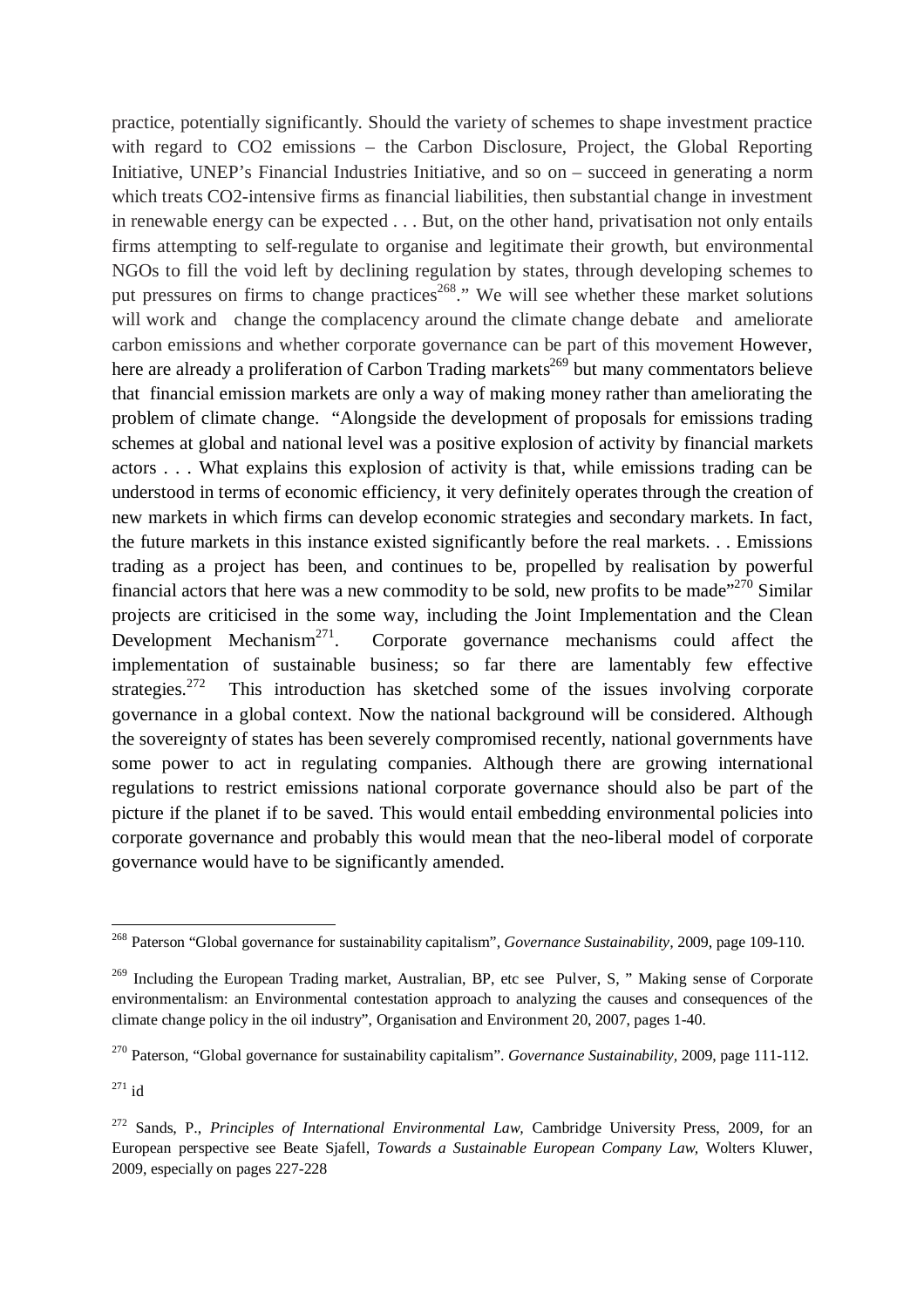practice, potentially significantly. Should the variety of schemes to shape investment practice with regard to CO2 emissions – the Carbon Disclosure, Project, the Global Reporting Initiative, UNEP's Financial Industries Initiative, and so on – succeed in generating a norm which treats CO2-intensive firms as financial liabilities, then substantial change in investment in renewable energy can be expected . . . But, on the other hand, privatisation not only entails firms attempting to self-regulate to organise and legitimate their growth, but environmental NGOs to fill the void left by declining regulation by states, through developing schemes to put pressures on firms to change practices[268]." We will see whether these market solutions will work and change the complacency around the climate change debate and ameliorate carbon emissions and whether corporate governance can be part of this movement However, here are already a proliferation of Carbon Trading markets[269] but many commentators believe that financial emission markets are only a way of making money rather than ameliorating the problem of climate change. "Alongside the development of proposals for emissions trading schemes at global and national level was a positive explosion of activity by financial markets actors . . . What explains this explosion of activity is that, while emissions trading can be understood in terms of economic efficiency, it very definitely operates through the creation of new markets in which firms can develop economic strategies and secondary markets. In fact, the future markets in this instance existed significantly before the real markets. . . Emissions trading as a project has been, and continues to be, propelled by realisation by powerful financial actors that here was a new commodity to be sold, new profits to be made"[270] Similar projects are criticised in the some way, including the Joint Implementation and the Clean Development Mechanism[271]. Corporate governance mechanisms could affect the implementation of sustainable business; so far there are lamentably few effective strategies.[272] This introduction has sketched some of the issues involving corporate governance in a global context. Now the national background will be considered. Although the sovereignty of states has been severely compromised recently, national governments have some power to act in regulating companies. Although there are growing international regulations to restrict emissions national corporate governance should also be part of the picture if the planet if to be saved. This would entail embedding environmental policies into corporate governance and probably this would mean that the neo-liberal model of corporate governance would have to be significantly amended.

---

[268] Paterson "Global governance for sustainability capitalism", *Governance Sustainability*, 2009, page 109-110.

[269] Including the European Trading market, Australian, BP, etc see Pulver, S, " Making sense of Corporate environmentalism: an Environmental contestation approach to analyzing the causes and consequences of the climate change policy in the oil industry", Organisation and Environment 20, 2007, pages 1-40.

[270] Paterson, "Global governance for sustainability capitalism". *Governance Sustainability*, 2009, page 111-112.

[271] id

[272] Sands, P., *Principles of International Environmental Law*, Cambridge University Press, 2009, for an European perspective see Beate Sjafell, *Towards a Sustainable European Company Law*, Wolters Kluwer, 2009, especially on pages 227-228